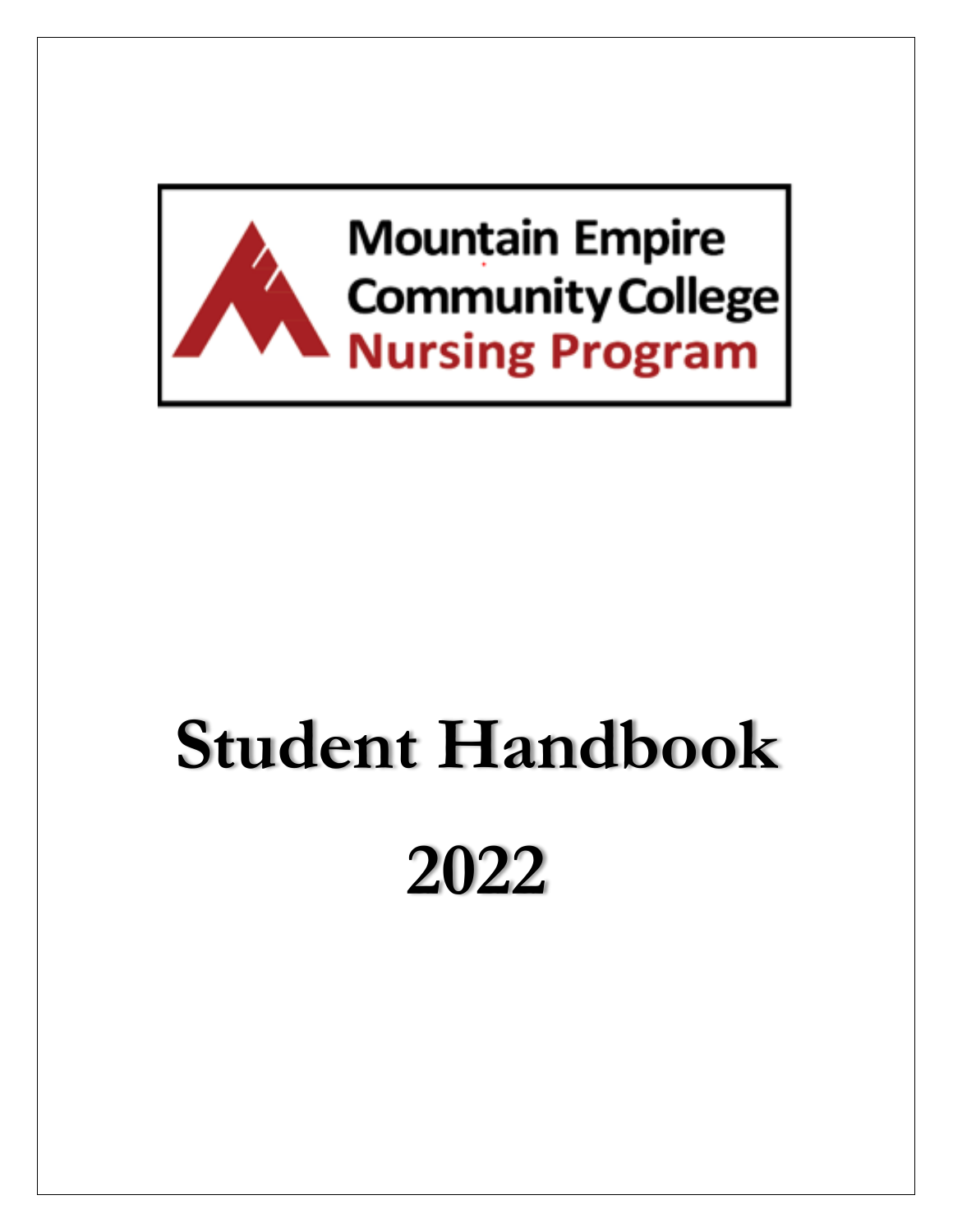Mountain Empire Community College
Nursing Program

# Student Handbook

# 2022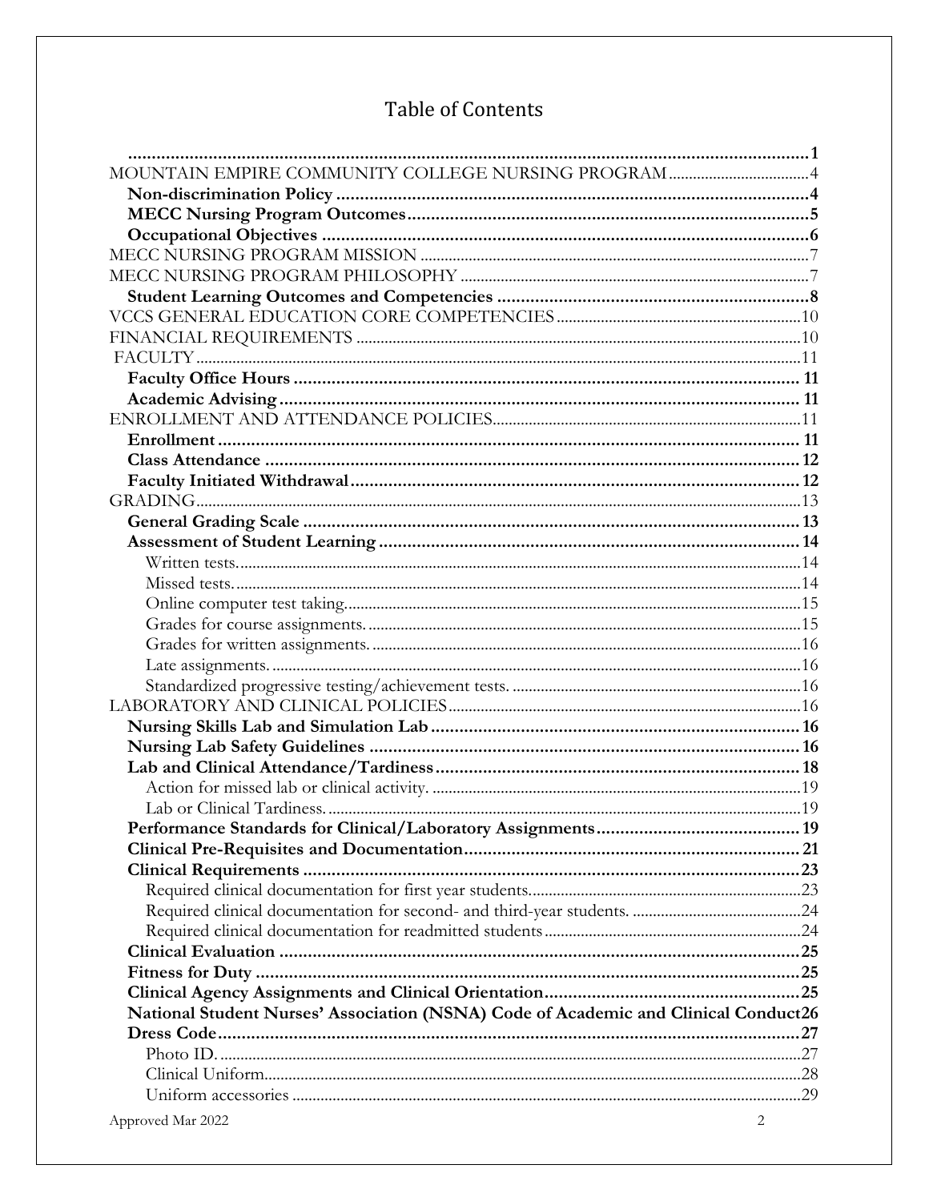# Table of Contents

...................................................................................................................................1
MOUNTAIN EMPIRE COMMUNITY COLLEGE NURSING PROGRAM ...................................4
**Non-discrimination Policy** ....................................................................................................4
**MECC Nursing Program Outcomes** ....................................................................................5
**Occupational Objectives** .......................................................................................................6
MECC NURSING PROGRAM MISSION ...............................................................................7
MECC NURSING PROGRAM PHILOSOPHY .......................................................................7
**Student Learning Outcomes and Competencies** ...................................................................8
VCCS GENERAL EDUCATION CORE COMPETENCIES ...............................................10
FINANCIAL REQUIREMENTS ...............................................................................................10
FACULTY ....................................................................................................................................11
**Faculty Office Hours** ............................................................................................................11
**Academic Advising** ...............................................................................................................11
ENROLLMENT AND ATTENDANCE POLICIES ................................................................11
**Enrollment** ..............................................................................................................................11
**Class Attendance** ...................................................................................................................12
**Faculty Initiated Withdrawal** ..............................................................................................12
GRADING ....................................................................................................................................13
**General Grading Scale** ..........................................................................................................13
**Assessment of Student Learning** .........................................................................................14
Written tests. ..................................................................................................................................14
Missed tests. ....................................................................................................................................14
Online computer test taking. .........................................................................................................15
Grades for course assignments. .....................................................................................................15
Grades for written assignments. ....................................................................................................16
Late assignments. ...........................................................................................................................16
Standardized progressive testing/achievement tests. ..................................................................16
LABORATORY AND CLINICAL POLICIES ...........................................................................16
**Nursing Skills Lab and Simulation Lab** ..............................................................................16
**Nursing Lab Safety Guidelines** ............................................................................................16
**Lab and Clinical Attendance/Tardiness** .............................................................................18
Action for missed lab or clinical activity. ......................................................................................19
Lab or Clinical Tardiness. ..............................................................................................................19
**Performance Standards for Clinical/Laboratory Assignments** ..........................................19
**Clinical Pre-Requisites and Documentation** .......................................................................21
**Clinical Requirements** ..........................................................................................................23
Required clinical documentation for first year students. ..............................................................23
Required clinical documentation for second- and third-year students. .......................................24
Required clinical documentation for readmitted students ............................................................24
**Clinical Evaluation** ...............................................................................................................25
**Fitness for Duty** ....................................................................................................................25
**Clinical Agency Assignments and Clinical Orientation** .....................................................25
**National Student Nurses' Association (NSNA) Code of Academic and Clinical Conduct** 26
**Dress Code** .............................................................................................................................27
Photo ID. ........................................................................................................................................27
Clinical Uniform. ...........................................................................................................................28
Uniform accessories .......................................................................................................................29

Approved Mar 2022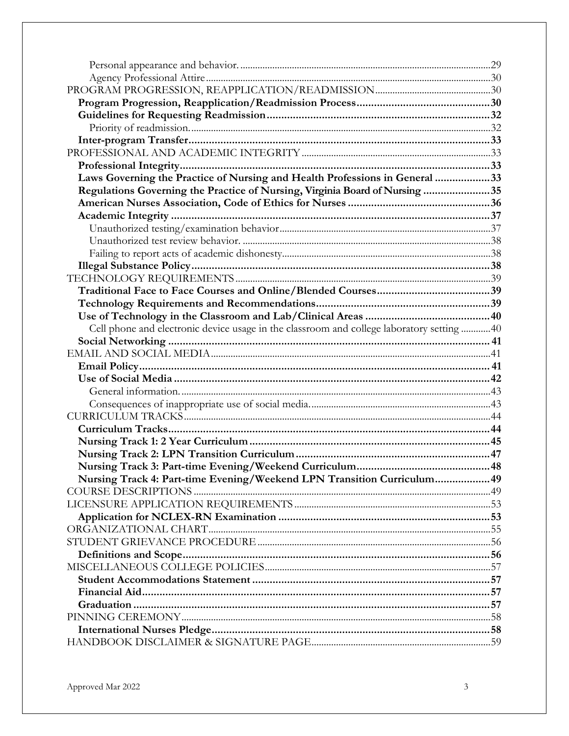Personal appearance and behavior. ....................................................................................................29
Agency Professional Attire ...................................................................................................................30
PROGRAM PROGRESSION, REAPPLICATION/READMISSION ..............................................30
**Program Progression, Reapplication/Readmission Process .............................................30**
**Guidelines for Requesting Readmission ...........................................................................32**
Priority of readmission. .........................................................................................................................32
**Inter-program Transfer .........................................................................................................33**
PROFESSIONAL AND ACADEMIC INTEGRITY .............................................................................33
**Professional Integrity ............................................................................................................33**
**Laws Governing the Practice of Nursing and Health Professions in General ...................33**
**Regulations Governing the Practice of Nursing, Virginia Board of Nursing .......................35**
**American Nurses Association, Code of Ethics for Nurses ...................................................36**
**Academic Integrity ..................................................................................................................37**
Unauthorized testing/examination behavior .....................................................................................37
Unauthorized test review behavior. ....................................................................................................38
Failing to report acts of academic dishonesty ....................................................................................38
**Illegal Substance Policy ..........................................................................................................38**
TECHNOLOGY REQUIREMENTS ........................................................................................................39
**Traditional Face to Face Courses and Online/Blended Courses .........................................39**
**Technology Requirements and Recommendations ..............................................................39**
**Use of Technology in the Classroom and Lab/Clinical Areas ..............................................40**
Cell phone and electronic device usage in the classroom and college laboratory setting ............40
**Social Networking ...................................................................................................................41**
EMAIL AND SOCIAL MEDIA ..................................................................................................................41
**Email Policy .............................................................................................................................41**
**Use of Social Media ..................................................................................................................42**
General information. .............................................................................................................................43
Consequences of inappropriate use of social media. .........................................................................43
CURRICULUM TRACKS ............................................................................................................................44
**Curriculum Tracks ...................................................................................................................44**
**Nursing Track 1: 2 Year Curriculum .......................................................................................45**
**Nursing Track 2: LPN Transition Curriculum .........................................................................47**
**Nursing Track 3: Part-time Evening/Weekend Curriculum ....................................................48**
**Nursing Track 4: Part-time Evening/Weekend LPN Transition Curriculum ..........................49**
COURSE DESCRIPTIONS .........................................................................................................................49
LICENSURE APPLICATION REQUIREMENTS ...................................................................................53
**Application for NCLEX-RN Examination ................................................................................53**
ORGANIZATIONAL CHART ......................................................................................................................55
STUDENT GRIEVANCE PROCEDURE ....................................................................................................56
**Definitions and Scope ................................................................................................................56**
MISCELLANEOUS COLLEGE POLICIES .................................................................................................57
**Student Accommodations Statement ........................................................................................57**
**Financial Aid ................................................................................................................................57**
**Graduation ...................................................................................................................................57**
PINNING CEREMONY ................................................................................................................................58
**International Nurses Pledge .........................................................................................................58**
HANDBOOK DISCLAIMER & SIGNATURE PAGE ................................................................................59

Approved Mar 2022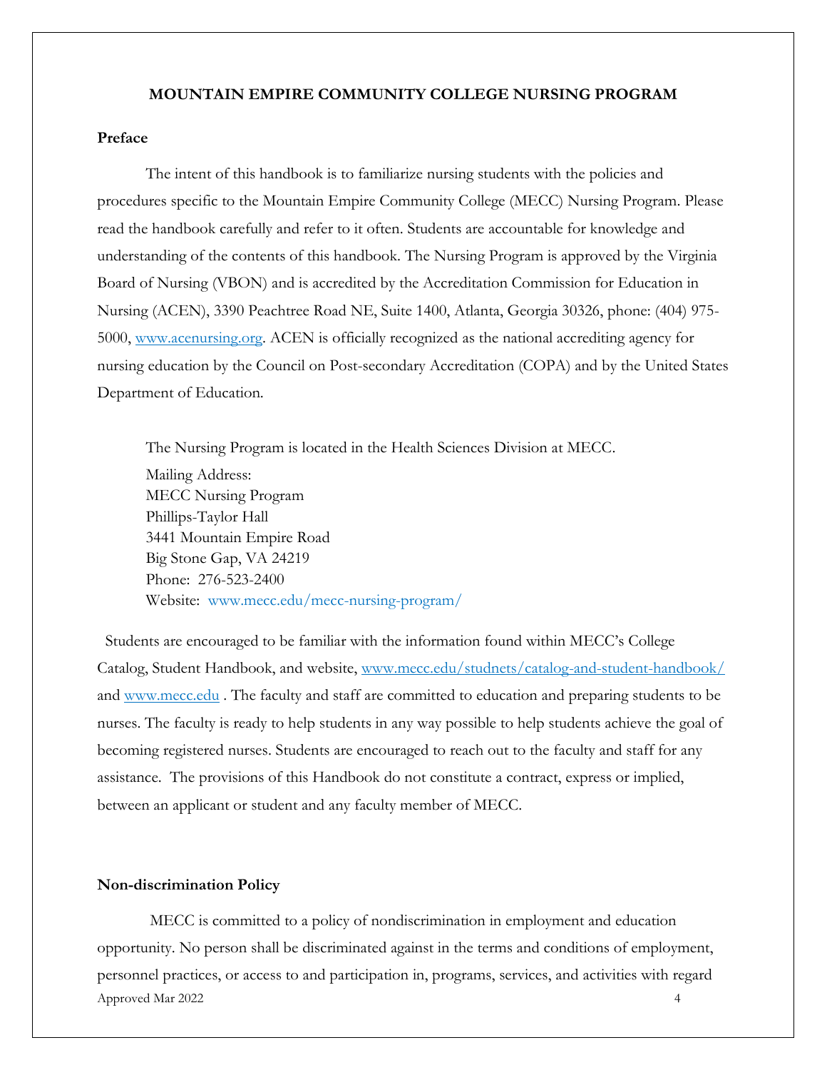**MOUNTAIN EMPIRE COMMUNITY COLLEGE NURSING PROGRAM**

**Preface**

The intent of this handbook is to familiarize nursing students with the policies and procedures specific to the Mountain Empire Community College (MECC) Nursing Program. Please read the handbook carefully and refer to it often. Students are accountable for knowledge and understanding of the contents of this handbook. The Nursing Program is approved by the Virginia Board of Nursing (VBON) and is accredited by the Accreditation Commission for Education in Nursing (ACEN), 3390 Peachtree Road NE, Suite 1400, Atlanta, Georgia 30326, phone: (404) 975-5000, www.acenursing.org. ACEN is officially recognized as the national accrediting agency for nursing education by the Council on Post-secondary Accreditation (COPA) and by the United States Department of Education.

The Nursing Program is located in the Health Sciences Division at MECC.
Mailing Address:
MECC Nursing Program
Phillips-Taylor Hall
3441 Mountain Empire Road
Big Stone Gap, VA 24219
Phone: 276-523-2400
Website: www.mecc.edu/mecc-nursing-program/

Students are encouraged to be familiar with the information found within MECC's College Catalog, Student Handbook, and website, www.mecc.edu/studnets/catalog-and-student-handbook/ and www.mecc.edu . The faculty and staff are committed to education and preparing students to be nurses. The faculty is ready to help students in any way possible to help students achieve the goal of becoming registered nurses. Students are encouraged to reach out to the faculty and staff for any assistance. The provisions of this Handbook do not constitute a contract, express or implied, between an applicant or student and any faculty member of MECC.

**Non-discrimination Policy**

MECC is committed to a policy of nondiscrimination in employment and education opportunity. No person shall be discriminated against in the terms and conditions of employment, personnel practices, or access to and participation in, programs, services, and activities with regard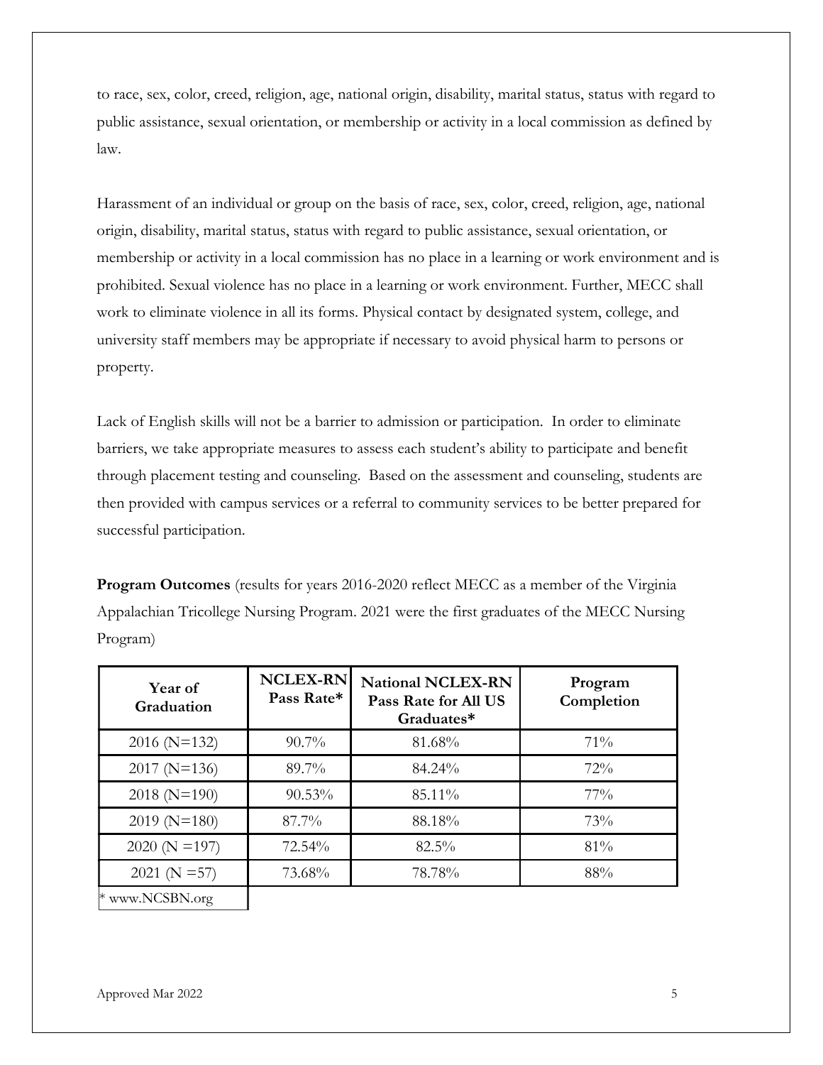to race, sex, color, creed, religion, age, national origin, disability, marital status, status with regard to public assistance, sexual orientation, or membership or activity in a local commission as defined by law.

Harassment of an individual or group on the basis of race, sex, color, creed, religion, age, national origin, disability, marital status, status with regard to public assistance, sexual orientation, or membership or activity in a local commission has no place in a learning or work environment and is prohibited. Sexual violence has no place in a learning or work environment. Further, MECC shall work to eliminate violence in all its forms. Physical contact by designated system, college, and university staff members may be appropriate if necessary to avoid physical harm to persons or property.

Lack of English skills will not be a barrier to admission or participation. In order to eliminate barriers, we take appropriate measures to assess each student's ability to participate and benefit through placement testing and counseling. Based on the assessment and counseling, students are then provided with campus services or a referral to community services to be better prepared for successful participation.

**Program Outcomes** (results for years 2016-2020 reflect MECC as a member of the Virginia Appalachian Tricollege Nursing Program. 2021 were the first graduates of the MECC Nursing Program)

| Year of Graduation | NCLEX-RN Pass Rate* | National NCLEX-RN Pass Rate for All US Graduates* | Program Completion |
|---|---|---|---|
| 2016 (N=132) | 90.7% | 81.68% | 71% |
| 2017 (N=136) | 89.7% | 84.24% | 72% |
| 2018 (N=190) | 90.53% | 85.11% | 77% |
| 2019 (N=180) | 87.7% | 88.18% | 73% |
| 2020 (N =197) | 72.54% | 82.5% | 81% |
| 2021 (N =57) | 73.68% | 78.78% | 88% |

* www.NCSBN.org

Approved Mar 2022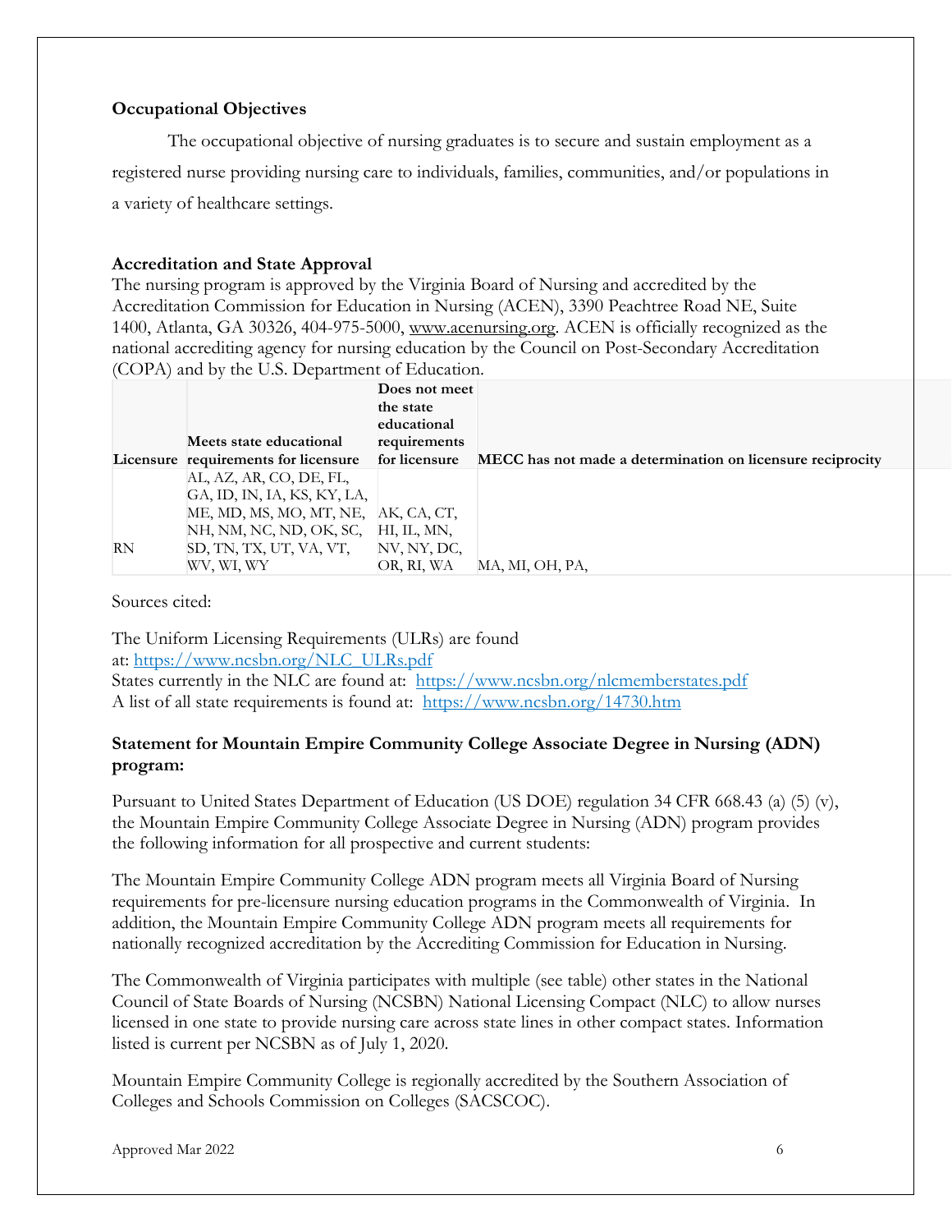**Occupational Objectives**

The occupational objective of nursing graduates is to secure and sustain employment as a registered nurse providing nursing care to individuals, families, communities, and/or populations in a variety of healthcare settings.

**Accreditation and State Approval**

The nursing program is approved by the Virginia Board of Nursing and accredited by the Accreditation Commission for Education in Nursing (ACEN), 3390 Peachtree Road NE, Suite 1400, Atlanta, GA 30326, 404-975-5000, www.acenursing.org. ACEN is officially recognized as the national accrediting agency for nursing education by the Council on Post-Secondary Accreditation (COPA) and by the U.S. Department of Education.

| Licensure | Meets state educational requirements for licensure | Does not meet the state educational requirements for licensure | MECC has not made a determination on licensure reciprocity |
|---|---|---|---|
| RN | AL, AZ, AR, CO, DE, FL, GA, ID, IN, IA, KS, KY, LA, ME, MD, MS, MO, MT, NE, NH, NM, NC, ND, OK, SC, SD, TN, TX, UT, VA, VT, WV, WI, WY | AK, CA, CT, HI, IL, MN, NV, NY, DC, OR, RI, WA | MA, MI, OH, PA, |

Sources cited:

The Uniform Licensing Requirements (ULRs) are found at: https://www.ncsbn.org/NLC_ULRs.pdf
States currently in the NLC are found at: https://www.ncsbn.org/nlcmemberstates.pdf
A list of all state requirements is found at: https://www.ncsbn.org/14730.htm

**Statement for Mountain Empire Community College Associate Degree in Nursing (ADN) program:**

Pursuant to United States Department of Education (US DOE) regulation 34 CFR 668.43 (a) (5) (v), the Mountain Empire Community College Associate Degree in Nursing (ADN) program provides the following information for all prospective and current students:

The Mountain Empire Community College ADN program meets all Virginia Board of Nursing requirements for pre-licensure nursing education programs in the Commonwealth of Virginia. In addition, the Mountain Empire Community College ADN program meets all requirements for nationally recognized accreditation by the Accrediting Commission for Education in Nursing.

The Commonwealth of Virginia participates with multiple (see table) other states in the National Council of State Boards of Nursing (NCSBN) National Licensing Compact (NLC) to allow nurses licensed in one state to provide nursing care across state lines in other compact states. Information listed is current per NCSBN as of July 1, 2020.

Mountain Empire Community College is regionally accredited by the Southern Association of Colleges and Schools Commission on Colleges (SACSCOC).

Approved Mar 2022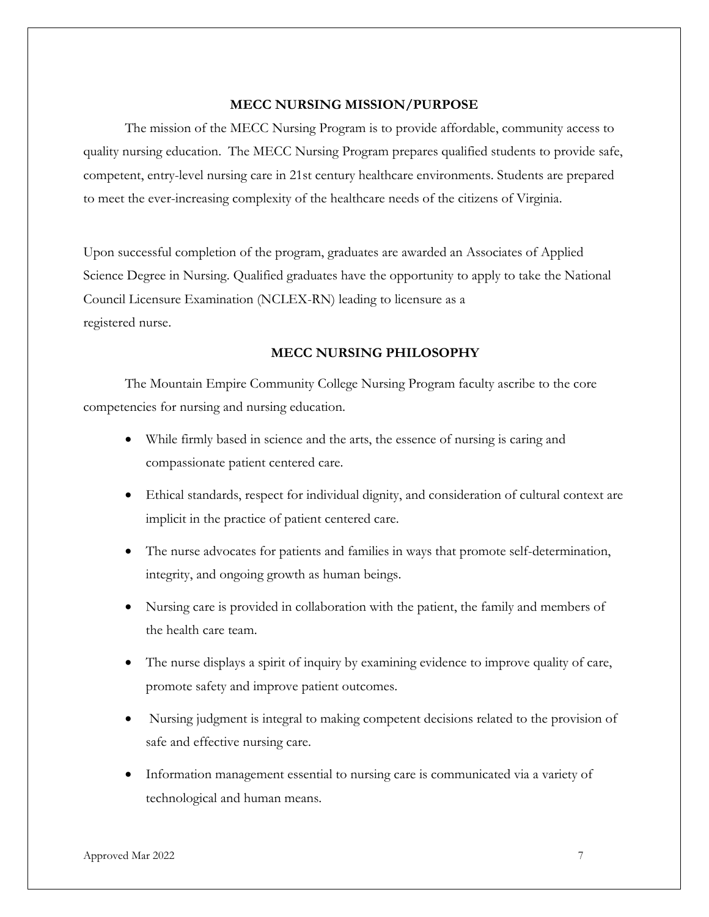## MECC NURSING MISSION/PURPOSE

The mission of the MECC Nursing Program is to provide affordable, community access to quality nursing education. The MECC Nursing Program prepares qualified students to provide safe, competent, entry-level nursing care in 21st century healthcare environments. Students are prepared to meet the ever-increasing complexity of the healthcare needs of the citizens of Virginia.

Upon successful completion of the program, graduates are awarded an Associates of Applied Science Degree in Nursing. Qualified graduates have the opportunity to apply to take the National Council Licensure Examination (NCLEX-RN) leading to licensure as a registered nurse.

## MECC NURSING PHILOSOPHY

The Mountain Empire Community College Nursing Program faculty ascribe to the core competencies for nursing and nursing education.

- While firmly based in science and the arts, the essence of nursing is caring and compassionate patient centered care.
- Ethical standards, respect for individual dignity, and consideration of cultural context are implicit in the practice of patient centered care.
- The nurse advocates for patients and families in ways that promote self-determination, integrity, and ongoing growth as human beings.
- Nursing care is provided in collaboration with the patient, the family and members of the health care team.
- The nurse displays a spirit of inquiry by examining evidence to improve quality of care, promote safety and improve patient outcomes.
- Nursing judgment is integral to making competent decisions related to the provision of safe and effective nursing care.
- Information management essential to nursing care is communicated via a variety of technological and human means.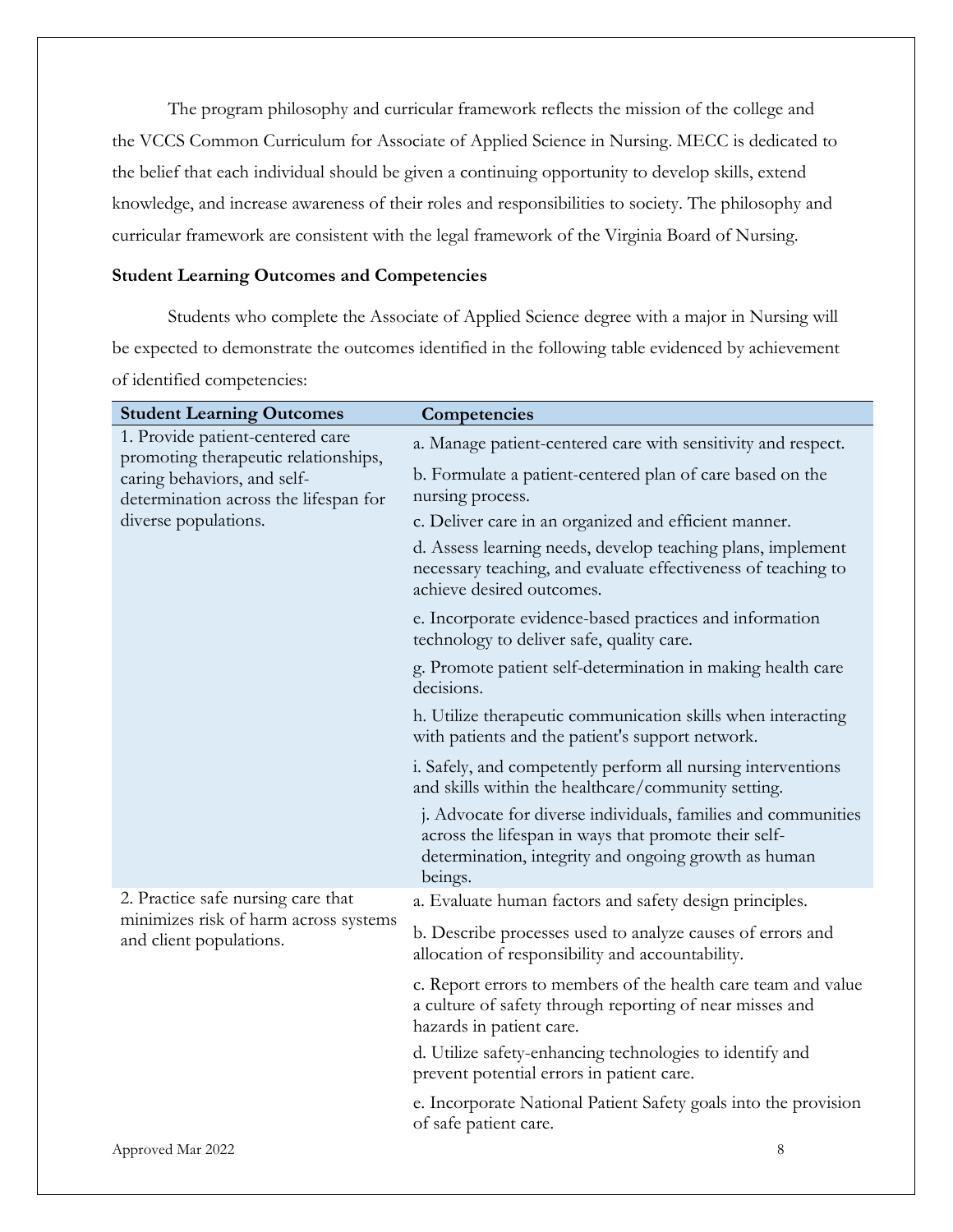The program philosophy and curricular framework reflects the mission of the college and the VCCS Common Curriculum for Associate of Applied Science in Nursing. MECC is dedicated to the belief that each individual should be given a continuing opportunity to develop skills, extend knowledge, and increase awareness of their roles and responsibilities to society. The philosophy and curricular framework are consistent with the legal framework of the Virginia Board of Nursing.

**Student Learning Outcomes and Competencies**

Students who complete the Associate of Applied Science degree with a major in Nursing will be expected to demonstrate the outcomes identified in the following table evidenced by achievement of identified competencies:

| Student Learning Outcomes | Competencies |
|---|---|
| 1. Provide patient-centered care promoting therapeutic relationships, caring behaviors, and self-determination across the lifespan for diverse populations. | a. Manage patient-centered care with sensitivity and respect. |
| | b. Formulate a patient-centered plan of care based on the nursing process. |
| | c. Deliver care in an organized and efficient manner. |
| | d. Assess learning needs, develop teaching plans, implement necessary teaching, and evaluate effectiveness of teaching to achieve desired outcomes. |
| | e. Incorporate evidence-based practices and information technology to deliver safe, quality care. |
| | g. Promote patient self-determination in making health care decisions. |
| | h. Utilize therapeutic communication skills when interacting with patients and the patient's support network. |
| | i. Safely, and competently perform all nursing interventions and skills within the healthcare/community setting. |
| | j. Advocate for diverse individuals, families and communities across the lifespan in ways that promote their self-determination, integrity and ongoing growth as human beings. |
| 2. Practice safe nursing care that minimizes risk of harm across systems and client populations. | a. Evaluate human factors and safety design principles. |
| | b. Describe processes used to analyze causes of errors and allocation of responsibility and accountability. |
| | c. Report errors to members of the health care team and value a culture of safety through reporting of near misses and hazards in patient care. |
| | d. Utilize safety-enhancing technologies to identify and prevent potential errors in patient care. |
| | e. Incorporate National Patient Safety goals into the provision of safe patient care. |

Approved Mar 2022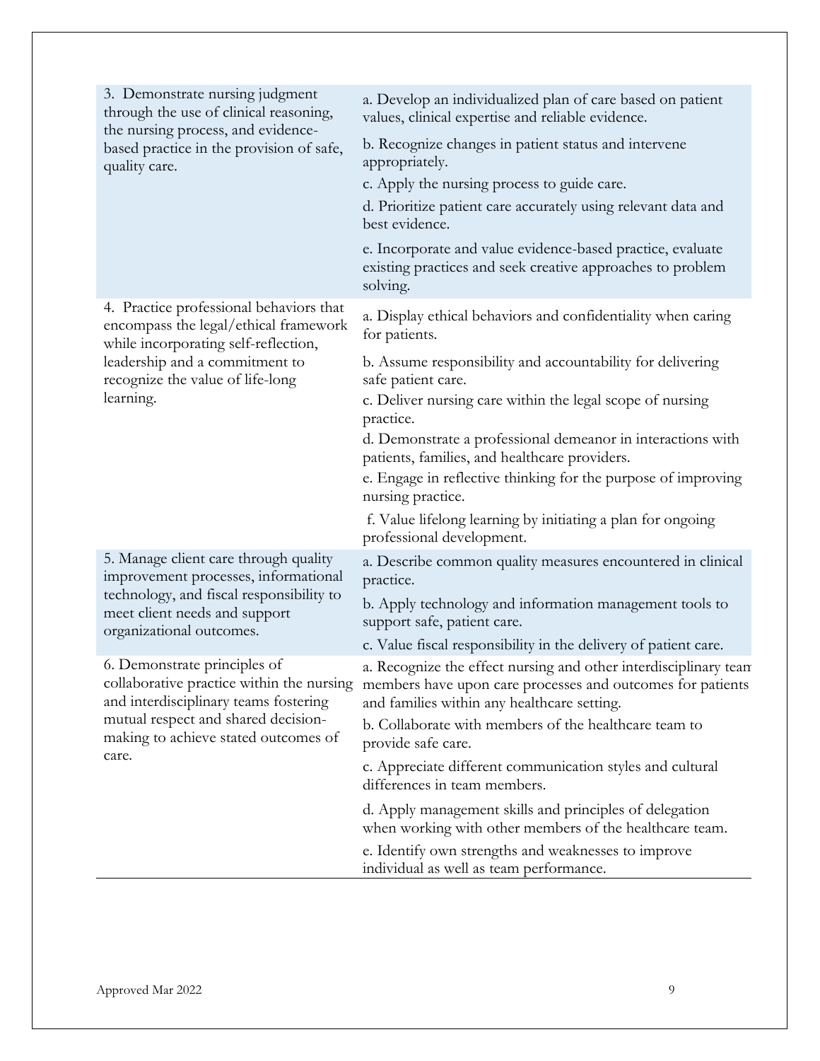| | |
|---|---|
| 3. Demonstrate nursing judgment through the use of clinical reasoning, the nursing process, and evidence-based practice in the provision of safe, quality care. | a. Develop an individualized plan of care based on patient values, clinical expertise and reliable evidence.<br>b. Recognize changes in patient status and intervene appropriately.<br>c. Apply the nursing process to guide care.<br>d. Prioritize patient care accurately using relevant data and best evidence.<br>e. Incorporate and value evidence-based practice, evaluate existing practices and seek creative approaches to problem solving. |
| 4. Practice professional behaviors that encompass the legal/ethical framework while incorporating self-reflection, leadership and a commitment to recognize the value of life-long learning. | a. Display ethical behaviors and confidentiality when caring for patients.<br>b. Assume responsibility and accountability for delivering safe patient care.<br>c. Deliver nursing care within the legal scope of nursing practice.<br>d. Demonstrate a professional demeanor in interactions with patients, families, and healthcare providers.<br>e. Engage in reflective thinking for the purpose of improving nursing practice.<br>f. Value lifelong learning by initiating a plan for ongoing professional development. |
| 5. Manage client care through quality improvement processes, informational technology, and fiscal responsibility to meet client needs and support organizational outcomes. | a. Describe common quality measures encountered in clinical practice.<br>b. Apply technology and information management tools to support safe, patient care.<br>c. Value fiscal responsibility in the delivery of patient care. |
| 6. Demonstrate principles of collaborative practice within the nursing and interdisciplinary teams fostering mutual respect and shared decision-making to achieve stated outcomes of care. | a. Recognize the effect nursing and other interdisciplinary team members have upon care processes and outcomes for patients and families within any healthcare setting.<br>b. Collaborate with members of the healthcare team to provide safe care.<br>c. Appreciate different communication styles and cultural differences in team members.<br>d. Apply management skills and principles of delegation when working with other members of the healthcare team.<br>e. Identify own strengths and weaknesses to improve individual as well as team performance. |

Approved Mar 2022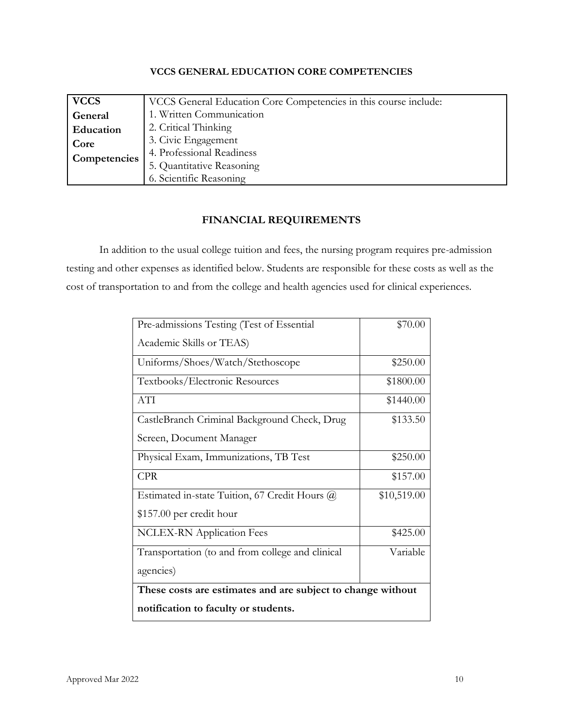## VCCS GENERAL EDUCATION CORE COMPETENCIES

| **VCCS General Education Core Competencies** | VCCS General Education Core Competencies in this course include:<br>1. Written Communication<br>2. Critical Thinking<br>3. Civic Engagement<br>4. Professional Readiness<br>5. Quantitative Reasoning<br>6. Scientific Reasoning |
|---|---|

## FINANCIAL REQUIREMENTS

In addition to the usual college tuition and fees, the nursing program requires pre-admission testing and other expenses as identified below. Students are responsible for these costs as well as the cost of transportation to and from the college and health agencies used for clinical experiences.

| Item | Cost |
|---|---:|
| Pre-admissions Testing (Test of Essential Academic Skills or TEAS) | \$70.00 |
| Uniforms/Shoes/Watch/Stethoscope | \$250.00 |
| Textbooks/Electronic Resources | \$1800.00 |
| ATI | \$1440.00 |
| CastleBranch Criminal Background Check, Drug Screen, Document Manager | \$133.50 |
| Physical Exam, Immunizations, TB Test | \$250.00 |
| CPR | \$157.00 |
| Estimated in-state Tuition, 67 Credit Hours @ \$157.00 per credit hour | \$10,519.00 |
| NCLEX-RN Application Fees | \$425.00 |
| Transportation (to and from college and clinical agencies) | Variable |
| **These costs are estimates and are subject to change without notification to faculty or students.** | |

Approved Mar 2022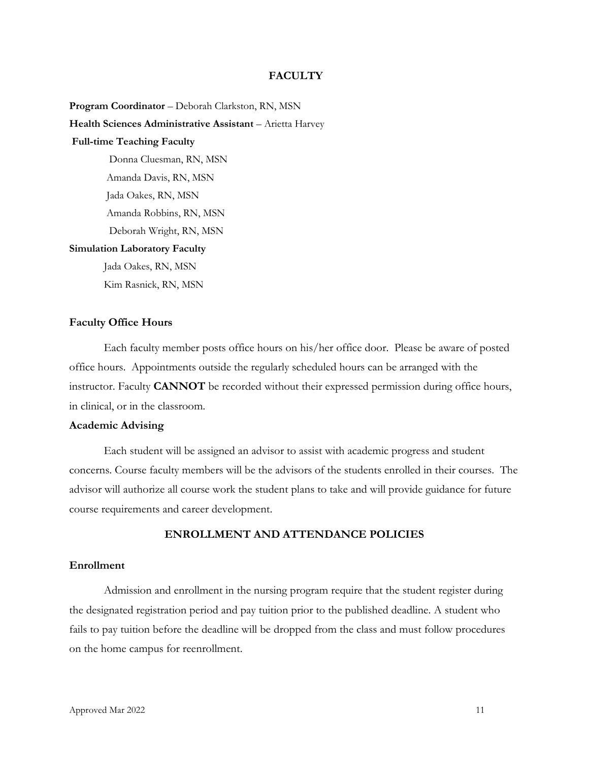## FACULTY

**Program Coordinator** – Deborah Clarkston, RN, MSN

**Health Sciences Administrative Assistant** – Arietta Harvey

**Full-time Teaching Faculty**

Donna Cluesman, RN, MSN
Amanda Davis, RN, MSN
Jada Oakes, RN, MSN
Amanda Robbins, RN, MSN
Deborah Wright, RN, MSN

**Simulation Laboratory Faculty**

Jada Oakes, RN, MSN
Kim Rasnick, RN, MSN

### Faculty Office Hours

Each faculty member posts office hours on his/her office door. Please be aware of posted office hours. Appointments outside the regularly scheduled hours can be arranged with the instructor. Faculty **CANNOT** be recorded without their expressed permission during office hours, in clinical, or in the classroom.

### Academic Advising

Each student will be assigned an advisor to assist with academic progress and student concerns. Course faculty members will be the advisors of the students enrolled in their courses. The advisor will authorize all course work the student plans to take and will provide guidance for future course requirements and career development.

## ENROLLMENT AND ATTENDANCE POLICIES

### Enrollment

Admission and enrollment in the nursing program require that the student register during the designated registration period and pay tuition prior to the published deadline. A student who fails to pay tuition before the deadline will be dropped from the class and must follow procedures on the home campus for reenrollment.

Approved Mar 2022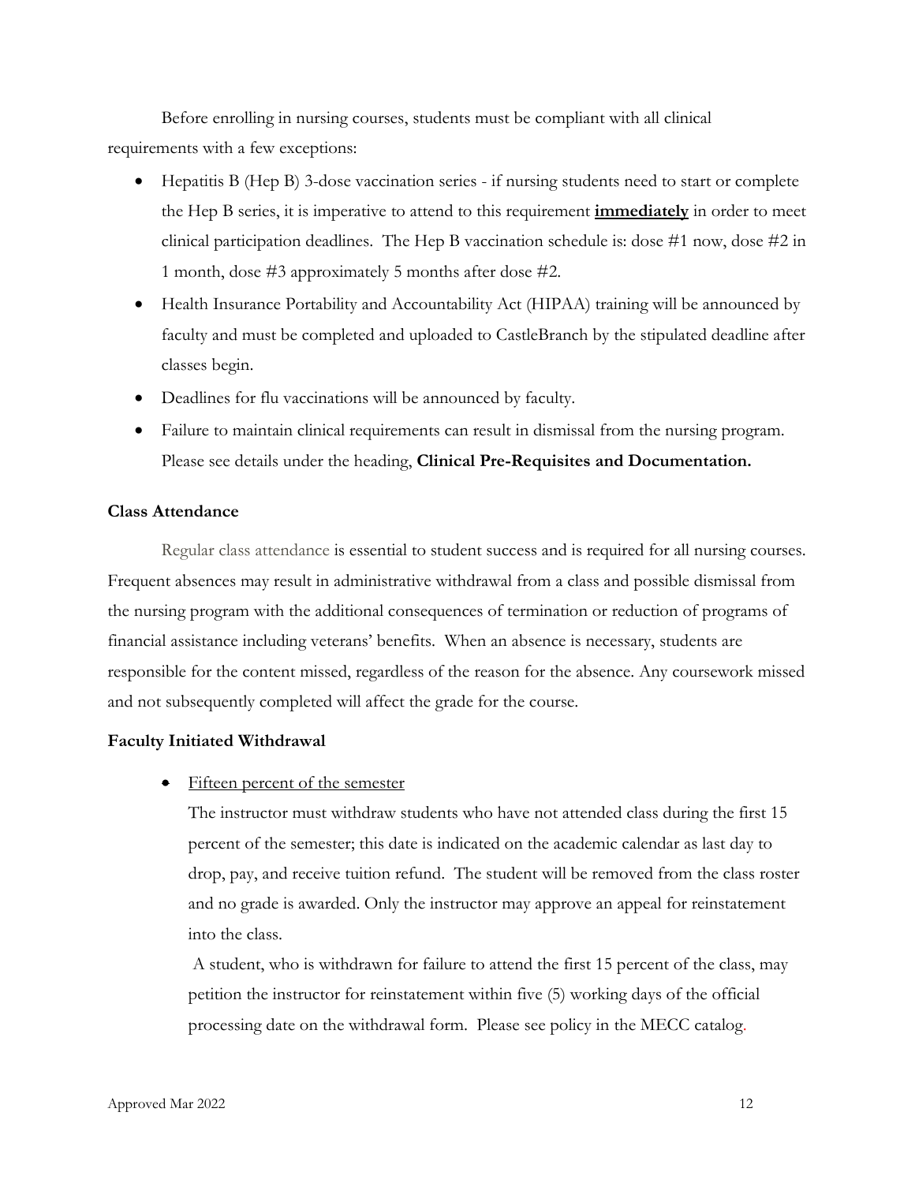Before enrolling in nursing courses, students must be compliant with all clinical requirements with a few exceptions:

- Hepatitis B (Hep B) 3-dose vaccination series - if nursing students need to start or complete the Hep B series, it is imperative to attend to this requirement **immediately** in order to meet clinical participation deadlines. The Hep B vaccination schedule is: dose #1 now, dose #2 in 1 month, dose #3 approximately 5 months after dose #2.
- Health Insurance Portability and Accountability Act (HIPAA) training will be announced by faculty and must be completed and uploaded to CastleBranch by the stipulated deadline after classes begin.
- Deadlines for flu vaccinations will be announced by faculty.
- Failure to maintain clinical requirements can result in dismissal from the nursing program. Please see details under the heading, **Clinical Pre-Requisites and Documentation.**

**Class Attendance**

Regular class attendance is essential to student success and is required for all nursing courses. Frequent absences may result in administrative withdrawal from a class and possible dismissal from the nursing program with the additional consequences of termination or reduction of programs of financial assistance including veterans' benefits. When an absence is necessary, students are responsible for the content missed, regardless of the reason for the absence. Any coursework missed and not subsequently completed will affect the grade for the course.

**Faculty Initiated Withdrawal**

- Fifteen percent of the semester

  The instructor must withdraw students who have not attended class during the first 15 percent of the semester; this date is indicated on the academic calendar as last day to drop, pay, and receive tuition refund. The student will be removed from the class roster and no grade is awarded. Only the instructor may approve an appeal for reinstatement into the class.

  A student, who is withdrawn for failure to attend the first 15 percent of the class, may petition the instructor for reinstatement within five (5) working days of the official processing date on the withdrawal form. Please see policy in the MECC catalog.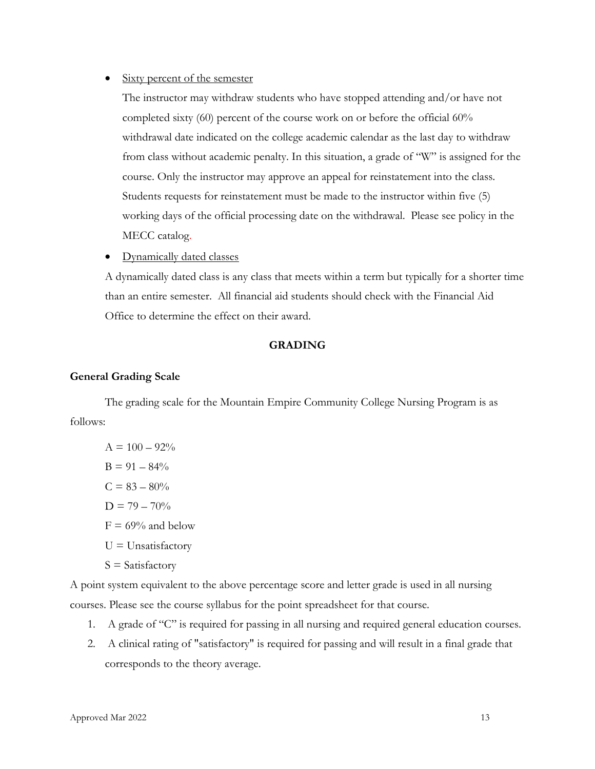- Sixty percent of the semester

  The instructor may withdraw students who have stopped attending and/or have not completed sixty (60) percent of the course work on or before the official 60% withdrawal date indicated on the college academic calendar as the last day to withdraw from class without academic penalty. In this situation, a grade of "W" is assigned for the course. Only the instructor may approve an appeal for reinstatement into the class. Students requests for reinstatement must be made to the instructor within five (5) working days of the official processing date on the withdrawal. Please see policy in the MECC catalog.

- Dynamically dated classes

  A dynamically dated class is any class that meets within a term but typically for a shorter time than an entire semester. All financial aid students should check with the Financial Aid Office to determine the effect on their award.

## GRADING

### General Grading Scale

The grading scale for the Mountain Empire Community College Nursing Program is as follows:

A = 100 – 92%
B = 91 – 84%
C = 83 – 80%
D = 79 – 70%
F = 69% and below
U = Unsatisfactory
S = Satisfactory

A point system equivalent to the above percentage score and letter grade is used in all nursing courses. Please see the course syllabus for the point spreadsheet for that course.

1. A grade of "C" is required for passing in all nursing and required general education courses.
2. A clinical rating of "satisfactory" is required for passing and will result in a final grade that corresponds to the theory average.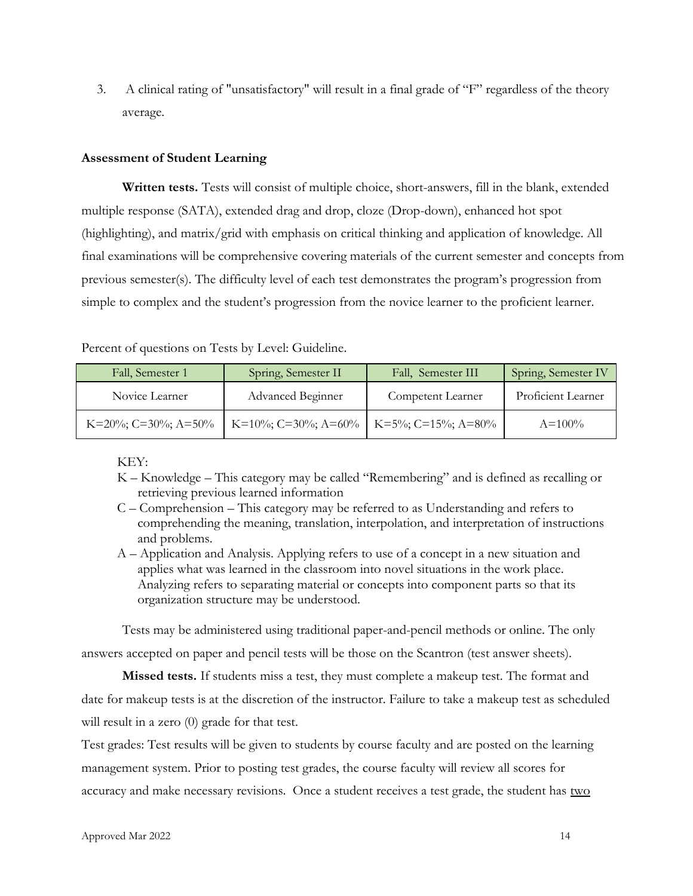3. A clinical rating of "unsatisfactory" will result in a final grade of "F" regardless of the theory average.

**Assessment of Student Learning**

**Written tests.** Tests will consist of multiple choice, short-answers, fill in the blank, extended multiple response (SATA), extended drag and drop, cloze (Drop-down), enhanced hot spot (highlighting), and matrix/grid with emphasis on critical thinking and application of knowledge. All final examinations will be comprehensive covering materials of the current semester and concepts from previous semester(s). The difficulty level of each test demonstrates the program's progression from simple to complex and the student's progression from the novice learner to the proficient learner.

Percent of questions on Tests by Level: Guideline.

| Fall, Semester 1 | Spring, Semester II | Fall, Semester III | Spring, Semester IV |
|---|---|---|---|
| Novice Learner | Advanced Beginner | Competent Learner | Proficient Learner |
| K=20%; C=30%; A=50% | K=10%; C=30%; A=60% | K=5%; C=15%; A=80% | A=100% |

KEY:

- K – Knowledge – This category may be called "Remembering" and is defined as recalling or retrieving previous learned information
- C – Comprehension – This category may be referred to as Understanding and refers to comprehending the meaning, translation, interpolation, and interpretation of instructions and problems.
- A – Application and Analysis. Applying refers to use of a concept in a new situation and applies what was learned in the classroom into novel situations in the work place. Analyzing refers to separating material or concepts into component parts so that its organization structure may be understood.

Tests may be administered using traditional paper-and-pencil methods or online. The only answers accepted on paper and pencil tests will be those on the Scantron (test answer sheets).

**Missed tests.** If students miss a test, they must complete a makeup test. The format and date for makeup tests is at the discretion of the instructor. Failure to take a makeup test as scheduled will result in a zero (0) grade for that test.

Test grades: Test results will be given to students by course faculty and are posted on the learning management system. Prior to posting test grades, the course faculty will review all scores for accuracy and make necessary revisions. Once a student receives a test grade, the student has two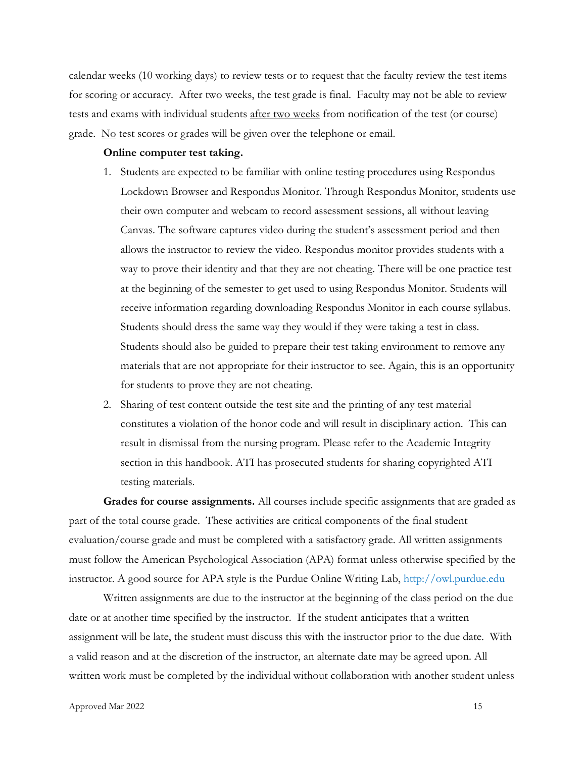calendar weeks (10 working days) to review tests or to request that the faculty review the test items for scoring or accuracy. After two weeks, the test grade is final. Faculty may not be able to review tests and exams with individual students after two weeks from notification of the test (or course) grade. No test scores or grades will be given over the telephone or email.

**Online computer test taking.**

1. Students are expected to be familiar with online testing procedures using Respondus Lockdown Browser and Respondus Monitor. Through Respondus Monitor, students use their own computer and webcam to record assessment sessions, all without leaving Canvas. The software captures video during the student's assessment period and then allows the instructor to review the video. Respondus monitor provides students with a way to prove their identity and that they are not cheating. There will be one practice test at the beginning of the semester to get used to using Respondus Monitor. Students will receive information regarding downloading Respondus Monitor in each course syllabus. Students should dress the same way they would if they were taking a test in class. Students should also be guided to prepare their test taking environment to remove any materials that are not appropriate for their instructor to see. Again, this is an opportunity for students to prove they are not cheating.
2. Sharing of test content outside the test site and the printing of any test material constitutes a violation of the honor code and will result in disciplinary action. This can result in dismissal from the nursing program. Please refer to the Academic Integrity section in this handbook. ATI has prosecuted students for sharing copyrighted ATI testing materials.

**Grades for course assignments.** All courses include specific assignments that are graded as part of the total course grade. These activities are critical components of the final student evaluation/course grade and must be completed with a satisfactory grade. All written assignments must follow the American Psychological Association (APA) format unless otherwise specified by the instructor. A good source for APA style is the Purdue Online Writing Lab, http://owl.purdue.edu

Written assignments are due to the instructor at the beginning of the class period on the due date or at another time specified by the instructor. If the student anticipates that a written assignment will be late, the student must discuss this with the instructor prior to the due date. With a valid reason and at the discretion of the instructor, an alternate date may be agreed upon. All written work must be completed by the individual without collaboration with another student unless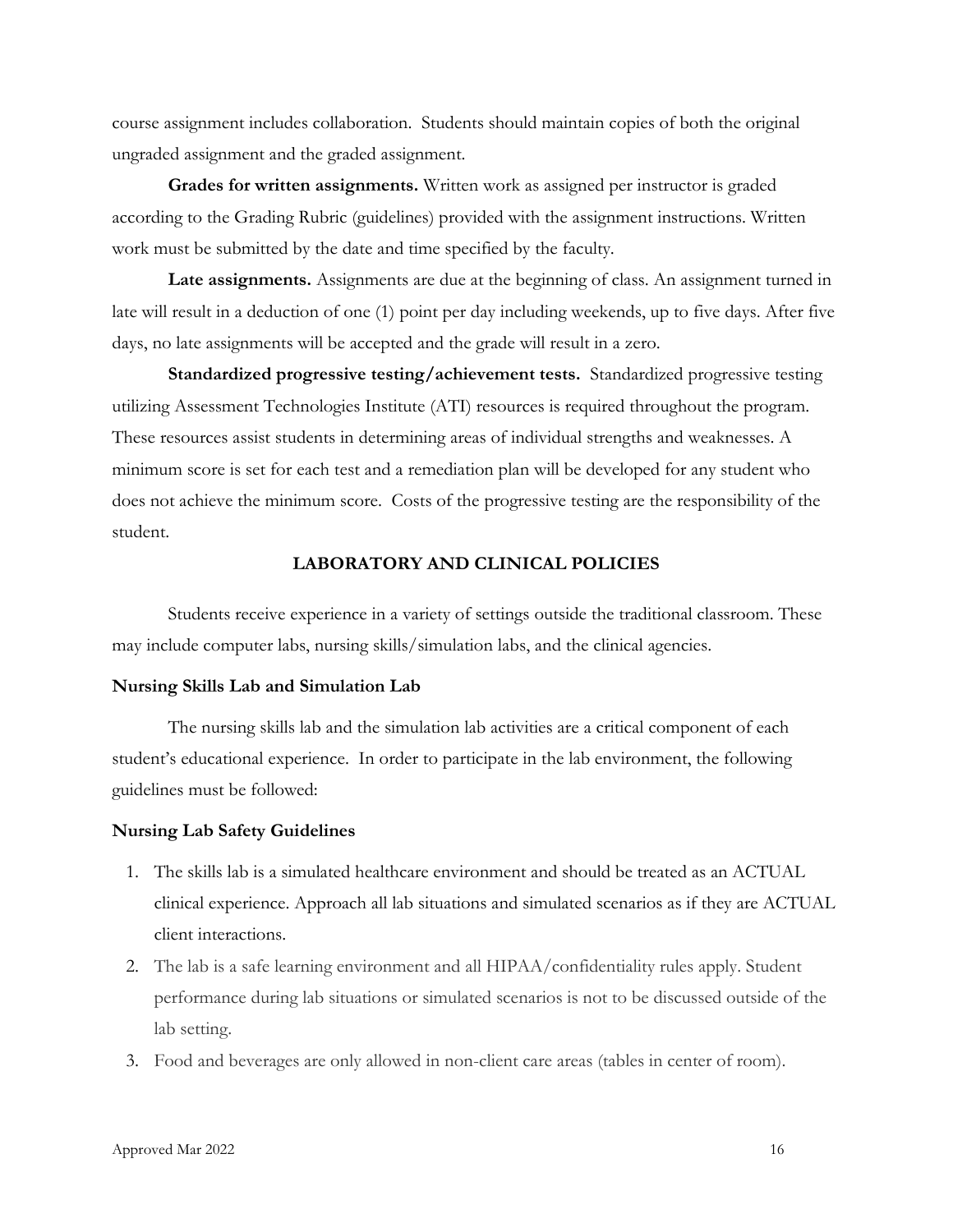course assignment includes collaboration. Students should maintain copies of both the original ungraded assignment and the graded assignment.

**Grades for written assignments.** Written work as assigned per instructor is graded according to the Grading Rubric (guidelines) provided with the assignment instructions. Written work must be submitted by the date and time specified by the faculty.

**Late assignments.** Assignments are due at the beginning of class. An assignment turned in late will result in a deduction of one (1) point per day including weekends, up to five days. After five days, no late assignments will be accepted and the grade will result in a zero.

**Standardized progressive testing/achievement tests.** Standardized progressive testing utilizing Assessment Technologies Institute (ATI) resources is required throughout the program. These resources assist students in determining areas of individual strengths and weaknesses. A minimum score is set for each test and a remediation plan will be developed for any student who does not achieve the minimum score. Costs of the progressive testing are the responsibility of the student.

## LABORATORY AND CLINICAL POLICIES

Students receive experience in a variety of settings outside the traditional classroom. These may include computer labs, nursing skills/simulation labs, and the clinical agencies.

### Nursing Skills Lab and Simulation Lab

The nursing skills lab and the simulation lab activities are a critical component of each student's educational experience. In order to participate in the lab environment, the following guidelines must be followed:

### Nursing Lab Safety Guidelines

1. The skills lab is a simulated healthcare environment and should be treated as an ACTUAL clinical experience. Approach all lab situations and simulated scenarios as if they are ACTUAL client interactions.
2. The lab is a safe learning environment and all HIPAA/confidentiality rules apply. Student performance during lab situations or simulated scenarios is not to be discussed outside of the lab setting.
3. Food and beverages are only allowed in non-client care areas (tables in center of room).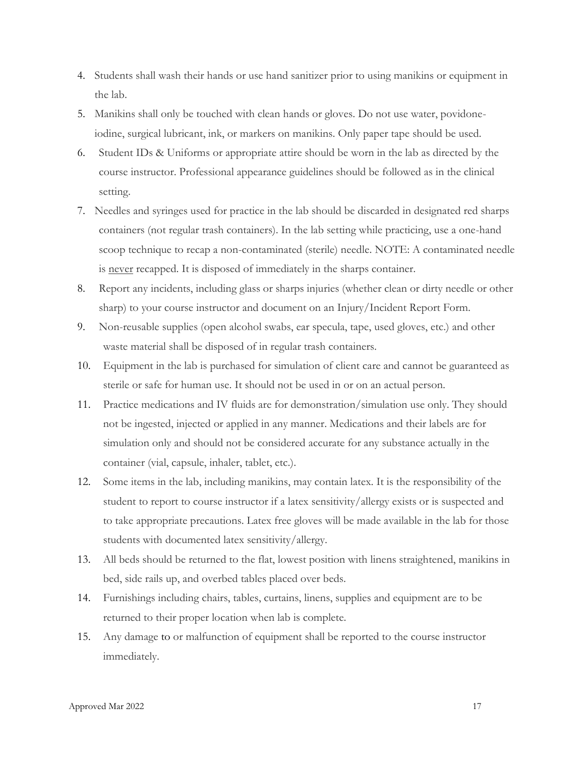4. Students shall wash their hands or use hand sanitizer prior to using manikins or equipment in the lab.
5. Manikins shall only be touched with clean hands or gloves. Do not use water, povidone-iodine, surgical lubricant, ink, or markers on manikins. Only paper tape should be used.
6. Student IDs & Uniforms or appropriate attire should be worn in the lab as directed by the course instructor. Professional appearance guidelines should be followed as in the clinical setting.
7. Needles and syringes used for practice in the lab should be discarded in designated red sharps containers (not regular trash containers). In the lab setting while practicing, use a one-hand scoop technique to recap a non-contaminated (sterile) needle. NOTE: A contaminated needle is <u>never</u> recapped. It is disposed of immediately in the sharps container.
8. Report any incidents, including glass or sharps injuries (whether clean or dirty needle or other sharp) to your course instructor and document on an Injury/Incident Report Form.
9. Non-reusable supplies (open alcohol swabs, ear specula, tape, used gloves, etc.) and other waste material shall be disposed of in regular trash containers.
10. Equipment in the lab is purchased for simulation of client care and cannot be guaranteed as sterile or safe for human use. It should not be used in or on an actual person.
11. Practice medications and IV fluids are for demonstration/simulation use only. They should not be ingested, injected or applied in any manner. Medications and their labels are for simulation only and should not be considered accurate for any substance actually in the container (vial, capsule, inhaler, tablet, etc.).
12. Some items in the lab, including manikins, may contain latex. It is the responsibility of the student to report to course instructor if a latex sensitivity/allergy exists or is suspected and to take appropriate precautions. Latex free gloves will be made available in the lab for those students with documented latex sensitivity/allergy.
13. All beds should be returned to the flat, lowest position with linens straightened, manikins in bed, side rails up, and overbed tables placed over beds.
14. Furnishings including chairs, tables, curtains, linens, supplies and equipment are to be returned to their proper location when lab is complete.
15. Any damage to or malfunction of equipment shall be reported to the course instructor immediately.

Approved Mar 2022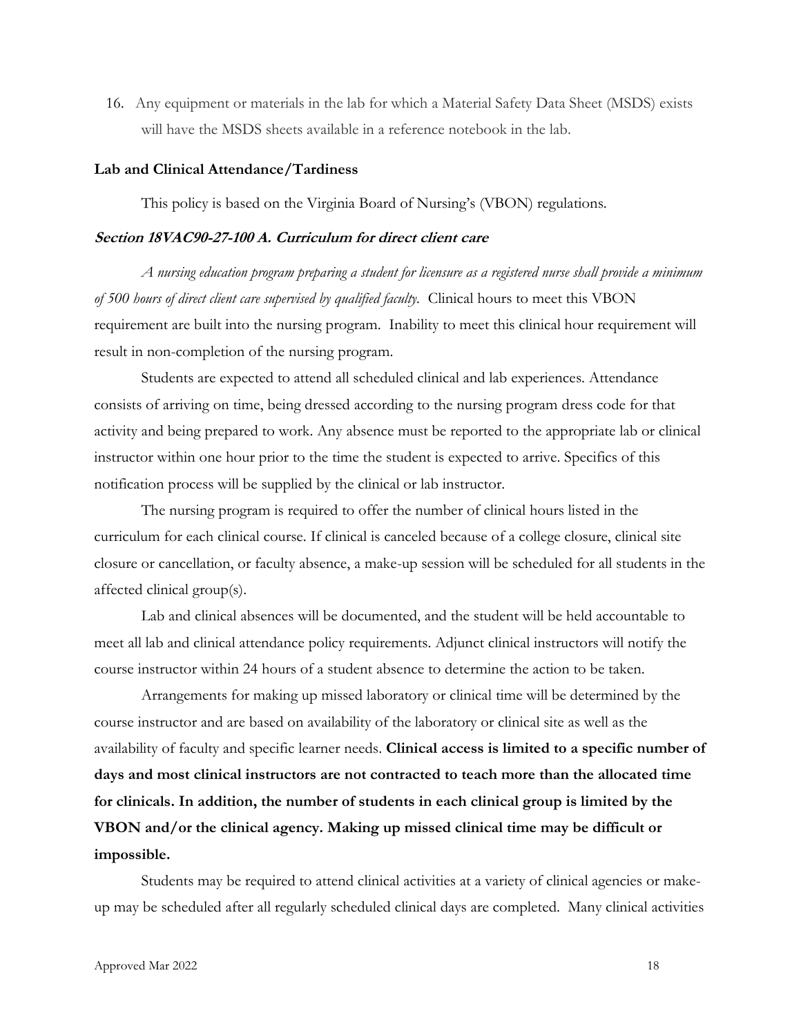16. Any equipment or materials in the lab for which a Material Safety Data Sheet (MSDS) exists will have the MSDS sheets available in a reference notebook in the lab.

**Lab and Clinical Attendance/Tardiness**

This policy is based on the Virginia Board of Nursing's (VBON) regulations.

***Section 18VAC90-27-100 A. Curriculum for direct client care***

*A nursing education program preparing a student for licensure as a registered nurse shall provide a minimum of 500 hours of direct client care supervised by qualified faculty.* Clinical hours to meet this VBON requirement are built into the nursing program. Inability to meet this clinical hour requirement will result in non-completion of the nursing program.

Students are expected to attend all scheduled clinical and lab experiences. Attendance consists of arriving on time, being dressed according to the nursing program dress code for that activity and being prepared to work. Any absence must be reported to the appropriate lab or clinical instructor within one hour prior to the time the student is expected to arrive. Specifics of this notification process will be supplied by the clinical or lab instructor.

The nursing program is required to offer the number of clinical hours listed in the curriculum for each clinical course. If clinical is canceled because of a college closure, clinical site closure or cancellation, or faculty absence, a make-up session will be scheduled for all students in the affected clinical group(s).

Lab and clinical absences will be documented, and the student will be held accountable to meet all lab and clinical attendance policy requirements. Adjunct clinical instructors will notify the course instructor within 24 hours of a student absence to determine the action to be taken.

Arrangements for making up missed laboratory or clinical time will be determined by the course instructor and are based on availability of the laboratory or clinical site as well as the availability of faculty and specific learner needs. **Clinical access is limited to a specific number of days and most clinical instructors are not contracted to teach more than the allocated time for clinicals. In addition, the number of students in each clinical group is limited by the VBON and/or the clinical agency. Making up missed clinical time may be difficult or impossible.**

Students may be required to attend clinical activities at a variety of clinical agencies or make-up may be scheduled after all regularly scheduled clinical days are completed. Many clinical activities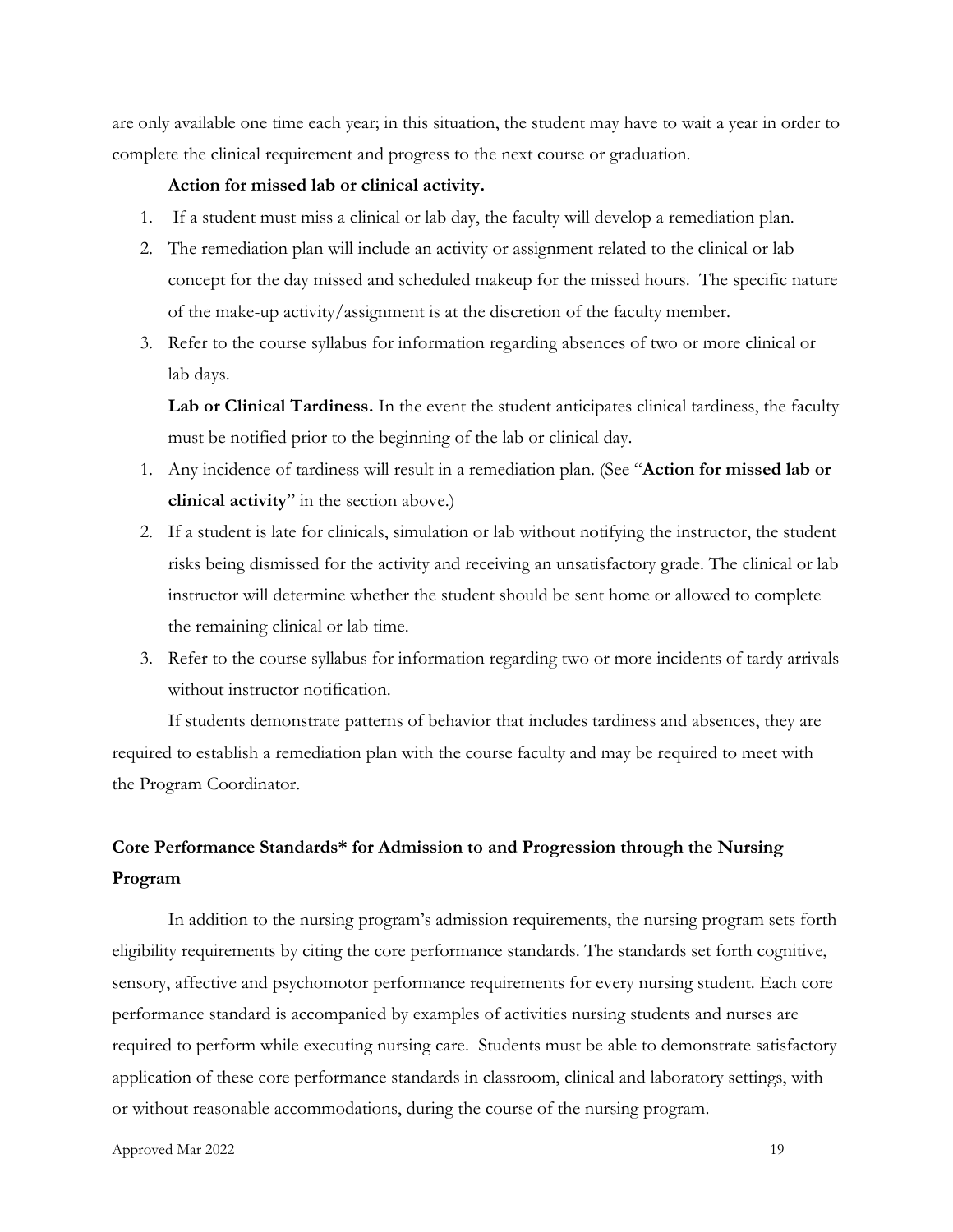are only available one time each year; in this situation, the student may have to wait a year in order to complete the clinical requirement and progress to the next course or graduation.

**Action for missed lab or clinical activity.**

1. If a student must miss a clinical or lab day, the faculty will develop a remediation plan.
2. The remediation plan will include an activity or assignment related to the clinical or lab concept for the day missed and scheduled makeup for the missed hours. The specific nature of the make-up activity/assignment is at the discretion of the faculty member.
3. Refer to the course syllabus for information regarding absences of two or more clinical or lab days.

**Lab or Clinical Tardiness.** In the event the student anticipates clinical tardiness, the faculty must be notified prior to the beginning of the lab or clinical day.

1. Any incidence of tardiness will result in a remediation plan. (See "**Action for missed lab or clinical activity**" in the section above.)
2. If a student is late for clinicals, simulation or lab without notifying the instructor, the student risks being dismissed for the activity and receiving an unsatisfactory grade. The clinical or lab instructor will determine whether the student should be sent home or allowed to complete the remaining clinical or lab time.
3. Refer to the course syllabus for information regarding two or more incidents of tardy arrivals without instructor notification.

If students demonstrate patterns of behavior that includes tardiness and absences, they are required to establish a remediation plan with the course faculty and may be required to meet with the Program Coordinator.

## Core Performance Standards* for Admission to and Progression through the Nursing Program

In addition to the nursing program's admission requirements, the nursing program sets forth eligibility requirements by citing the core performance standards. The standards set forth cognitive, sensory, affective and psychomotor performance requirements for every nursing student. Each core performance standard is accompanied by examples of activities nursing students and nurses are required to perform while executing nursing care. Students must be able to demonstrate satisfactory application of these core performance standards in classroom, clinical and laboratory settings, with or without reasonable accommodations, during the course of the nursing program.

Approved Mar 2022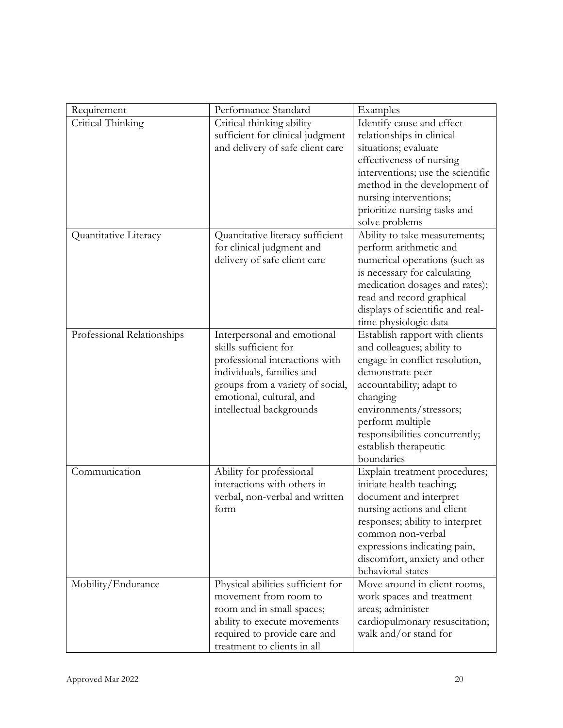| Requirement | Performance Standard | Examples |
| --- | --- | --- |
| Critical Thinking | Critical thinking ability sufficient for clinical judgment and delivery of safe client care | Identify cause and effect relationships in clinical situations; evaluate effectiveness of nursing interventions; use the scientific method in the development of nursing interventions; prioritize nursing tasks and solve problems |
| Quantitative Literacy | Quantitative literacy sufficient for clinical judgment and delivery of safe client care | Ability to take measurements; perform arithmetic and numerical operations (such as is necessary for calculating medication dosages and rates); read and record graphical displays of scientific and real-time physiologic data |
| Professional Relationships | Interpersonal and emotional skills sufficient for professional interactions with individuals, families and groups from a variety of social, emotional, cultural, and intellectual backgrounds | Establish rapport with clients and colleagues; ability to engage in conflict resolution, demonstrate peer accountability; adapt to changing environments/stressors; perform multiple responsibilities concurrently; establish therapeutic boundaries |
| Communication | Ability for professional interactions with others in verbal, non-verbal and written form | Explain treatment procedures; initiate health teaching; document and interpret nursing actions and client responses; ability to interpret common non-verbal expressions indicating pain, discomfort, anxiety and other behavioral states |
| Mobility/Endurance | Physical abilities sufficient for movement from room to room and in small spaces; ability to execute movements required to provide care and treatment to clients in all | Move around in client rooms, work spaces and treatment areas; administer cardiopulmonary resuscitation; walk and/or stand for |

Approved Mar 2022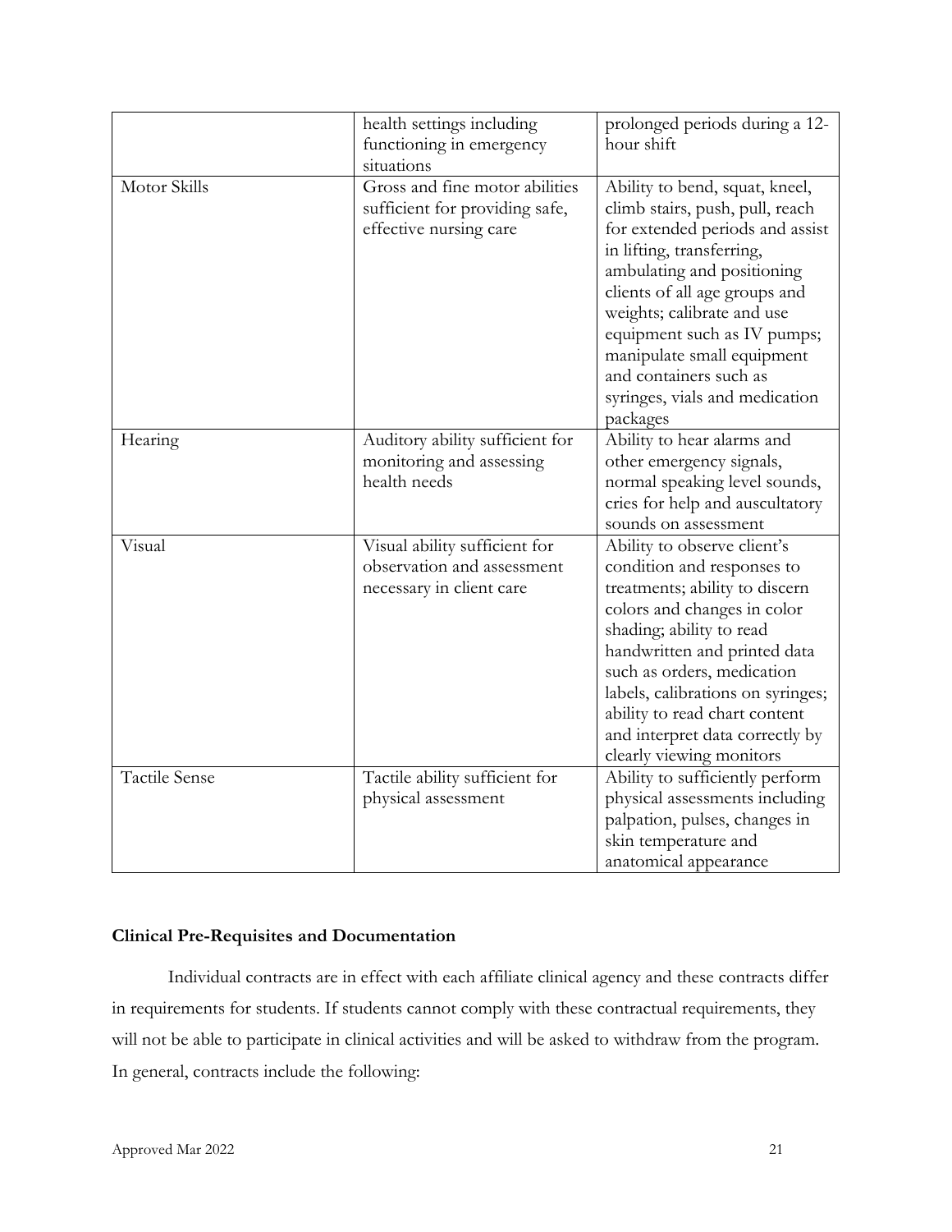| | | |
|---|---|---|
| | health settings including functioning in emergency situations | prolonged periods during a 12-hour shift |
| Motor Skills | Gross and fine motor abilities sufficient for providing safe, effective nursing care | Ability to bend, squat, kneel, climb stairs, push, pull, reach for extended periods and assist in lifting, transferring, ambulating and positioning clients of all age groups and weights; calibrate and use equipment such as IV pumps; manipulate small equipment and containers such as syringes, vials and medication packages |
| Hearing | Auditory ability sufficient for monitoring and assessing health needs | Ability to hear alarms and other emergency signals, normal speaking level sounds, cries for help and auscultatory sounds on assessment |
| Visual | Visual ability sufficient for observation and assessment necessary in client care | Ability to observe client's condition and responses to treatments; ability to discern colors and changes in color shading; ability to read handwritten and printed data such as orders, medication labels, calibrations on syringes; ability to read chart content and interpret data correctly by clearly viewing monitors |
| Tactile Sense | Tactile ability sufficient for physical assessment | Ability to sufficiently perform physical assessments including palpation, pulses, changes in skin temperature and anatomical appearance |

**Clinical Pre-Requisites and Documentation**

Individual contracts are in effect with each affiliate clinical agency and these contracts differ in requirements for students. If students cannot comply with these contractual requirements, they will not be able to participate in clinical activities and will be asked to withdraw from the program. In general, contracts include the following: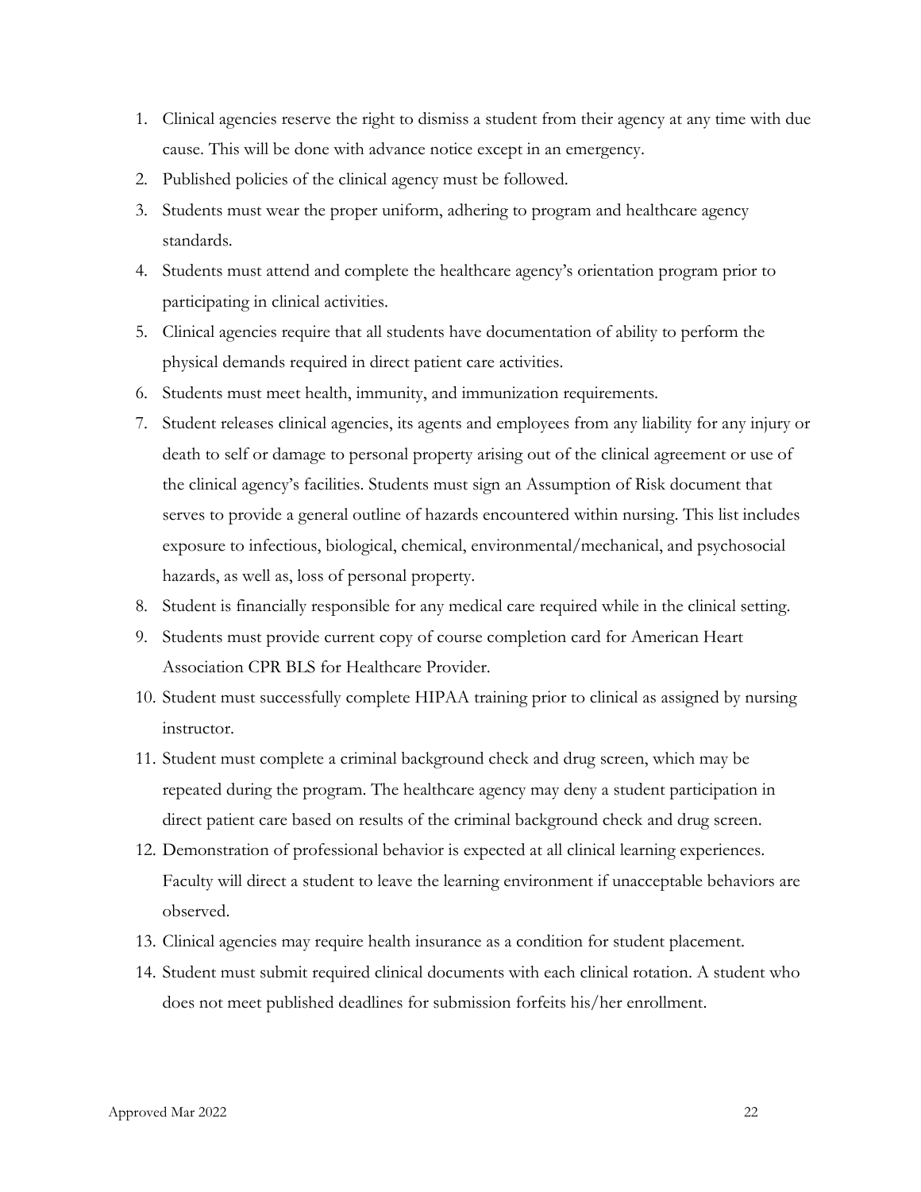1. Clinical agencies reserve the right to dismiss a student from their agency at any time with due cause. This will be done with advance notice except in an emergency.
2. Published policies of the clinical agency must be followed.
3. Students must wear the proper uniform, adhering to program and healthcare agency standards.
4. Students must attend and complete the healthcare agency's orientation program prior to participating in clinical activities.
5. Clinical agencies require that all students have documentation of ability to perform the physical demands required in direct patient care activities.
6. Students must meet health, immunity, and immunization requirements.
7. Student releases clinical agencies, its agents and employees from any liability for any injury or death to self or damage to personal property arising out of the clinical agreement or use of the clinical agency's facilities. Students must sign an Assumption of Risk document that serves to provide a general outline of hazards encountered within nursing. This list includes exposure to infectious, biological, chemical, environmental/mechanical, and psychosocial hazards, as well as, loss of personal property.
8. Student is financially responsible for any medical care required while in the clinical setting.
9. Students must provide current copy of course completion card for American Heart Association CPR BLS for Healthcare Provider.
10. Student must successfully complete HIPAA training prior to clinical as assigned by nursing instructor.
11. Student must complete a criminal background check and drug screen, which may be repeated during the program. The healthcare agency may deny a student participation in direct patient care based on results of the criminal background check and drug screen.
12. Demonstration of professional behavior is expected at all clinical learning experiences. Faculty will direct a student to leave the learning environment if unacceptable behaviors are observed.
13. Clinical agencies may require health insurance as a condition for student placement.
14. Student must submit required clinical documents with each clinical rotation. A student who does not meet published deadlines for submission forfeits his/her enrollment.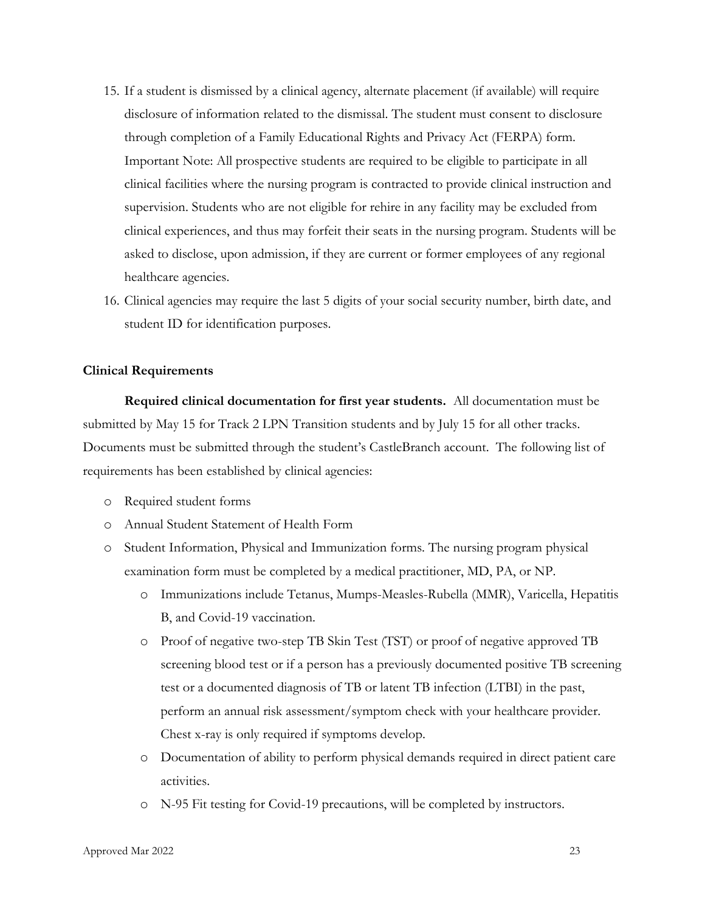15. If a student is dismissed by a clinical agency, alternate placement (if available) will require disclosure of information related to the dismissal. The student must consent to disclosure through completion of a Family Educational Rights and Privacy Act (FERPA) form. Important Note: All prospective students are required to be eligible to participate in all clinical facilities where the nursing program is contracted to provide clinical instruction and supervision. Students who are not eligible for rehire in any facility may be excluded from clinical experiences, and thus may forfeit their seats in the nursing program. Students will be asked to disclose, upon admission, if they are current or former employees of any regional healthcare agencies.
16. Clinical agencies may require the last 5 digits of your social security number, birth date, and student ID for identification purposes.

### Clinical Requirements

**Required clinical documentation for first year students.** All documentation must be submitted by May 15 for Track 2 LPN Transition students and by July 15 for all other tracks. Documents must be submitted through the student's CastleBranch account. The following list of requirements has been established by clinical agencies:

- Required student forms
- Annual Student Statement of Health Form
- Student Information, Physical and Immunization forms. The nursing program physical examination form must be completed by a medical practitioner, MD, PA, or NP.
  - Immunizations include Tetanus, Mumps-Measles-Rubella (MMR), Varicella, Hepatitis B, and Covid-19 vaccination.
  - Proof of negative two-step TB Skin Test (TST) or proof of negative approved TB screening blood test or if a person has a previously documented positive TB screening test or a documented diagnosis of TB or latent TB infection (LTBI) in the past, perform an annual risk assessment/symptom check with your healthcare provider. Chest x-ray is only required if symptoms develop.
  - Documentation of ability to perform physical demands required in direct patient care activities.
  - N-95 Fit testing for Covid-19 precautions, will be completed by instructors.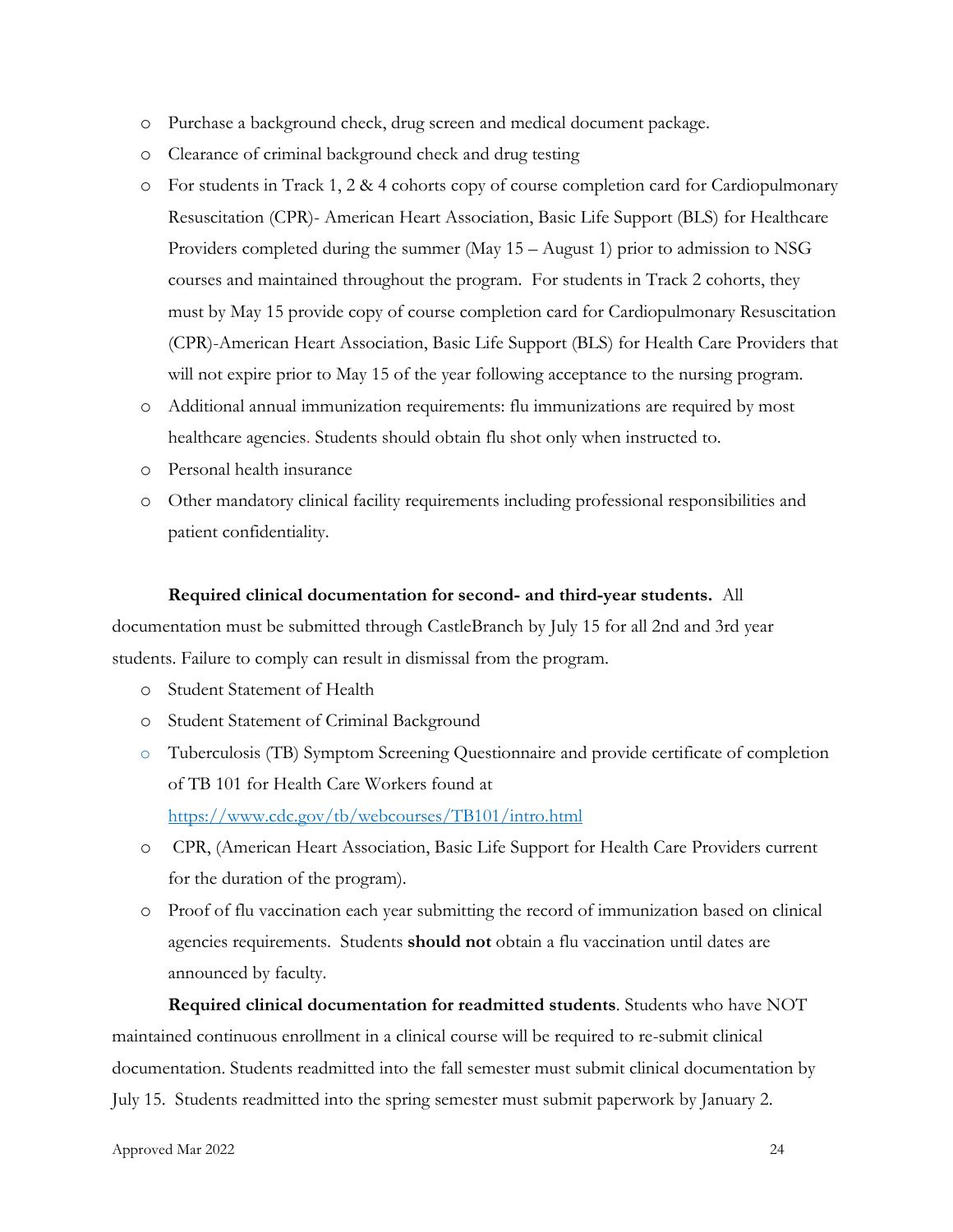- Purchase a background check, drug screen and medical document package.
- Clearance of criminal background check and drug testing
- For students in Track 1, 2 & 4 cohorts copy of course completion card for Cardiopulmonary Resuscitation (CPR)- American Heart Association, Basic Life Support (BLS) for Healthcare Providers completed during the summer (May 15 – August 1) prior to admission to NSG courses and maintained throughout the program. For students in Track 2 cohorts, they must by May 15 provide copy of course completion card for Cardiopulmonary Resuscitation (CPR)-American Heart Association, Basic Life Support (BLS) for Health Care Providers that will not expire prior to May 15 of the year following acceptance to the nursing program.
- Additional annual immunization requirements: flu immunizations are required by most healthcare agencies. Students should obtain flu shot only when instructed to.
- Personal health insurance
- Other mandatory clinical facility requirements including professional responsibilities and patient confidentiality.

**Required clinical documentation for second- and third-year students.** All documentation must be submitted through CastleBranch by July 15 for all 2nd and 3rd year students. Failure to comply can result in dismissal from the program.

- Student Statement of Health
- Student Statement of Criminal Background
- Tuberculosis (TB) Symptom Screening Questionnaire and provide certificate of completion of TB 101 for Health Care Workers found at [https://www.cdc.gov/tb/webcourses/TB101/intro.html](https://www.cdc.gov/tb/webcourses/TB101/intro.html)
- CPR, (American Heart Association, Basic Life Support for Health Care Providers current for the duration of the program).
- Proof of flu vaccination each year submitting the record of immunization based on clinical agencies requirements. Students **should not** obtain a flu vaccination until dates are announced by faculty.

**Required clinical documentation for readmitted students**. Students who have NOT maintained continuous enrollment in a clinical course will be required to re-submit clinical documentation. Students readmitted into the fall semester must submit clinical documentation by July 15. Students readmitted into the spring semester must submit paperwork by January 2.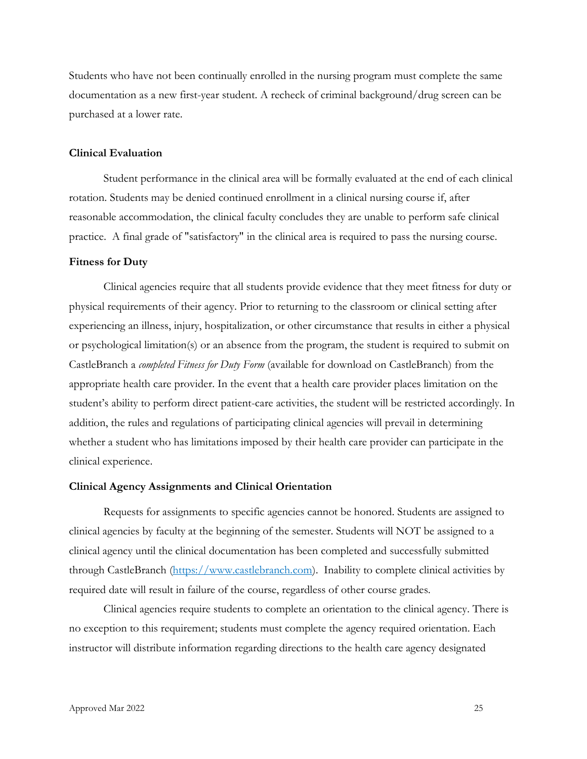Students who have not been continually enrolled in the nursing program must complete the same documentation as a new first-year student. A recheck of criminal background/drug screen can be purchased at a lower rate.

**Clinical Evaluation**

Student performance in the clinical area will be formally evaluated at the end of each clinical rotation. Students may be denied continued enrollment in a clinical nursing course if, after reasonable accommodation, the clinical faculty concludes they are unable to perform safe clinical practice. A final grade of "satisfactory" in the clinical area is required to pass the nursing course.

**Fitness for Duty**

Clinical agencies require that all students provide evidence that they meet fitness for duty or physical requirements of their agency. Prior to returning to the classroom or clinical setting after experiencing an illness, injury, hospitalization, or other circumstance that results in either a physical or psychological limitation(s) or an absence from the program, the student is required to submit on CastleBranch a *completed Fitness for Duty Form* (available for download on CastleBranch) from the appropriate health care provider. In the event that a health care provider places limitation on the student's ability to perform direct patient-care activities, the student will be restricted accordingly. In addition, the rules and regulations of participating clinical agencies will prevail in determining whether a student who has limitations imposed by their health care provider can participate in the clinical experience.

**Clinical Agency Assignments and Clinical Orientation**

Requests for assignments to specific agencies cannot be honored. Students are assigned to clinical agencies by faculty at the beginning of the semester. Students will NOT be assigned to a clinical agency until the clinical documentation has been completed and successfully submitted through CastleBranch ([https://www.castlebranch.com](https://www.castlebranch.com)). Inability to complete clinical activities by required date will result in failure of the course, regardless of other course grades.

Clinical agencies require students to complete an orientation to the clinical agency. There is no exception to this requirement; students must complete the agency required orientation. Each instructor will distribute information regarding directions to the health care agency designated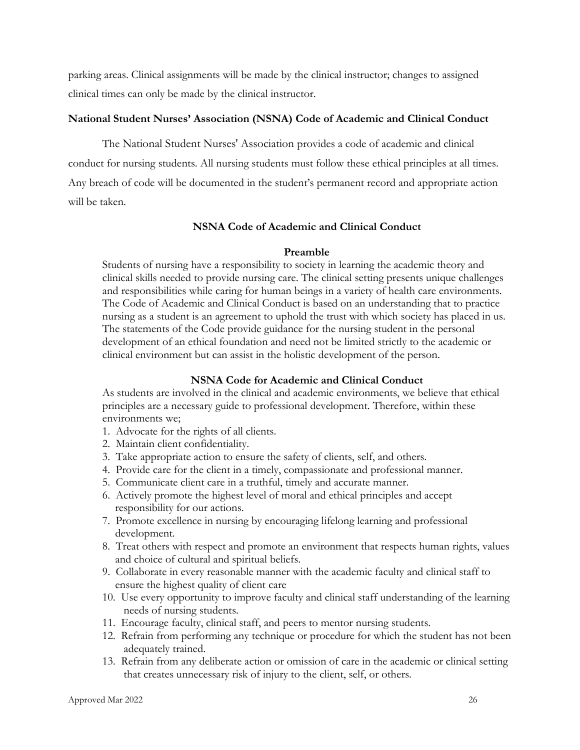parking areas. Clinical assignments will be made by the clinical instructor; changes to assigned clinical times can only be made by the clinical instructor.

**National Student Nurses' Association (NSNA) Code of Academic and Clinical Conduct**

The National Student Nurses' Association provides a code of academic and clinical conduct for nursing students. All nursing students must follow these ethical principles at all times. Any breach of code will be documented in the student's permanent record and appropriate action will be taken.

**NSNA Code of Academic and Clinical Conduct**

**Preamble**

Students of nursing have a responsibility to society in learning the academic theory and clinical skills needed to provide nursing care. The clinical setting presents unique challenges and responsibilities while caring for human beings in a variety of health care environments. The Code of Academic and Clinical Conduct is based on an understanding that to practice nursing as a student is an agreement to uphold the trust with which society has placed in us. The statements of the Code provide guidance for the nursing student in the personal development of an ethical foundation and need not be limited strictly to the academic or clinical environment but can assist in the holistic development of the person.

**NSNA Code for Academic and Clinical Conduct**

As students are involved in the clinical and academic environments, we believe that ethical principles are a necessary guide to professional development. Therefore, within these environments we;

1. Advocate for the rights of all clients.
2. Maintain client confidentiality.
3. Take appropriate action to ensure the safety of clients, self, and others.
4. Provide care for the client in a timely, compassionate and professional manner.
5. Communicate client care in a truthful, timely and accurate manner.
6. Actively promote the highest level of moral and ethical principles and accept responsibility for our actions.
7. Promote excellence in nursing by encouraging lifelong learning and professional development.
8. Treat others with respect and promote an environment that respects human rights, values and choice of cultural and spiritual beliefs.
9. Collaborate in every reasonable manner with the academic faculty and clinical staff to ensure the highest quality of client care
10. Use every opportunity to improve faculty and clinical staff understanding of the learning needs of nursing students.
11. Encourage faculty, clinical staff, and peers to mentor nursing students.
12. Refrain from performing any technique or procedure for which the student has not been adequately trained.
13. Refrain from any deliberate action or omission of care in the academic or clinical setting that creates unnecessary risk of injury to the client, self, or others.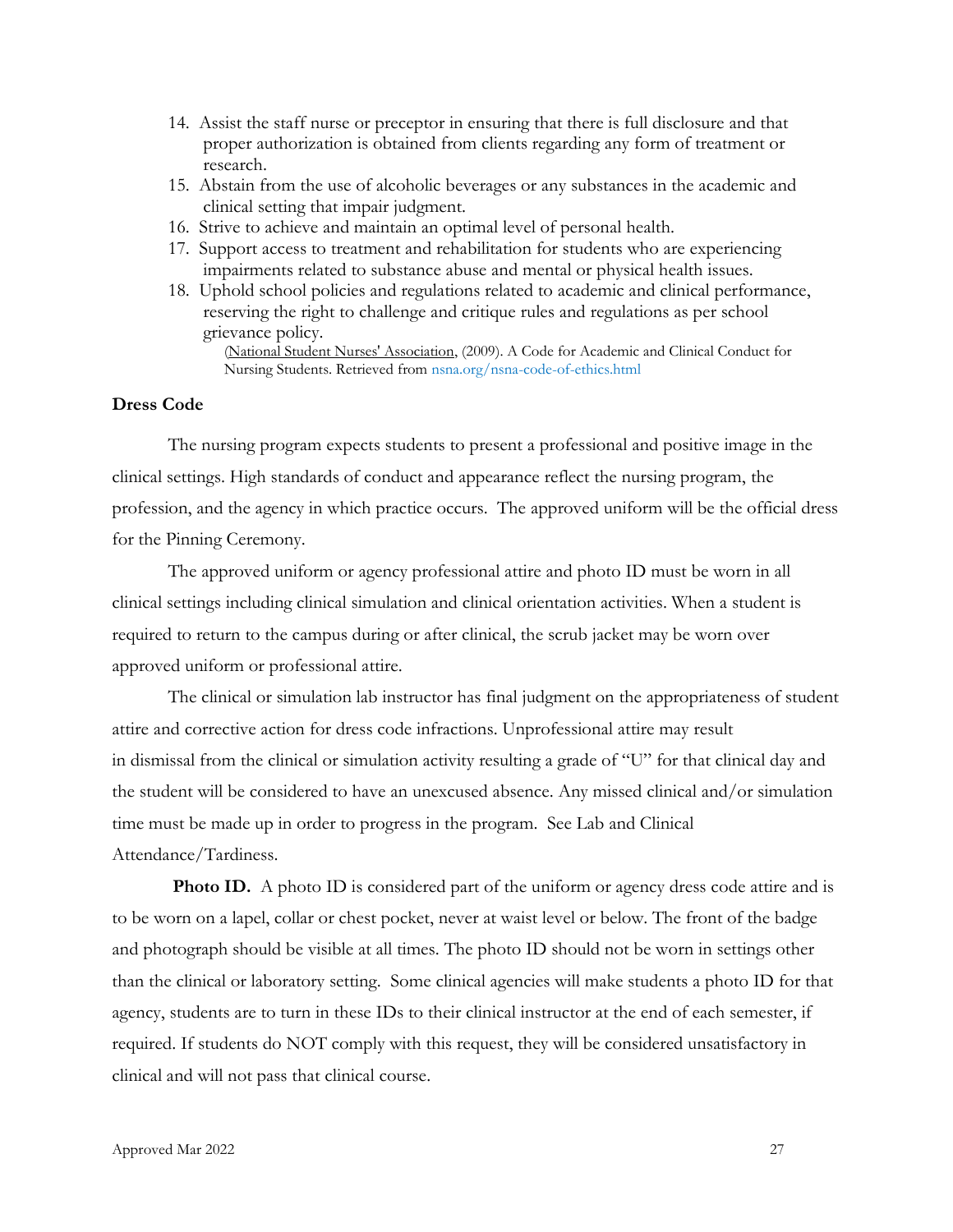14. Assist the staff nurse or preceptor in ensuring that there is full disclosure and that proper authorization is obtained from clients regarding any form of treatment or research.
15. Abstain from the use of alcoholic beverages or any substances in the academic and clinical setting that impair judgment.
16. Strive to achieve and maintain an optimal level of personal health.
17. Support access to treatment and rehabilitation for students who are experiencing impairments related to substance abuse and mental or physical health issues.
18. Uphold school policies and regulations related to academic and clinical performance, reserving the right to challenge and critique rules and regulations as per school grievance policy.

    (National Student Nurses' Association, (2009). A Code for Academic and Clinical Conduct for Nursing Students. Retrieved from nsna.org/nsna-code-of-ethics.html

**Dress Code**

The nursing program expects students to present a professional and positive image in the clinical settings. High standards of conduct and appearance reflect the nursing program, the profession, and the agency in which practice occurs. The approved uniform will be the official dress for the Pinning Ceremony.

The approved uniform or agency professional attire and photo ID must be worn in all clinical settings including clinical simulation and clinical orientation activities. When a student is required to return to the campus during or after clinical, the scrub jacket may be worn over approved uniform or professional attire.

The clinical or simulation lab instructor has final judgment on the appropriateness of student attire and corrective action for dress code infractions. Unprofessional attire may result in dismissal from the clinical or simulation activity resulting a grade of "U" for that clinical day and the student will be considered to have an unexcused absence. Any missed clinical and/or simulation time must be made up in order to progress in the program. See Lab and Clinical Attendance/Tardiness.

**Photo ID.** A photo ID is considered part of the uniform or agency dress code attire and is to be worn on a lapel, collar or chest pocket, never at waist level or below. The front of the badge and photograph should be visible at all times. The photo ID should not be worn in settings other than the clinical or laboratory setting. Some clinical agencies will make students a photo ID for that agency, students are to turn in these IDs to their clinical instructor at the end of each semester, if required. If students do NOT comply with this request, they will be considered unsatisfactory in clinical and will not pass that clinical course.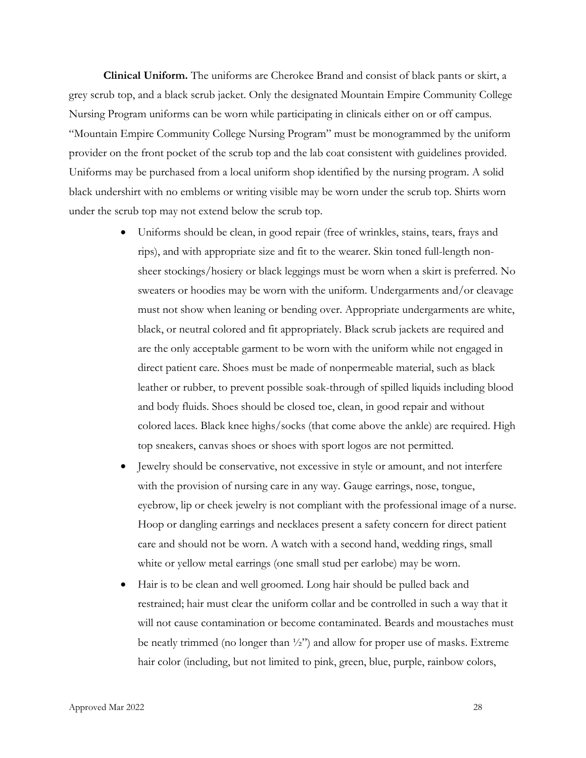**Clinical Uniform.** The uniforms are Cherokee Brand and consist of black pants or skirt, a grey scrub top, and a black scrub jacket. Only the designated Mountain Empire Community College Nursing Program uniforms can be worn while participating in clinicals either on or off campus. "Mountain Empire Community College Nursing Program" must be monogrammed by the uniform provider on the front pocket of the scrub top and the lab coat consistent with guidelines provided. Uniforms may be purchased from a local uniform shop identified by the nursing program. A solid black undershirt with no emblems or writing visible may be worn under the scrub top. Shirts worn under the scrub top may not extend below the scrub top.

- Uniforms should be clean, in good repair (free of wrinkles, stains, tears, frays and rips), and with appropriate size and fit to the wearer. Skin toned full-length non-sheer stockings/hosiery or black leggings must be worn when a skirt is preferred. No sweaters or hoodies may be worn with the uniform. Undergarments and/or cleavage must not show when leaning or bending over. Appropriate undergarments are white, black, or neutral colored and fit appropriately. Black scrub jackets are required and are the only acceptable garment to be worn with the uniform while not engaged in direct patient care. Shoes must be made of nonpermeable material, such as black leather or rubber, to prevent possible soak-through of spilled liquids including blood and body fluids. Shoes should be closed toe, clean, in good repair and without colored laces. Black knee highs/socks (that come above the ankle) are required. High top sneakers, canvas shoes or shoes with sport logos are not permitted.
- Jewelry should be conservative, not excessive in style or amount, and not interfere with the provision of nursing care in any way. Gauge earrings, nose, tongue, eyebrow, lip or cheek jewelry is not compliant with the professional image of a nurse. Hoop or dangling earrings and necklaces present a safety concern for direct patient care and should not be worn. A watch with a second hand, wedding rings, small white or yellow metal earrings (one small stud per earlobe) may be worn.
- Hair is to be clean and well groomed. Long hair should be pulled back and restrained; hair must clear the uniform collar and be controlled in such a way that it will not cause contamination or become contaminated. Beards and moustaches must be neatly trimmed (no longer than ½") and allow for proper use of masks. Extreme hair color (including, but not limited to pink, green, blue, purple, rainbow colors,

Approved Mar 2022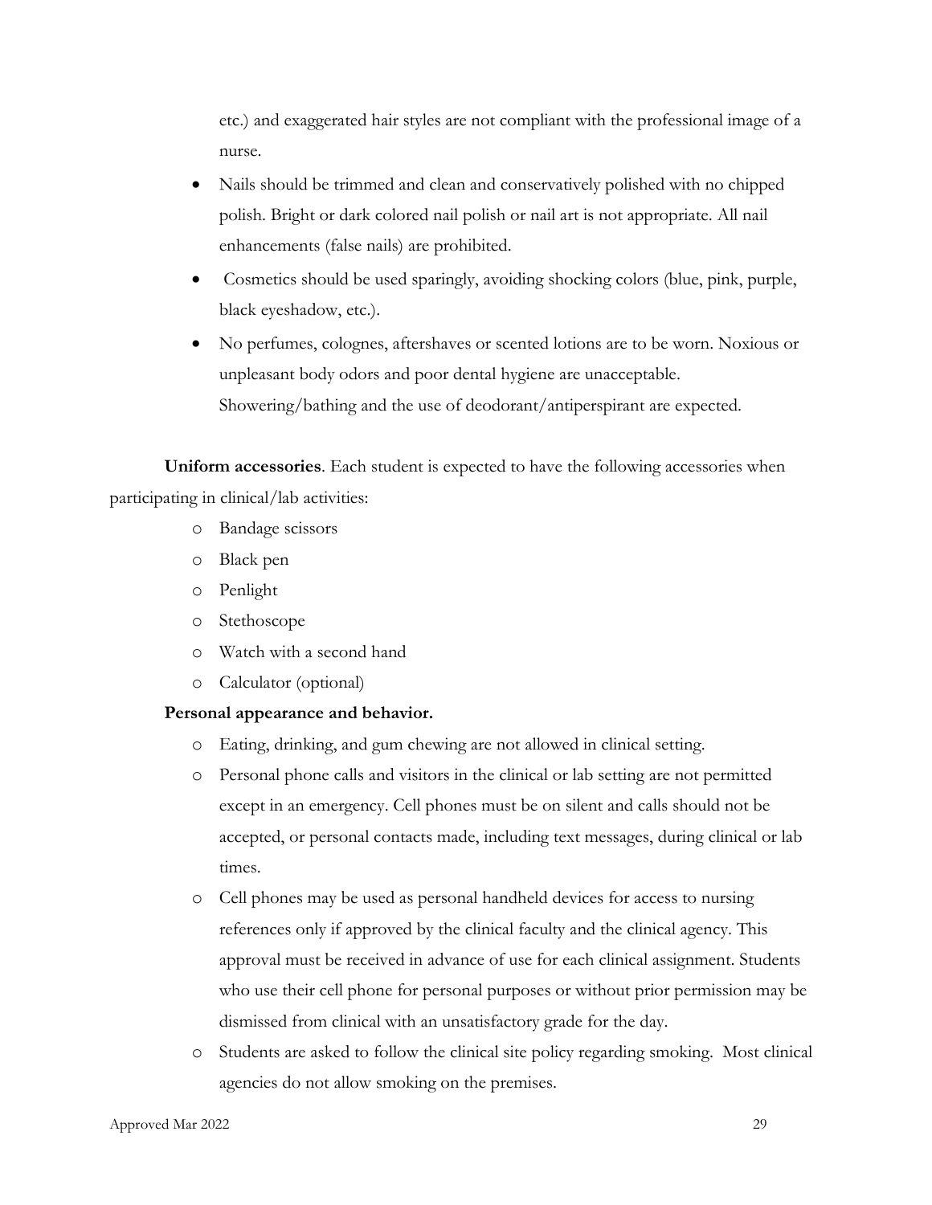etc.) and exaggerated hair styles are not compliant with the professional image of a nurse.

- Nails should be trimmed and clean and conservatively polished with no chipped polish. Bright or dark colored nail polish or nail art is not appropriate. All nail enhancements (false nails) are prohibited.
- Cosmetics should be used sparingly, avoiding shocking colors (blue, pink, purple, black eyeshadow, etc.).
- No perfumes, colognes, aftershaves or scented lotions are to be worn. Noxious or unpleasant body odors and poor dental hygiene are unacceptable. Showering/bathing and the use of deodorant/antiperspirant are expected.

**Uniform accessories**. Each student is expected to have the following accessories when participating in clinical/lab activities:

- Bandage scissors
- Black pen
- Penlight
- Stethoscope
- Watch with a second hand
- Calculator (optional)

**Personal appearance and behavior.**

- Eating, drinking, and gum chewing are not allowed in clinical setting.
- Personal phone calls and visitors in the clinical or lab setting are not permitted except in an emergency. Cell phones must be on silent and calls should not be accepted, or personal contacts made, including text messages, during clinical or lab times.
- Cell phones may be used as personal handheld devices for access to nursing references only if approved by the clinical faculty and the clinical agency. This approval must be received in advance of use for each clinical assignment. Students who use their cell phone for personal purposes or without prior permission may be dismissed from clinical with an unsatisfactory grade for the day.
- Students are asked to follow the clinical site policy regarding smoking. Most clinical agencies do not allow smoking on the premises.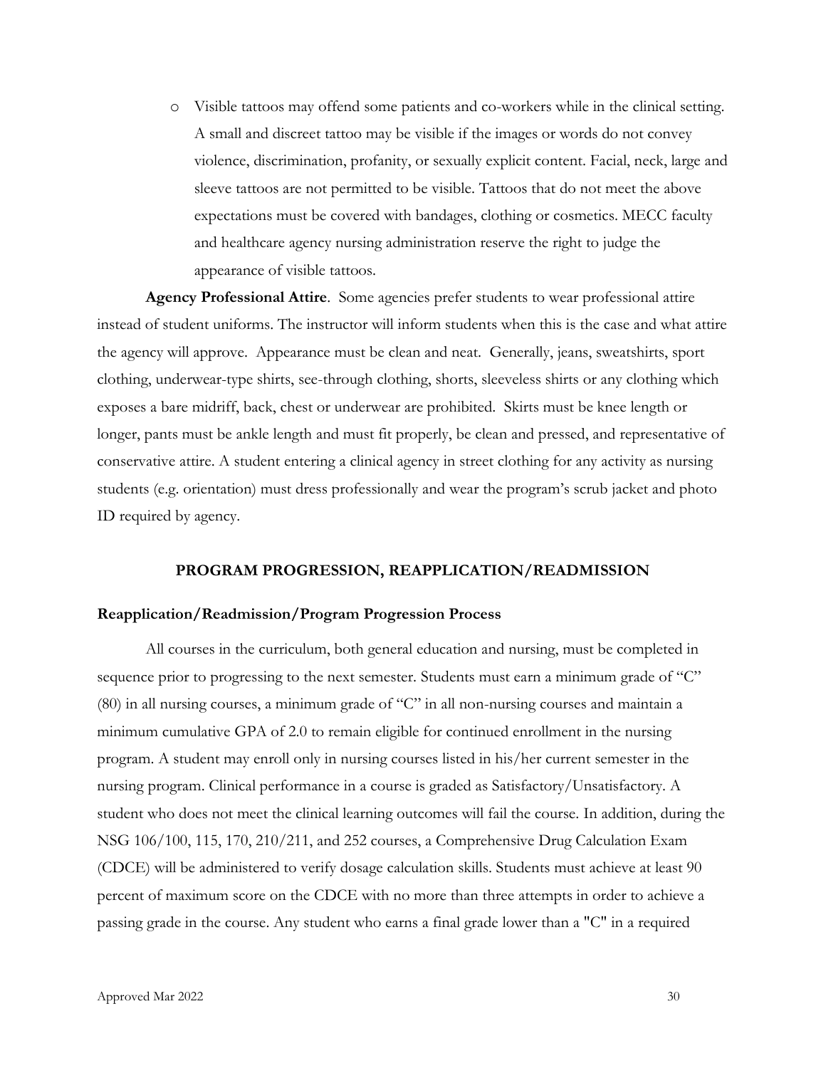- Visible tattoos may offend some patients and co-workers while in the clinical setting. A small and discreet tattoo may be visible if the images or words do not convey violence, discrimination, profanity, or sexually explicit content. Facial, neck, large and sleeve tattoos are not permitted to be visible. Tattoos that do not meet the above expectations must be covered with bandages, clothing or cosmetics. MECC faculty and healthcare agency nursing administration reserve the right to judge the appearance of visible tattoos.

**Agency Professional Attire**. Some agencies prefer students to wear professional attire instead of student uniforms. The instructor will inform students when this is the case and what attire the agency will approve. Appearance must be clean and neat. Generally, jeans, sweatshirts, sport clothing, underwear-type shirts, see-through clothing, shorts, sleeveless shirts or any clothing which exposes a bare midriff, back, chest or underwear are prohibited. Skirts must be knee length or longer, pants must be ankle length and must fit properly, be clean and pressed, and representative of conservative attire. A student entering a clinical agency in street clothing for any activity as nursing students (e.g. orientation) must dress professionally and wear the program's scrub jacket and photo ID required by agency.

## PROGRAM PROGRESSION, REAPPLICATION/READMISSION

### Reapplication/Readmission/Program Progression Process

All courses in the curriculum, both general education and nursing, must be completed in sequence prior to progressing to the next semester. Students must earn a minimum grade of "C" (80) in all nursing courses, a minimum grade of "C" in all non-nursing courses and maintain a minimum cumulative GPA of 2.0 to remain eligible for continued enrollment in the nursing program. A student may enroll only in nursing courses listed in his/her current semester in the nursing program. Clinical performance in a course is graded as Satisfactory/Unsatisfactory. A student who does not meet the clinical learning outcomes will fail the course. In addition, during the NSG 106/100, 115, 170, 210/211, and 252 courses, a Comprehensive Drug Calculation Exam (CDCE) will be administered to verify dosage calculation skills. Students must achieve at least 90 percent of maximum score on the CDCE with no more than three attempts in order to achieve a passing grade in the course. Any student who earns a final grade lower than a "C" in a required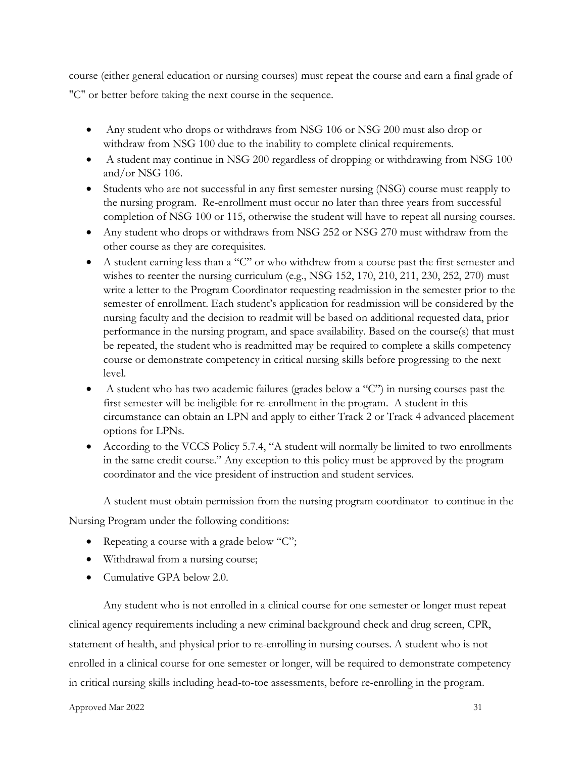course (either general education or nursing courses) must repeat the course and earn a final grade of "C" or better before taking the next course in the sequence.

- Any student who drops or withdraws from NSG 106 or NSG 200 must also drop or withdraw from NSG 100 due to the inability to complete clinical requirements.
- A student may continue in NSG 200 regardless of dropping or withdrawing from NSG 100 and/or NSG 106.
- Students who are not successful in any first semester nursing (NSG) course must reapply to the nursing program. Re-enrollment must occur no later than three years from successful completion of NSG 100 or 115, otherwise the student will have to repeat all nursing courses.
- Any student who drops or withdraws from NSG 252 or NSG 270 must withdraw from the other course as they are corequisites.
- A student earning less than a "C" or who withdrew from a course past the first semester and wishes to reenter the nursing curriculum (e.g., NSG 152, 170, 210, 211, 230, 252, 270) must write a letter to the Program Coordinator requesting readmission in the semester prior to the semester of enrollment. Each student's application for readmission will be considered by the nursing faculty and the decision to readmit will be based on additional requested data, prior performance in the nursing program, and space availability. Based on the course(s) that must be repeated, the student who is readmitted may be required to complete a skills competency course or demonstrate competency in critical nursing skills before progressing to the next level.
- A student who has two academic failures (grades below a "C") in nursing courses past the first semester will be ineligible for re-enrollment in the program. A student in this circumstance can obtain an LPN and apply to either Track 2 or Track 4 advanced placement options for LPNs.
- According to the VCCS Policy 5.7.4, "A student will normally be limited to two enrollments in the same credit course." Any exception to this policy must be approved by the program coordinator and the vice president of instruction and student services.

A student must obtain permission from the nursing program coordinator to continue in the Nursing Program under the following conditions:

- Repeating a course with a grade below "C";
- Withdrawal from a nursing course;
- Cumulative GPA below 2.0.

Any student who is not enrolled in a clinical course for one semester or longer must repeat clinical agency requirements including a new criminal background check and drug screen, CPR, statement of health, and physical prior to re-enrolling in nursing courses. A student who is not enrolled in a clinical course for one semester or longer, will be required to demonstrate competency in critical nursing skills including head-to-toe assessments, before re-enrolling in the program.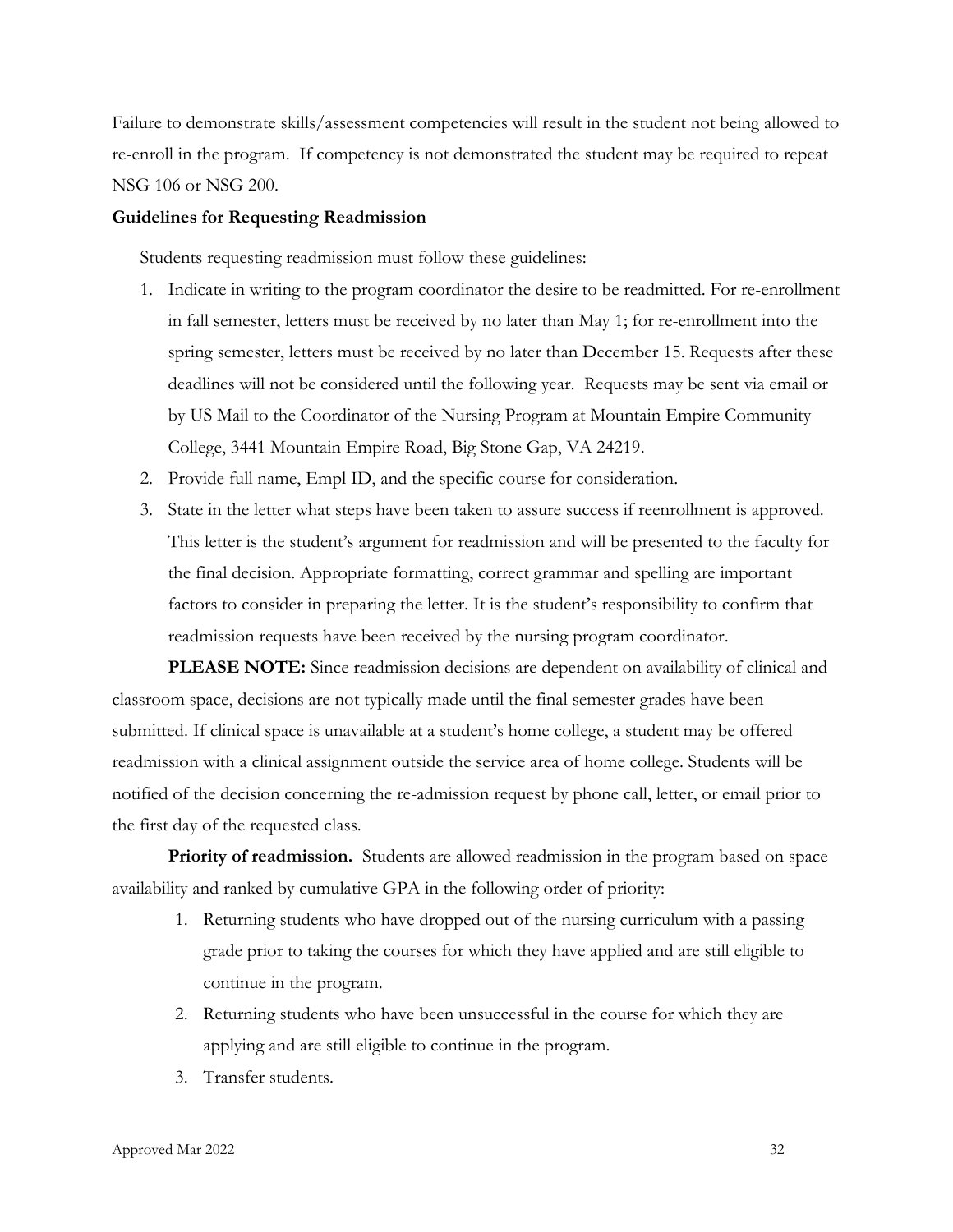Failure to demonstrate skills/assessment competencies will result in the student not being allowed to re-enroll in the program. If competency is not demonstrated the student may be required to repeat NSG 106 or NSG 200.

**Guidelines for Requesting Readmission**

Students requesting readmission must follow these guidelines:

1. Indicate in writing to the program coordinator the desire to be readmitted. For re-enrollment in fall semester, letters must be received by no later than May 1; for re-enrollment into the spring semester, letters must be received by no later than December 15. Requests after these deadlines will not be considered until the following year. Requests may be sent via email or by US Mail to the Coordinator of the Nursing Program at Mountain Empire Community College, 3441 Mountain Empire Road, Big Stone Gap, VA 24219.
2. Provide full name, Empl ID, and the specific course for consideration.
3. State in the letter what steps have been taken to assure success if reenrollment is approved. This letter is the student's argument for readmission and will be presented to the faculty for the final decision. Appropriate formatting, correct grammar and spelling are important factors to consider in preparing the letter. It is the student's responsibility to confirm that readmission requests have been received by the nursing program coordinator.

**PLEASE NOTE:** Since readmission decisions are dependent on availability of clinical and classroom space, decisions are not typically made until the final semester grades have been submitted. If clinical space is unavailable at a student's home college, a student may be offered readmission with a clinical assignment outside the service area of home college. Students will be notified of the decision concerning the re-admission request by phone call, letter, or email prior to the first day of the requested class.

**Priority of readmission.** Students are allowed readmission in the program based on space availability and ranked by cumulative GPA in the following order of priority:

1. Returning students who have dropped out of the nursing curriculum with a passing grade prior to taking the courses for which they have applied and are still eligible to continue in the program.
2. Returning students who have been unsuccessful in the course for which they are applying and are still eligible to continue in the program.
3. Transfer students.

Approved Mar 2022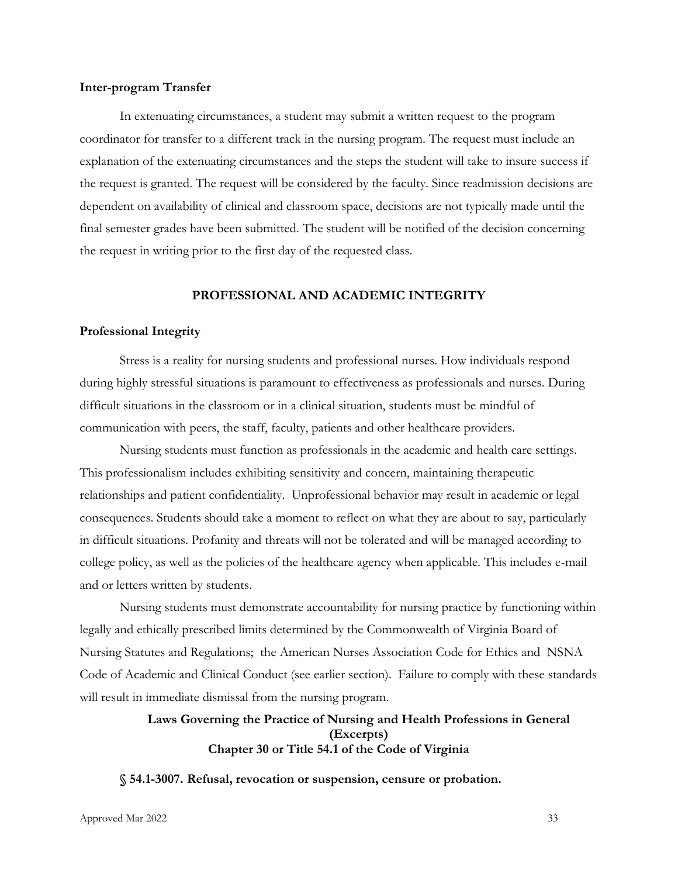**Inter-program Transfer**

In extenuating circumstances, a student may submit a written request to the program coordinator for transfer to a different track in the nursing program. The request must include an explanation of the extenuating circumstances and the steps the student will take to insure success if the request is granted. The request will be considered by the faculty. Since readmission decisions are dependent on availability of clinical and classroom space, decisions are not typically made until the final semester grades have been submitted. The student will be notified of the decision concerning the request in writing prior to the first day of the requested class.

## PROFESSIONAL AND ACADEMIC INTEGRITY

**Professional Integrity**

Stress is a reality for nursing students and professional nurses. How individuals respond during highly stressful situations is paramount to effectiveness as professionals and nurses. During difficult situations in the classroom or in a clinical situation, students must be mindful of communication with peers, the staff, faculty, patients and other healthcare providers.

Nursing students must function as professionals in the academic and health care settings. This professionalism includes exhibiting sensitivity and concern, maintaining therapeutic relationships and patient confidentiality. Unprofessional behavior may result in academic or legal consequences. Students should take a moment to reflect on what they are about to say, particularly in difficult situations. Profanity and threats will not be tolerated and will be managed according to college policy, as well as the policies of the healthcare agency when applicable. This includes e-mail and or letters written by students.

Nursing students must demonstrate accountability for nursing practice by functioning within legally and ethically prescribed limits determined by the Commonwealth of Virginia Board of Nursing Statutes and Regulations; the American Nurses Association Code for Ethics and NSNA Code of Academic and Clinical Conduct (see earlier section). Failure to comply with these standards will result in immediate dismissal from the nursing program.

**Laws Governing the Practice of Nursing and Health Professions in General (Excerpts)**
**Chapter 30 or Title 54.1 of the Code of Virginia**

**§ 54.1-3007. Refusal, revocation or suspension, censure or probation.**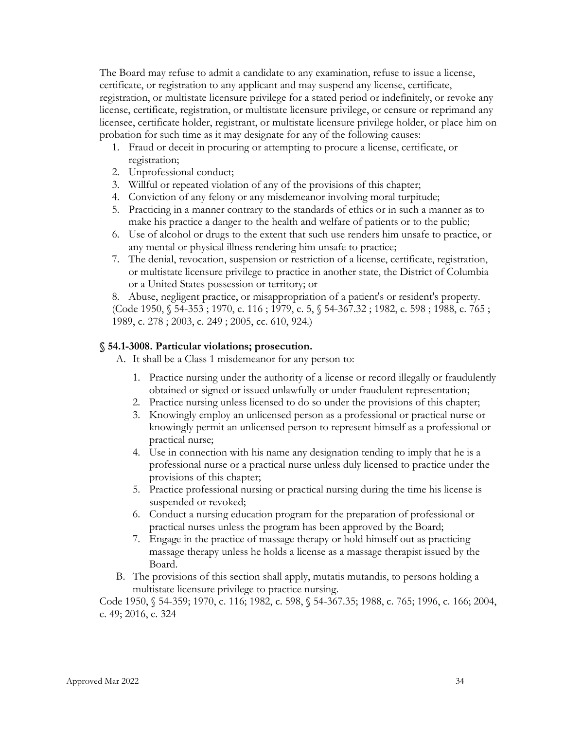The Board may refuse to admit a candidate to any examination, refuse to issue a license, certificate, or registration to any applicant and may suspend any license, certificate, registration, or multistate licensure privilege for a stated period or indefinitely, or revoke any license, certificate, registration, or multistate licensure privilege, or censure or reprimand any licensee, certificate holder, registrant, or multistate licensure privilege holder, or place him on probation for such time as it may designate for any of the following causes:

1. Fraud or deceit in procuring or attempting to procure a license, certificate, or registration;
2. Unprofessional conduct;
3. Willful or repeated violation of any of the provisions of this chapter;
4. Conviction of any felony or any misdemeanor involving moral turpitude;
5. Practicing in a manner contrary to the standards of ethics or in such a manner as to make his practice a danger to the health and welfare of patients or to the public;
6. Use of alcohol or drugs to the extent that such use renders him unsafe to practice, or any mental or physical illness rendering him unsafe to practice;
7. The denial, revocation, suspension or restriction of a license, certificate, registration, or multistate licensure privilege to practice in another state, the District of Columbia or a United States possession or territory; or
8. Abuse, negligent practice, or misappropriation of a patient's or resident's property.

(Code 1950, § 54-353 ; 1970, c. 116 ; 1979, c. 5, § 54-367.32 ; 1982, c. 598 ; 1988, c. 765 ; 1989, c. 278 ; 2003, c. 249 ; 2005, cc. 610, 924.)

### § 54.1-3008. Particular violations; prosecution.

A. It shall be a Class 1 misdemeanor for any person to:

1. Practice nursing under the authority of a license or record illegally or fraudulently obtained or signed or issued unlawfully or under fraudulent representation;
2. Practice nursing unless licensed to do so under the provisions of this chapter;
3. Knowingly employ an unlicensed person as a professional or practical nurse or knowingly permit an unlicensed person to represent himself as a professional or practical nurse;
4. Use in connection with his name any designation tending to imply that he is a professional nurse or a practical nurse unless duly licensed to practice under the provisions of this chapter;
5. Practice professional nursing or practical nursing during the time his license is suspended or revoked;
6. Conduct a nursing education program for the preparation of professional or practical nurses unless the program has been approved by the Board;
7. Engage in the practice of massage therapy or hold himself out as practicing massage therapy unless he holds a license as a massage therapist issued by the Board.

B. The provisions of this section shall apply, mutatis mutandis, to persons holding a multistate licensure privilege to practice nursing.

Code 1950, § 54-359; 1970, c. 116; 1982, c. 598, § 54-367.35; 1988, c. 765; 1996, c. 166; 2004, c. 49; 2016, c. 324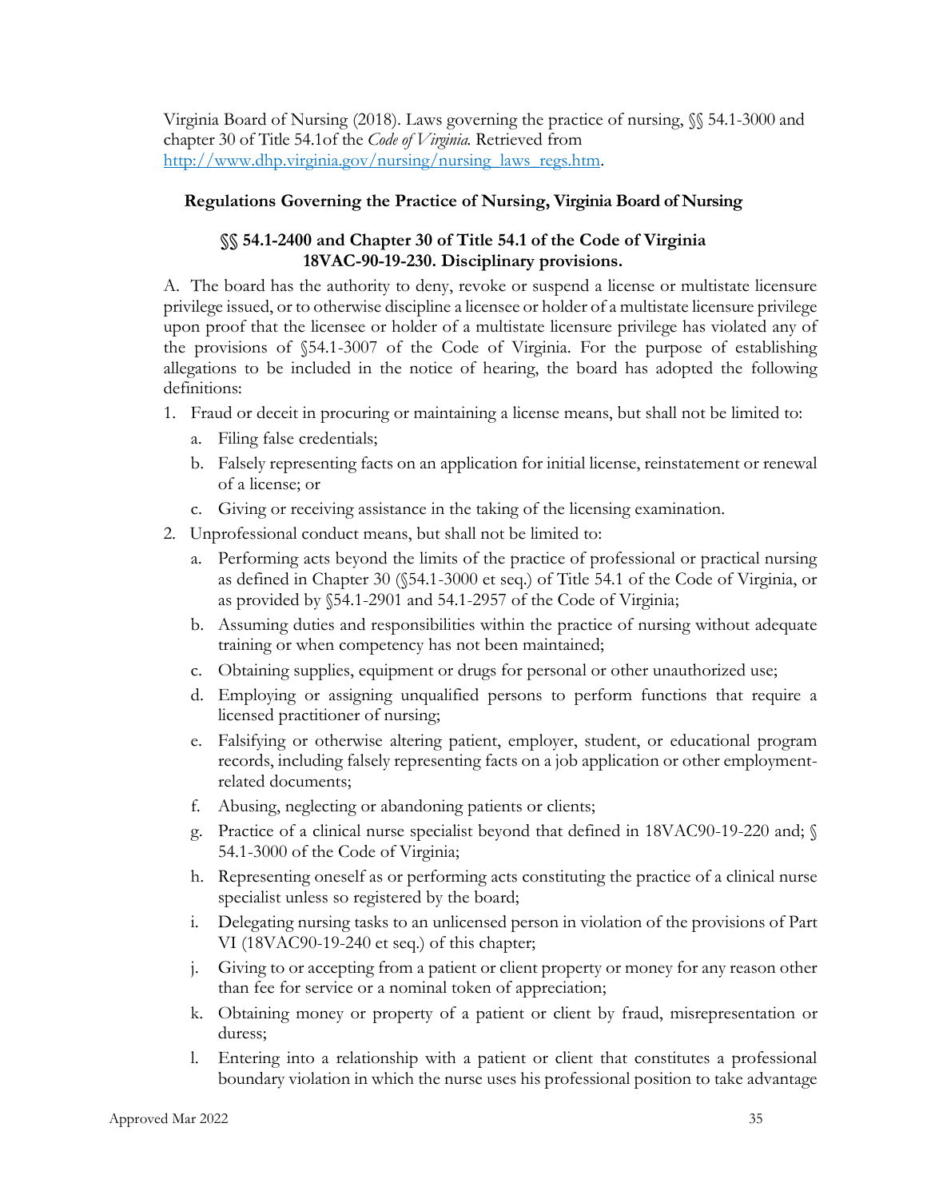Virginia Board of Nursing (2018). Laws governing the practice of nursing, §§ 54.1-3000 and chapter 30 of Title 54.1of the *Code of Virginia.* Retrieved from [http://www.dhp.virginia.gov/nursing/nursing_laws_regs.htm](http://www.dhp.virginia.gov/nursing/nursing_laws_regs.htm).

## Regulations Governing the Practice of Nursing, Virginia Board of Nursing

### §§ 54.1-2400 and Chapter 30 of Title 54.1 of the Code of Virginia 18VAC-90-19-230. Disciplinary provisions.

A. The board has the authority to deny, revoke or suspend a license or multistate licensure privilege issued, or to otherwise discipline a licensee or holder of a multistate licensure privilege upon proof that the licensee or holder of a multistate licensure privilege has violated any of the provisions of §54.1-3007 of the Code of Virginia. For the purpose of establishing allegations to be included in the notice of hearing, the board has adopted the following definitions:

1. Fraud or deceit in procuring or maintaining a license means, but shall not be limited to:
   a. Filing false credentials;
   b. Falsely representing facts on an application for initial license, reinstatement or renewal of a license; or
   c. Giving or receiving assistance in the taking of the licensing examination.
2. Unprofessional conduct means, but shall not be limited to:
   a. Performing acts beyond the limits of the practice of professional or practical nursing as defined in Chapter 30 (§54.1-3000 et seq.) of Title 54.1 of the Code of Virginia, or as provided by §54.1-2901 and 54.1-2957 of the Code of Virginia;
   b. Assuming duties and responsibilities within the practice of nursing without adequate training or when competency has not been maintained;
   c. Obtaining supplies, equipment or drugs for personal or other unauthorized use;
   d. Employing or assigning unqualified persons to perform functions that require a licensed practitioner of nursing;
   e. Falsifying or otherwise altering patient, employer, student, or educational program records, including falsely representing facts on a job application or other employment-related documents;
   f. Abusing, neglecting or abandoning patients or clients;
   g. Practice of a clinical nurse specialist beyond that defined in 18VAC90-19-220 and; § 54.1-3000 of the Code of Virginia;
   h. Representing oneself as or performing acts constituting the practice of a clinical nurse specialist unless so registered by the board;
   i. Delegating nursing tasks to an unlicensed person in violation of the provisions of Part VI (18VAC90-19-240 et seq.) of this chapter;
   j. Giving to or accepting from a patient or client property or money for any reason other than fee for service or a nominal token of appreciation;
   k. Obtaining money or property of a patient or client by fraud, misrepresentation or duress;
   l. Entering into a relationship with a patient or client that constitutes a professional boundary violation in which the nurse uses his professional position to take advantage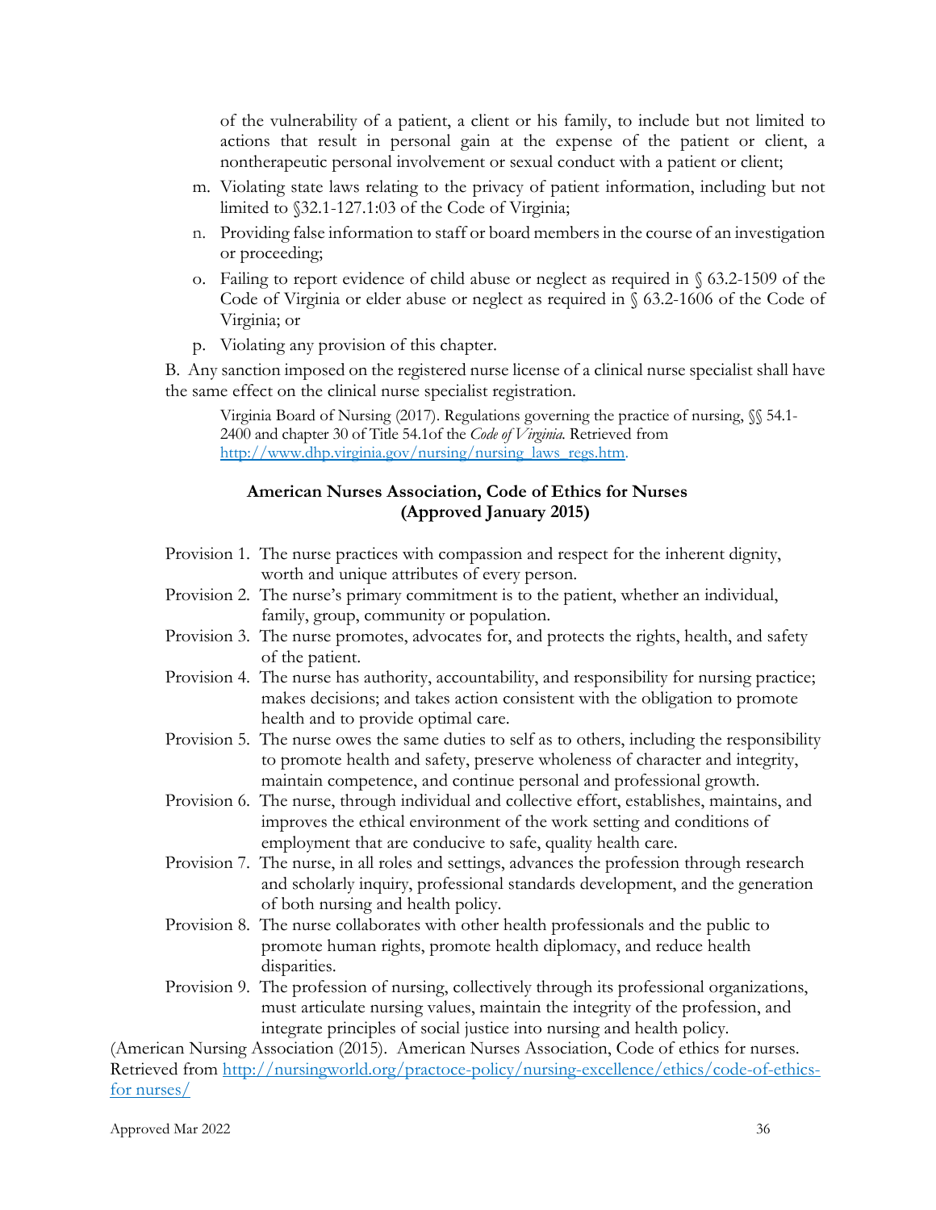of the vulnerability of a patient, a client or his family, to include but not limited to actions that result in personal gain at the expense of the patient or client, a nontherapeutic personal involvement or sexual conduct with a patient or client;

m. Violating state laws relating to the privacy of patient information, including but not limited to §32.1-127.1:03 of the Code of Virginia;

n. Providing false information to staff or board members in the course of an investigation or proceeding;

o. Failing to report evidence of child abuse or neglect as required in § 63.2-1509 of the Code of Virginia or elder abuse or neglect as required in § 63.2-1606 of the Code of Virginia; or

p. Violating any provision of this chapter.

B. Any sanction imposed on the registered nurse license of a clinical nurse specialist shall have the same effect on the clinical nurse specialist registration.

Virginia Board of Nursing (2017). Regulations governing the practice of nursing, §§ 54.1-2400 and chapter 30 of Title 54.1of the *Code of Virginia*. Retrieved from http://www.dhp.virginia.gov/nursing/nursing_laws_regs.htm.

**American Nurses Association, Code of Ethics for Nurses (Approved January 2015)**

Provision 1. The nurse practices with compassion and respect for the inherent dignity, worth and unique attributes of every person.

Provision 2. The nurse's primary commitment is to the patient, whether an individual, family, group, community or population.

Provision 3. The nurse promotes, advocates for, and protects the rights, health, and safety of the patient.

Provision 4. The nurse has authority, accountability, and responsibility for nursing practice; makes decisions; and takes action consistent with the obligation to promote health and to provide optimal care.

Provision 5. The nurse owes the same duties to self as to others, including the responsibility to promote health and safety, preserve wholeness of character and integrity, maintain competence, and continue personal and professional growth.

Provision 6. The nurse, through individual and collective effort, establishes, maintains, and improves the ethical environment of the work setting and conditions of employment that are conducive to safe, quality health care.

Provision 7. The nurse, in all roles and settings, advances the profession through research and scholarly inquiry, professional standards development, and the generation of both nursing and health policy.

Provision 8. The nurse collaborates with other health professionals and the public to promote human rights, promote health diplomacy, and reduce health disparities.

Provision 9. The profession of nursing, collectively through its professional organizations, must articulate nursing values, maintain the integrity of the profession, and integrate principles of social justice into nursing and health policy.

(American Nursing Association (2015). American Nurses Association, Code of ethics for nurses. Retrieved from http://nursingworld.org/practoce-policy/nursing-excellence/ethics/code-of-ethics-for nurses/

Approved Mar 2022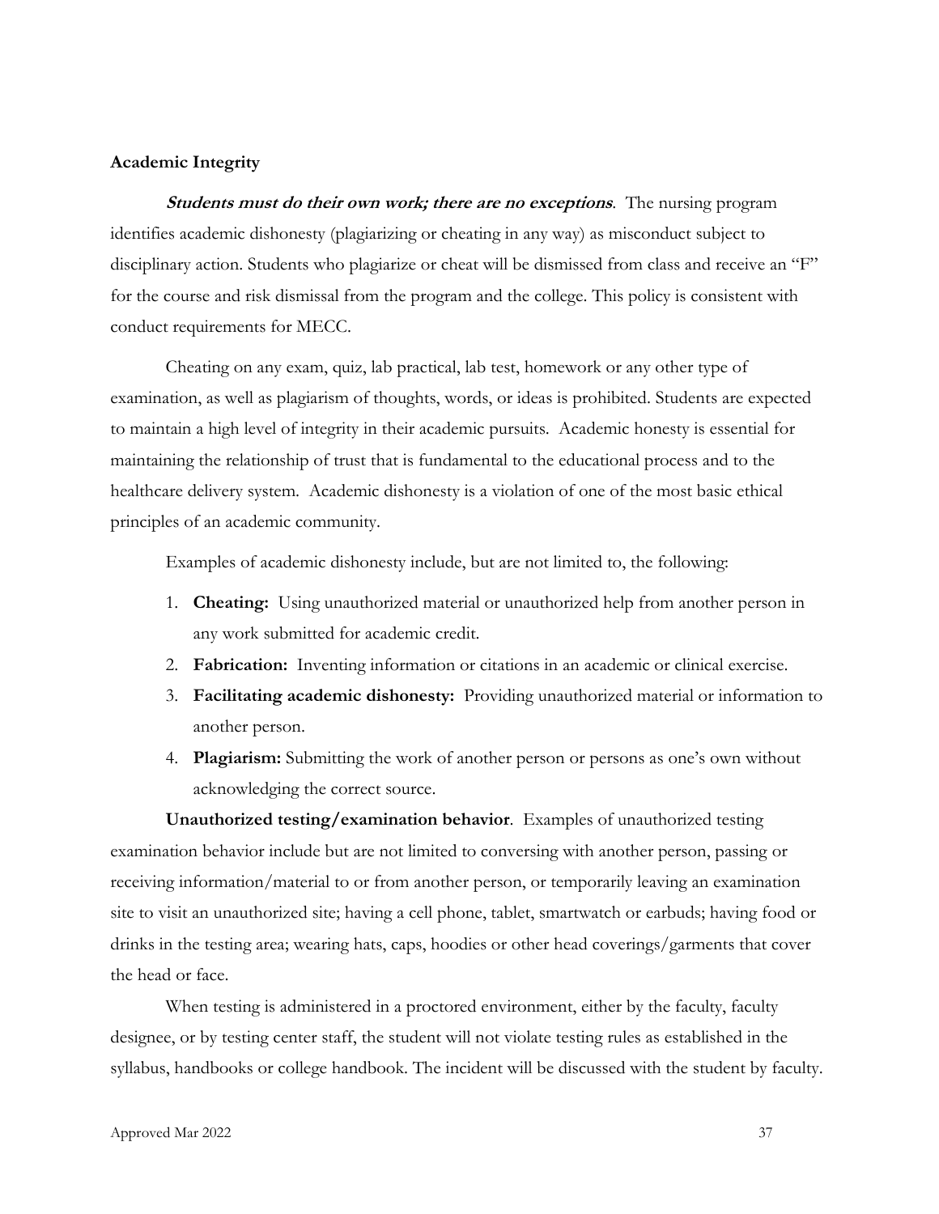**Academic Integrity**

***Students must do their own work; there are no exceptions***. The nursing program identifies academic dishonesty (plagiarizing or cheating in any way) as misconduct subject to disciplinary action. Students who plagiarize or cheat will be dismissed from class and receive an "F" for the course and risk dismissal from the program and the college. This policy is consistent with conduct requirements for MECC.

Cheating on any exam, quiz, lab practical, lab test, homework or any other type of examination, as well as plagiarism of thoughts, words, or ideas is prohibited. Students are expected to maintain a high level of integrity in their academic pursuits. Academic honesty is essential for maintaining the relationship of trust that is fundamental to the educational process and to the healthcare delivery system. Academic dishonesty is a violation of one of the most basic ethical principles of an academic community.

Examples of academic dishonesty include, but are not limited to, the following:

1. **Cheating:** Using unauthorized material or unauthorized help from another person in any work submitted for academic credit.
2. **Fabrication:** Inventing information or citations in an academic or clinical exercise.
3. **Facilitating academic dishonesty:** Providing unauthorized material or information to another person.
4. **Plagiarism:** Submitting the work of another person or persons as one's own without acknowledging the correct source.

**Unauthorized testing/examination behavior**. Examples of unauthorized testing examination behavior include but are not limited to conversing with another person, passing or receiving information/material to or from another person, or temporarily leaving an examination site to visit an unauthorized site; having a cell phone, tablet, smartwatch or earbuds; having food or drinks in the testing area; wearing hats, caps, hoodies or other head coverings/garments that cover the head or face.

When testing is administered in a proctored environment, either by the faculty, faculty designee, or by testing center staff, the student will not violate testing rules as established in the syllabus, handbooks or college handbook. The incident will be discussed with the student by faculty.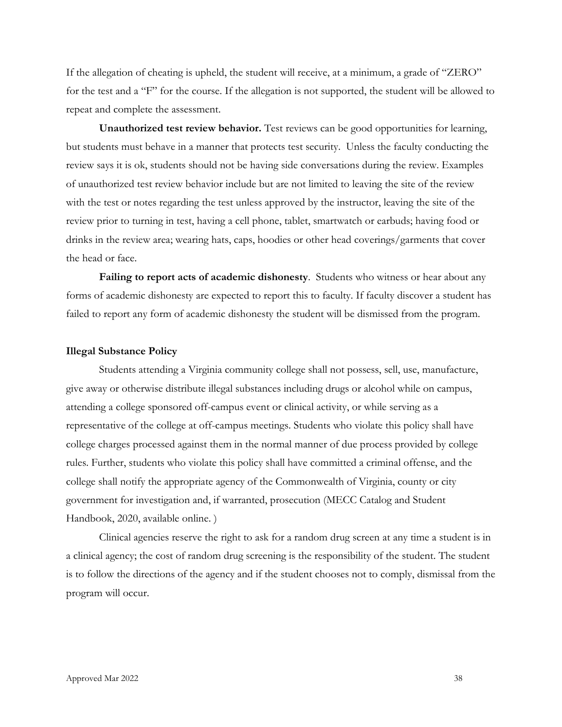If the allegation of cheating is upheld, the student will receive, at a minimum, a grade of "ZERO" for the test and a "F" for the course. If the allegation is not supported, the student will be allowed to repeat and complete the assessment.

**Unauthorized test review behavior.** Test reviews can be good opportunities for learning, but students must behave in a manner that protects test security. Unless the faculty conducting the review says it is ok, students should not be having side conversations during the review. Examples of unauthorized test review behavior include but are not limited to leaving the site of the review with the test or notes regarding the test unless approved by the instructor, leaving the site of the review prior to turning in test, having a cell phone, tablet, smartwatch or earbuds; having food or drinks in the review area; wearing hats, caps, hoodies or other head coverings/garments that cover the head or face.

**Failing to report acts of academic dishonesty**. Students who witness or hear about any forms of academic dishonesty are expected to report this to faculty. If faculty discover a student has failed to report any form of academic dishonesty the student will be dismissed from the program.

**Illegal Substance Policy**

Students attending a Virginia community college shall not possess, sell, use, manufacture, give away or otherwise distribute illegal substances including drugs or alcohol while on campus, attending a college sponsored off-campus event or clinical activity, or while serving as a representative of the college at off-campus meetings. Students who violate this policy shall have college charges processed against them in the normal manner of due process provided by college rules. Further, students who violate this policy shall have committed a criminal offense, and the college shall notify the appropriate agency of the Commonwealth of Virginia, county or city government for investigation and, if warranted, prosecution (MECC Catalog and Student Handbook, 2020, available online. )

Clinical agencies reserve the right to ask for a random drug screen at any time a student is in a clinical agency; the cost of random drug screening is the responsibility of the student. The student is to follow the directions of the agency and if the student chooses not to comply, dismissal from the program will occur.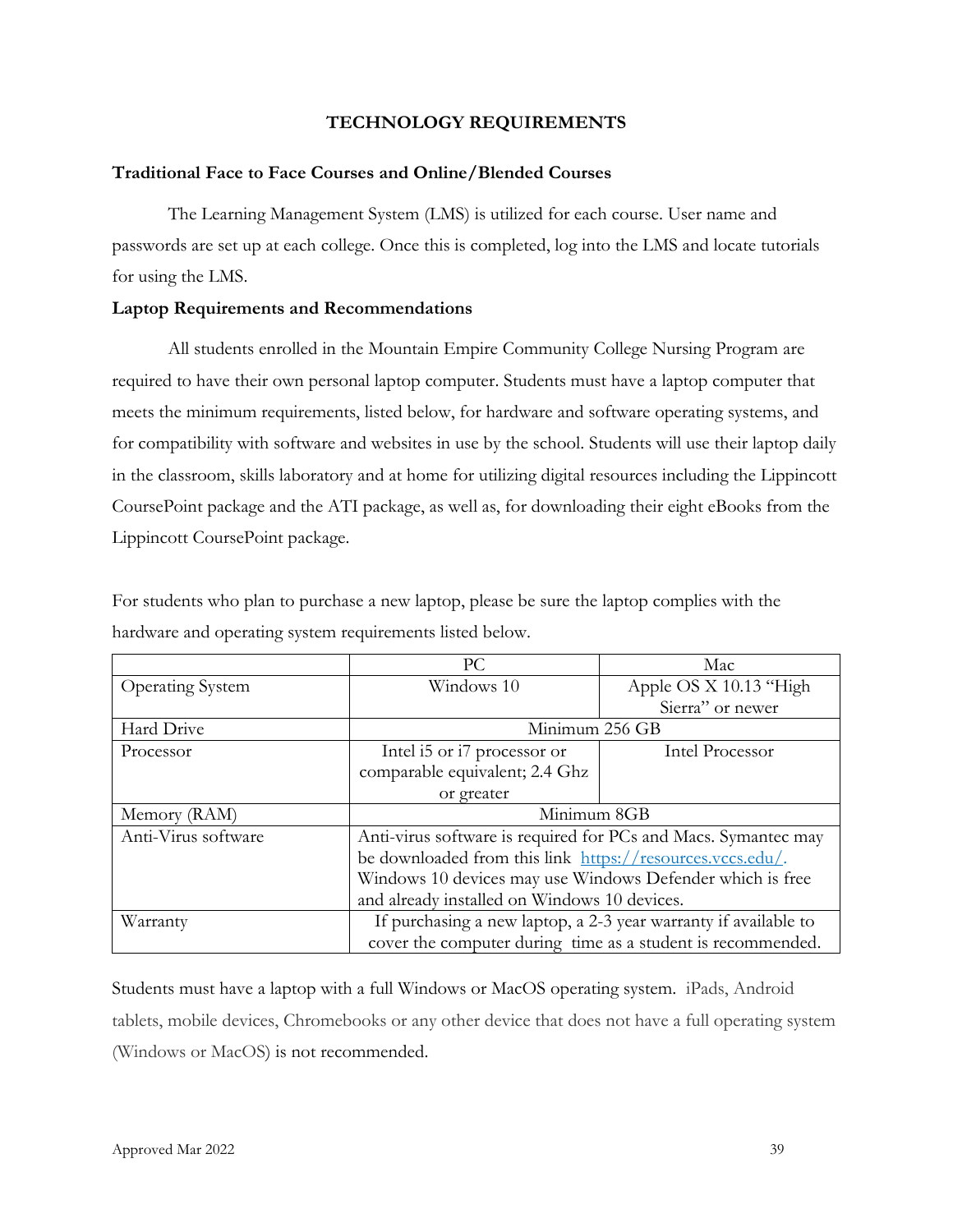# TECHNOLOGY REQUIREMENTS

**Traditional Face to Face Courses and Online/Blended Courses**

The Learning Management System (LMS) is utilized for each course. User name and passwords are set up at each college. Once this is completed, log into the LMS and locate tutorials for using the LMS.

**Laptop Requirements and Recommendations**

All students enrolled in the Mountain Empire Community College Nursing Program are required to have their own personal laptop computer. Students must have a laptop computer that meets the minimum requirements, listed below, for hardware and software operating systems, and for compatibility with software and websites in use by the school. Students will use their laptop daily in the classroom, skills laboratory and at home for utilizing digital resources including the Lippincott CoursePoint package and the ATI package, as well as, for downloading their eight eBooks from the Lippincott CoursePoint package.

For students who plan to purchase a new laptop, please be sure the laptop complies with the hardware and operating system requirements listed below.

| | PC | Mac |
|---|---|---|
| Operating System | Windows 10 | Apple OS X 10.13 “High Sierra” or newer |
| Hard Drive | Minimum 256 GB | |
| Processor | Intel i5 or i7 processor or comparable equivalent; 2.4 Ghz or greater | Intel Processor |
| Memory (RAM) | Minimum 8GB | |
| Anti-Virus software | Anti-virus software is required for PCs and Macs. Symantec may be downloaded from this link https://resources.vccs.edu/. Windows 10 devices may use Windows Defender which is free and already installed on Windows 10 devices. | |
| Warranty | If purchasing a new laptop, a 2-3 year warranty if available to cover the computer during time as a student is recommended. | |

Students must have a laptop with a full Windows or MacOS operating system. iPads, Android tablets, mobile devices, Chromebooks or any other device that does not have a full operating system (Windows or MacOS) is not recommended.

Approved Mar 2022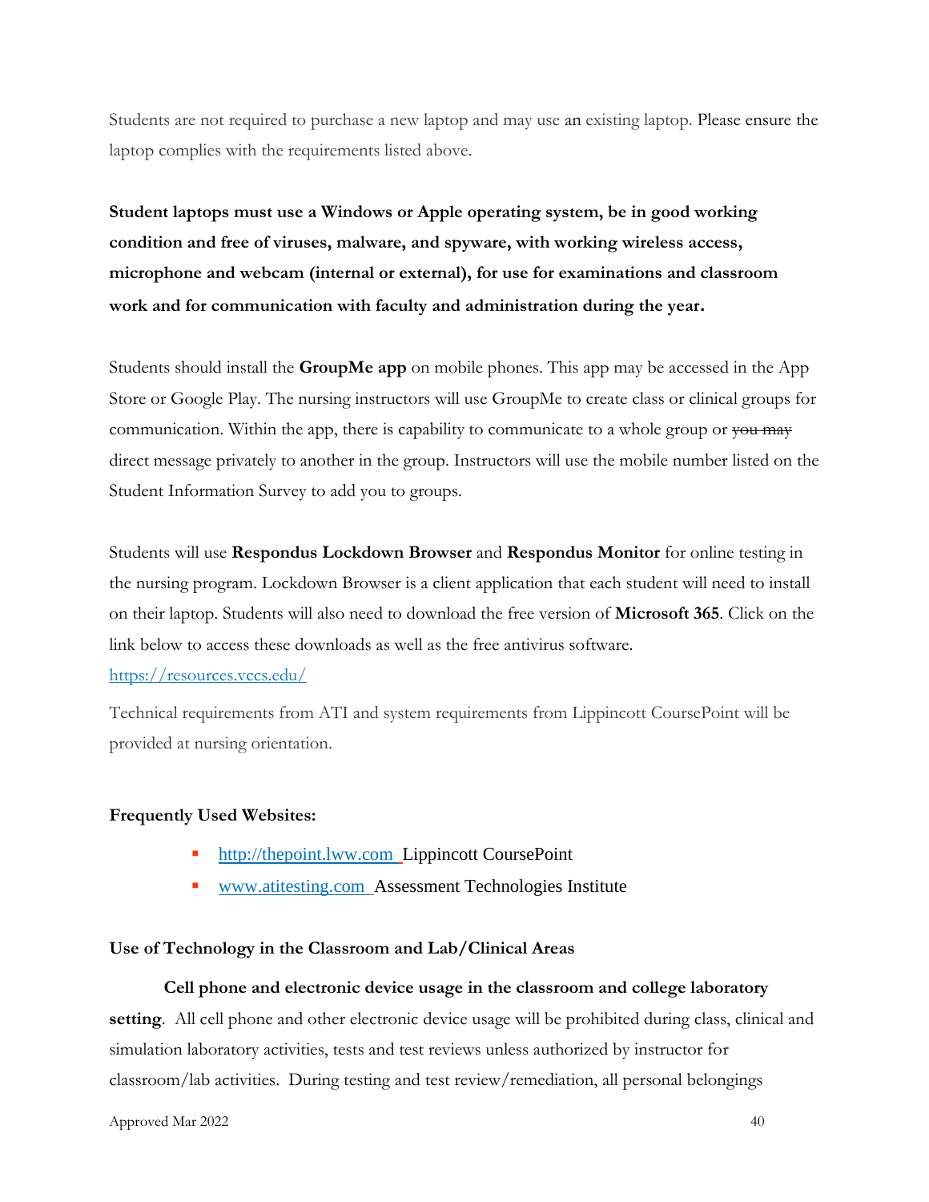Students are not required to purchase a new laptop and may use an existing laptop. Please ensure the laptop complies with the requirements listed above.

**Student laptops must use a Windows or Apple operating system, be in good working condition and free of viruses, malware, and spyware, with working wireless access, microphone and webcam (internal or external), for use for examinations and classroom work and for communication with faculty and administration during the year.**

Students should install the **GroupMe app** on mobile phones. This app may be accessed in the App Store or Google Play. The nursing instructors will use GroupMe to create class or clinical groups for communication. Within the app, there is capability to communicate to a whole group or ~~you may~~ direct message privately to another in the group. Instructors will use the mobile number listed on the Student Information Survey to add you to groups.

Students will use **Respondus Lockdown Browser** and **Respondus Monitor** for online testing in the nursing program. Lockdown Browser is a client application that each student will need to install on their laptop. Students will also need to download the free version of **Microsoft 365**. Click on the link below to access these downloads as well as the free antivirus software.
https://resources.vccs.edu/

Technical requirements from ATI and system requirements from Lippincott CoursePoint will be provided at nursing orientation.

**Frequently Used Websites:**

- http://thepoint.lww.com Lippincott CoursePoint
- www.atitesting.com Assessment Technologies Institute

**Use of Technology in the Classroom and Lab/Clinical Areas**

**Cell phone and electronic device usage in the classroom and college laboratory setting**. All cell phone and other electronic device usage will be prohibited during class, clinical and simulation laboratory activities, tests and test reviews unless authorized by instructor for classroom/lab activities. During testing and test review/remediation, all personal belongings

Approved Mar 2022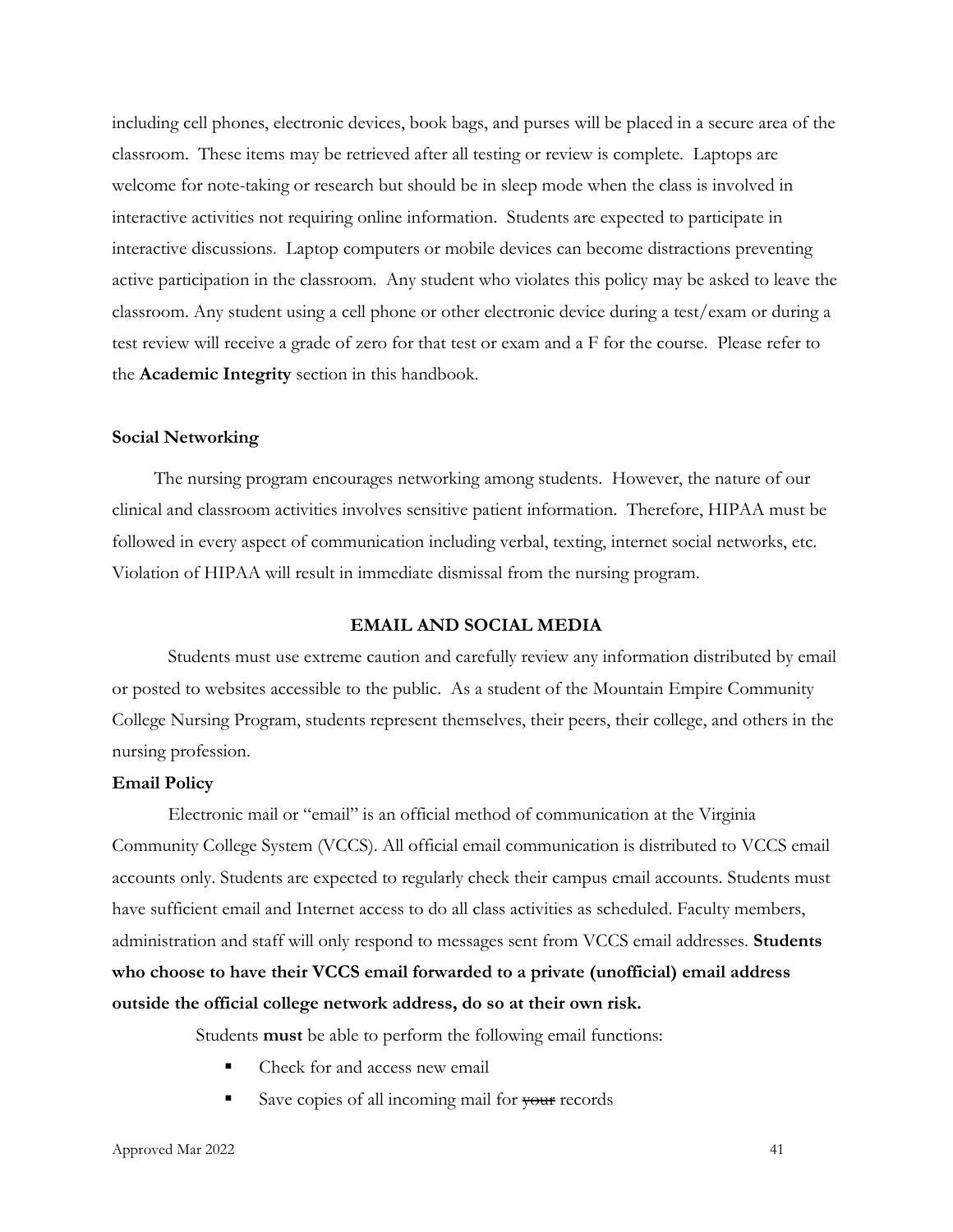including cell phones, electronic devices, book bags, and purses will be placed in a secure area of the classroom. These items may be retrieved after all testing or review is complete. Laptops are welcome for note-taking or research but should be in sleep mode when the class is involved in interactive activities not requiring online information. Students are expected to participate in interactive discussions. Laptop computers or mobile devices can become distractions preventing active participation in the classroom. Any student who violates this policy may be asked to leave the classroom. Any student using a cell phone or other electronic device during a test/exam or during a test review will receive a grade of zero for that test or exam and a F for the course. Please refer to the **Academic Integrity** section in this handbook.

**Social Networking**

The nursing program encourages networking among students. However, the nature of our clinical and classroom activities involves sensitive patient information. Therefore, HIPAA must be followed in every aspect of communication including verbal, texting, internet social networks, etc. Violation of HIPAA will result in immediate dismissal from the nursing program.

## EMAIL AND SOCIAL MEDIA

Students must use extreme caution and carefully review any information distributed by email or posted to websites accessible to the public. As a student of the Mountain Empire Community College Nursing Program, students represent themselves, their peers, their college, and others in the nursing profession.

**Email Policy**

Electronic mail or "email" is an official method of communication at the Virginia Community College System (VCCS). All official email communication is distributed to VCCS email accounts only. Students are expected to regularly check their campus email accounts. Students must have sufficient email and Internet access to do all class activities as scheduled. Faculty members, administration and staff will only respond to messages sent from VCCS email addresses. **Students who choose to have their VCCS email forwarded to a private (unofficial) email address outside the official college network address, do so at their own risk.**

Students **must** be able to perform the following email functions:

- Check for and access new email
- Save copies of all incoming mail for ~~your~~ records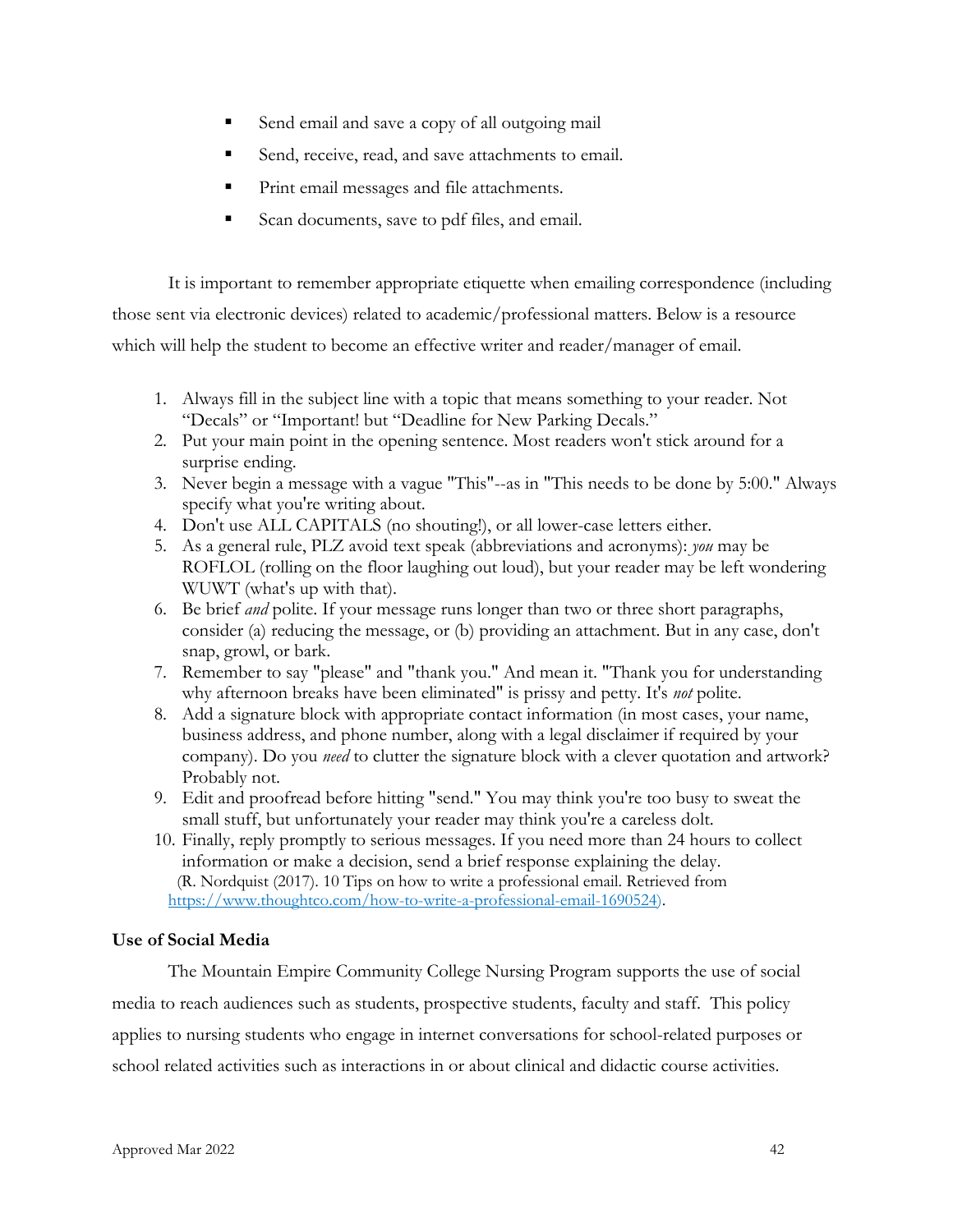- Send email and save a copy of all outgoing mail
- Send, receive, read, and save attachments to email.
- Print email messages and file attachments.
- Scan documents, save to pdf files, and email.

It is important to remember appropriate etiquette when emailing correspondence (including those sent via electronic devices) related to academic/professional matters. Below is a resource which will help the student to become an effective writer and reader/manager of email.

1. Always fill in the subject line with a topic that means something to your reader. Not "Decals" or "Important! but "Deadline for New Parking Decals."
2. Put your main point in the opening sentence. Most readers won't stick around for a surprise ending.
3. Never begin a message with a vague "This"--as in "This needs to be done by 5:00." Always specify what you're writing about.
4. Don't use ALL CAPITALS (no shouting!), or all lower-case letters either.
5. As a general rule, PLZ avoid text speak (abbreviations and acronyms): *you* may be ROFLOL (rolling on the floor laughing out loud), but your reader may be left wondering WUWT (what's up with that).
6. Be brief *and* polite. If your message runs longer than two or three short paragraphs, consider (a) reducing the message, or (b) providing an attachment. But in any case, don't snap, growl, or bark.
7. Remember to say "please" and "thank you." And mean it. "Thank you for understanding why afternoon breaks have been eliminated" is prissy and petty. It's *not* polite.
8. Add a signature block with appropriate contact information (in most cases, your name, business address, and phone number, along with a legal disclaimer if required by your company). Do you *need* to clutter the signature block with a clever quotation and artwork? Probably not.
9. Edit and proofread before hitting "send." You may think you're too busy to sweat the small stuff, but unfortunately your reader may think you're a careless dolt.
10. Finally, reply promptly to serious messages. If you need more than 24 hours to collect information or make a decision, send a brief response explaining the delay.

(R. Nordquist (2017). 10 Tips on how to write a professional email. Retrieved from https://www.thoughtco.com/how-to-write-a-professional-email-1690524).

**Use of Social Media**

The Mountain Empire Community College Nursing Program supports the use of social media to reach audiences such as students, prospective students, faculty and staff. This policy applies to nursing students who engage in internet conversations for school-related purposes or school related activities such as interactions in or about clinical and didactic course activities.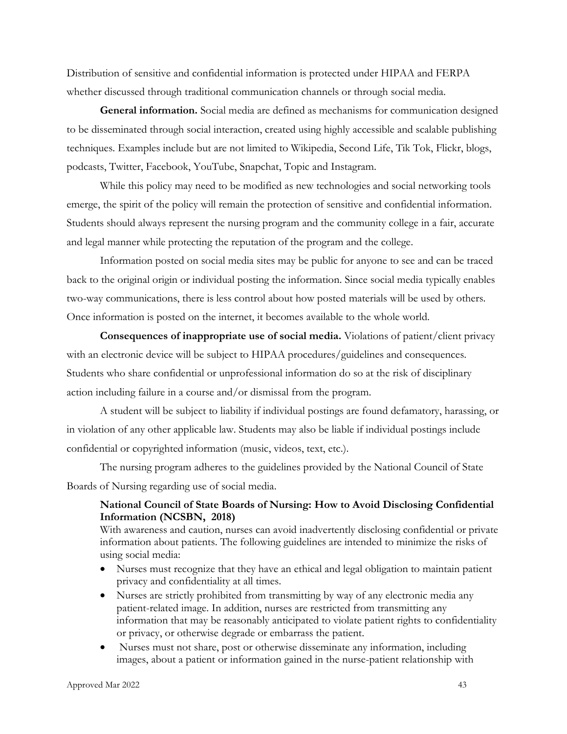Distribution of sensitive and confidential information is protected under HIPAA and FERPA whether discussed through traditional communication channels or through social media.

**General information.** Social media are defined as mechanisms for communication designed to be disseminated through social interaction, created using highly accessible and scalable publishing techniques. Examples include but are not limited to Wikipedia, Second Life, Tik Tok, Flickr, blogs, podcasts, Twitter, Facebook, YouTube, Snapchat, Topic and Instagram.

While this policy may need to be modified as new technologies and social networking tools emerge, the spirit of the policy will remain the protection of sensitive and confidential information. Students should always represent the nursing program and the community college in a fair, accurate and legal manner while protecting the reputation of the program and the college.

Information posted on social media sites may be public for anyone to see and can be traced back to the original origin or individual posting the information. Since social media typically enables two-way communications, there is less control about how posted materials will be used by others. Once information is posted on the internet, it becomes available to the whole world.

**Consequences of inappropriate use of social media.** Violations of patient/client privacy with an electronic device will be subject to HIPAA procedures/guidelines and consequences. Students who share confidential or unprofessional information do so at the risk of disciplinary action including failure in a course and/or dismissal from the program.

A student will be subject to liability if individual postings are found defamatory, harassing, or in violation of any other applicable law. Students may also be liable if individual postings include confidential or copyrighted information (music, videos, text, etc.).

The nursing program adheres to the guidelines provided by the National Council of State Boards of Nursing regarding use of social media.

**National Council of State Boards of Nursing: How to Avoid Disclosing Confidential Information (NCSBN, 2018)**

With awareness and caution, nurses can avoid inadvertently disclosing confidential or private information about patients. The following guidelines are intended to minimize the risks of using social media:

- Nurses must recognize that they have an ethical and legal obligation to maintain patient privacy and confidentiality at all times.
- Nurses are strictly prohibited from transmitting by way of any electronic media any patient-related image. In addition, nurses are restricted from transmitting any information that may be reasonably anticipated to violate patient rights to confidentiality or privacy, or otherwise degrade or embarrass the patient.
- Nurses must not share, post or otherwise disseminate any information, including images, about a patient or information gained in the nurse-patient relationship with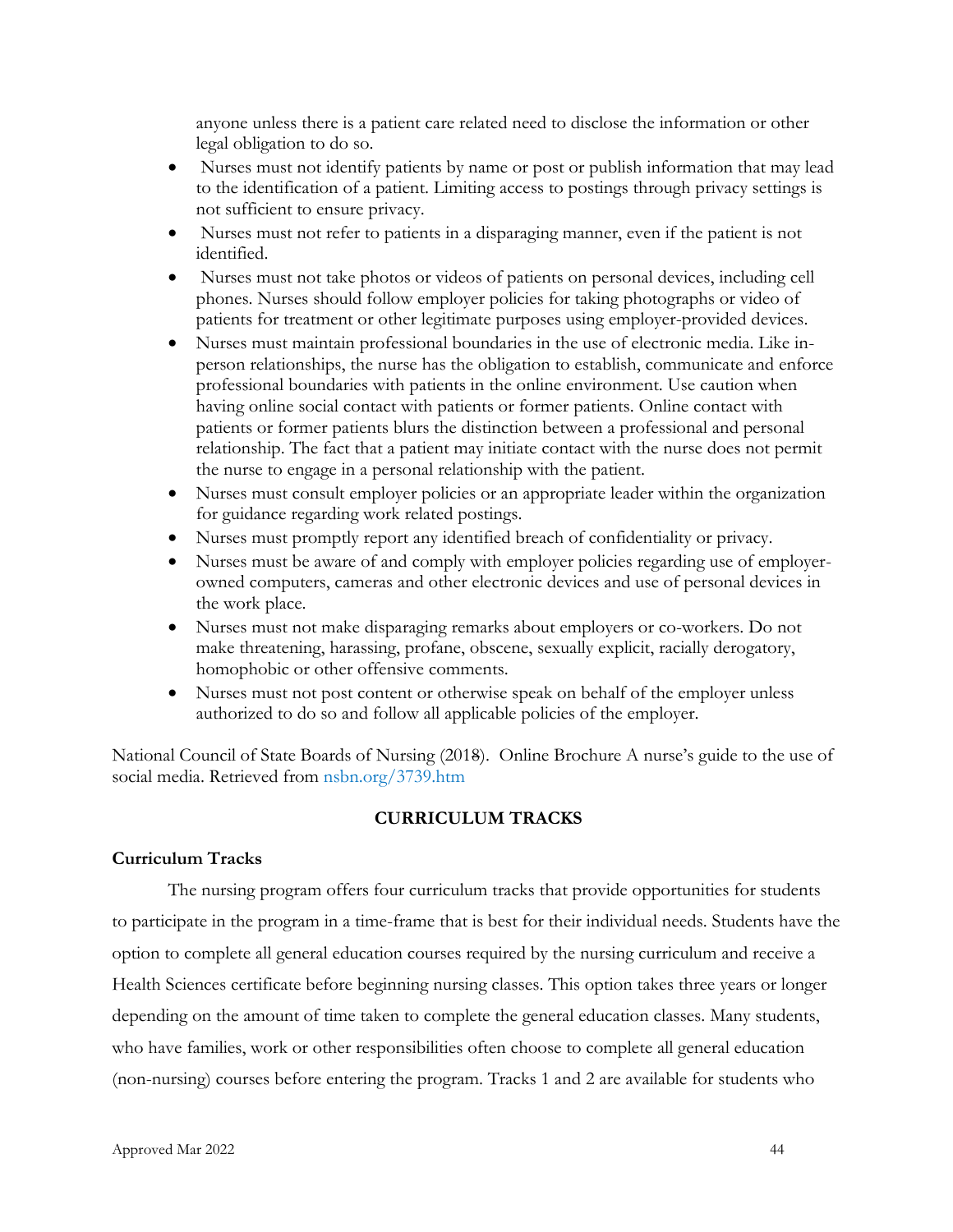anyone unless there is a patient care related need to disclose the information or other legal obligation to do so.

- Nurses must not identify patients by name or post or publish information that may lead to the identification of a patient. Limiting access to postings through privacy settings is not sufficient to ensure privacy.
- Nurses must not refer to patients in a disparaging manner, even if the patient is not identified.
- Nurses must not take photos or videos of patients on personal devices, including cell phones. Nurses should follow employer policies for taking photographs or video of patients for treatment or other legitimate purposes using employer-provided devices.
- Nurses must maintain professional boundaries in the use of electronic media. Like in-person relationships, the nurse has the obligation to establish, communicate and enforce professional boundaries with patients in the online environment. Use caution when having online social contact with patients or former patients. Online contact with patients or former patients blurs the distinction between a professional and personal relationship. The fact that a patient may initiate contact with the nurse does not permit the nurse to engage in a personal relationship with the patient.
- Nurses must consult employer policies or an appropriate leader within the organization for guidance regarding work related postings.
- Nurses must promptly report any identified breach of confidentiality or privacy.
- Nurses must be aware of and comply with employer policies regarding use of employer-owned computers, cameras and other electronic devices and use of personal devices in the work place.
- Nurses must not make disparaging remarks about employers or co-workers. Do not make threatening, harassing, profane, obscene, sexually explicit, racially derogatory, homophobic or other offensive comments.
- Nurses must not post content or otherwise speak on behalf of the employer unless authorized to do so and follow all applicable policies of the employer.

National Council of State Boards of Nursing (2018). Online Brochure A nurse's guide to the use of social media. Retrieved from nsbn.org/3739.htm

## CURRICULUM TRACKS

### Curriculum Tracks

The nursing program offers four curriculum tracks that provide opportunities for students to participate in the program in a time-frame that is best for their individual needs. Students have the option to complete all general education courses required by the nursing curriculum and receive a Health Sciences certificate before beginning nursing classes. This option takes three years or longer depending on the amount of time taken to complete the general education classes. Many students, who have families, work or other responsibilities often choose to complete all general education (non-nursing) courses before entering the program. Tracks 1 and 2 are available for students who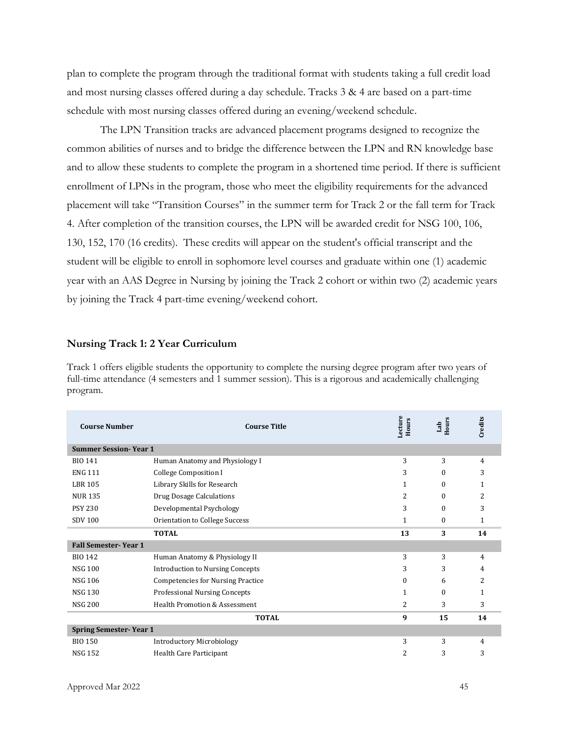plan to complete the program through the traditional format with students taking a full credit load and most nursing classes offered during a day schedule. Tracks 3 & 4 are based on a part-time schedule with most nursing classes offered during an evening/weekend schedule.

The LPN Transition tracks are advanced placement programs designed to recognize the common abilities of nurses and to bridge the difference between the LPN and RN knowledge base and to allow these students to complete the program in a shortened time period. If there is sufficient enrollment of LPNs in the program, those who meet the eligibility requirements for the advanced placement will take "Transition Courses" in the summer term for Track 2 or the fall term for Track 4. After completion of the transition courses, the LPN will be awarded credit for NSG 100, 106, 130, 152, 170 (16 credits). These credits will appear on the student's official transcript and the student will be eligible to enroll in sophomore level courses and graduate within one (1) academic year with an AAS Degree in Nursing by joining the Track 2 cohort or within two (2) academic years by joining the Track 4 part-time evening/weekend cohort.

### Nursing Track 1: 2 Year Curriculum

Track 1 offers eligible students the opportunity to complete the nursing degree program after two years of full-time attendance (4 semesters and 1 summer session). This is a rigorous and academically challenging program.

| Course Number | Course Title | Lecture Hours | Lab Hours | Credits |
|---|---|---|---|---|
| **Summer Session- Year 1** | | | | |
| BIO 141 | Human Anatomy and Physiology I | 3 | 3 | 4 |
| ENG 111 | College Composition I | 3 | 0 | 3 |
| LBR 105 | Library Skills for Research | 1 | 0 | 1 |
| NUR 135 | Drug Dosage Calculations | 2 | 0 | 2 |
| PSY 230 | Developmental Psychology | 3 | 0 | 3 |
| SDV 100 | Orientation to College Success | 1 | 0 | 1 |
| | **TOTAL** | **13** | **3** | **14** |
| **Fall Semester- Year 1** | | | | |
| BIO 142 | Human Anatomy & Physiology II | 3 | 3 | 4 |
| NSG 100 | Introduction to Nursing Concepts | 3 | 3 | 4 |
| NSG 106 | Competencies for Nursing Practice | 0 | 6 | 2 |
| NSG 130 | Professional Nursing Concepts | 1 | 0 | 1 |
| NSG 200 | Health Promotion & Assessment | 2 | 3 | 3 |
| | **TOTAL** | **9** | **15** | **14** |
| **Spring Semester- Year 1** | | | | |
| BIO 150 | Introductory Microbiology | 3 | 3 | 4 |
| NSG 152 | Health Care Participant | 2 | 3 | 3 |

Approved Mar 2022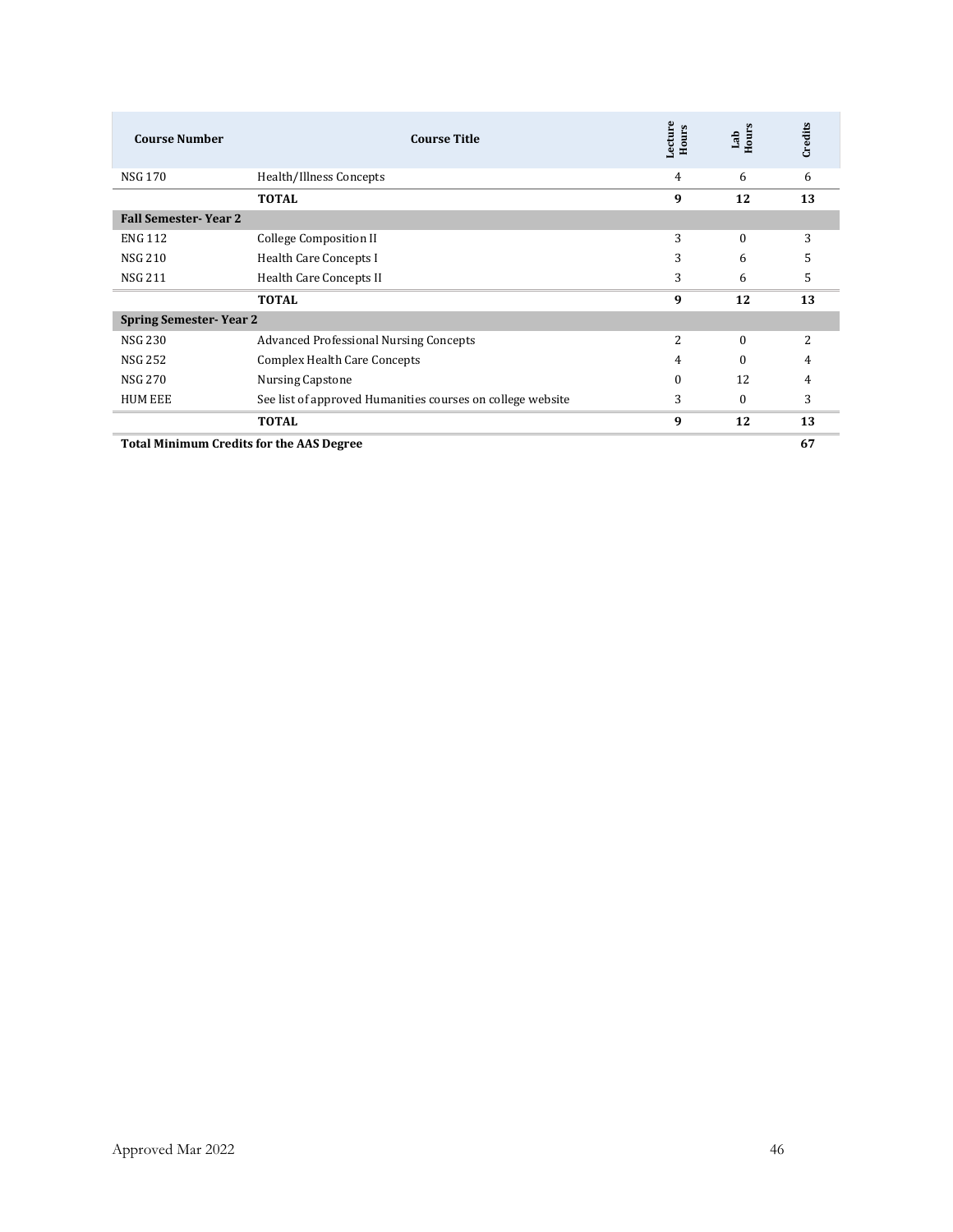| Course Number | Course Title | Lecture Hours | Lab Hours | Credits |
|---|---|---|---|---|
| NSG 170 | Health/Illness Concepts | 4 | 6 | 6 |
| | **TOTAL** | **9** | **12** | **13** |
| **Fall Semester- Year 2** | | | | |
| ENG 112 | College Composition II | 3 | 0 | 3 |
| NSG 210 | Health Care Concepts I | 3 | 6 | 5 |
| NSG 211 | Health Care Concepts II | 3 | 6 | 5 |
| | **TOTAL** | **9** | **12** | **13** |
| **Spring Semester- Year 2** | | | | |
| NSG 230 | Advanced Professional Nursing Concepts | 2 | 0 | 2 |
| NSG 252 | Complex Health Care Concepts | 4 | 0 | 4 |
| NSG 270 | Nursing Capstone | 0 | 12 | 4 |
| HUM EEE | See list of approved Humanities courses on college website | 3 | 0 | 3 |
| | **TOTAL** | **9** | **12** | **13** |
| **Total Minimum Credits for the AAS Degree** | | | | **67** |

Approved Mar 2022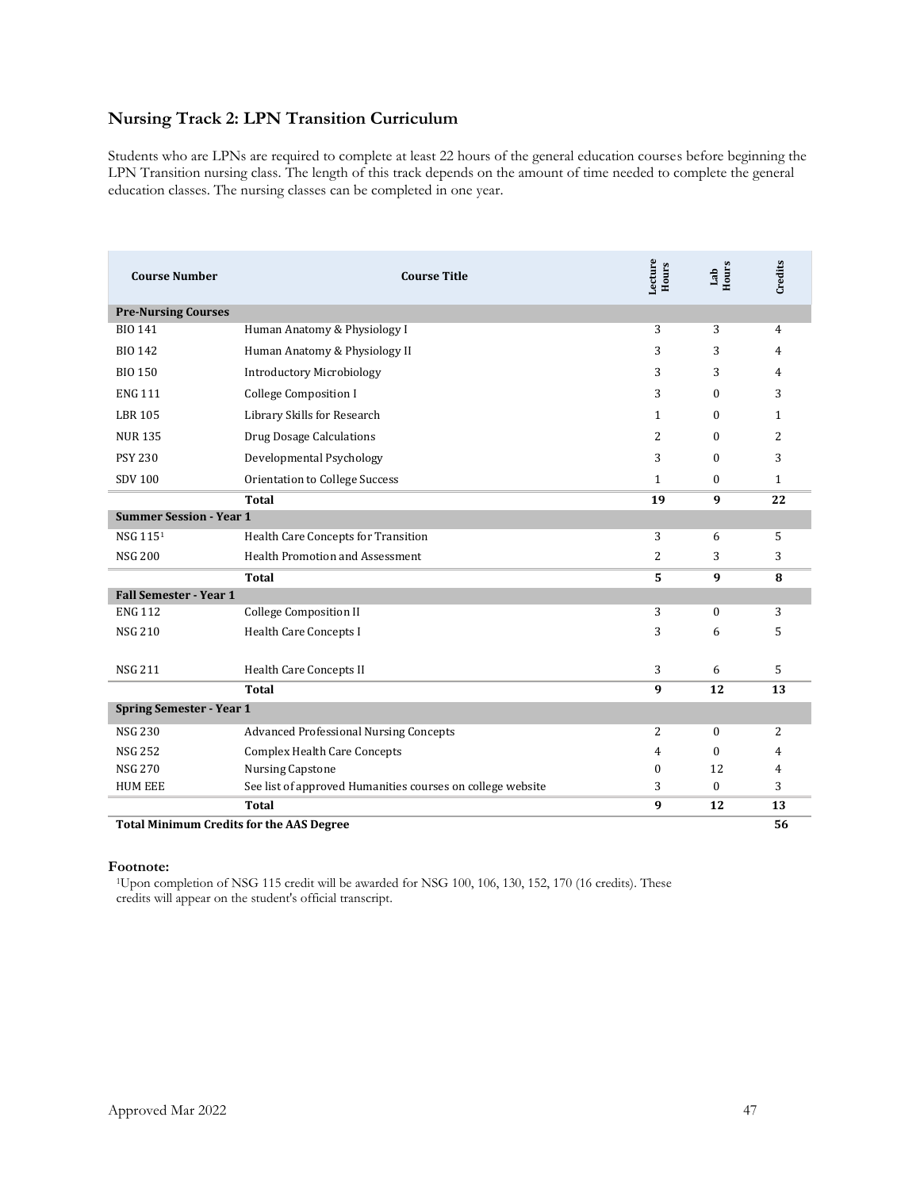## Nursing Track 2: LPN Transition Curriculum

Students who are LPNs are required to complete at least 22 hours of the general education courses before beginning the LPN Transition nursing class. The length of this track depends on the amount of time needed to complete the general education classes. The nursing classes can be completed in one year.

| Course Number | Course Title | Lecture Hours | Lab Hours | Credits |
|---|---|---|---|---|
| **Pre-Nursing Courses** | | | | |
| BIO 141 | Human Anatomy & Physiology I | 3 | 3 | 4 |
| BIO 142 | Human Anatomy & Physiology II | 3 | 3 | 4 |
| BIO 150 | Introductory Microbiology | 3 | 3 | 4 |
| ENG 111 | College Composition I | 3 | 0 | 3 |
| LBR 105 | Library Skills for Research | 1 | 0 | 1 |
| NUR 135 | Drug Dosage Calculations | 2 | 0 | 2 |
| PSY 230 | Developmental Psychology | 3 | 0 | 3 |
| SDV 100 | Orientation to College Success | 1 | 0 | 1 |
| | **Total** | **19** | **9** | **22** |
| **Summer Session - Year 1** | | | | |
| NSG 115[1] | Health Care Concepts for Transition | 3 | 6 | 5 |
| NSG 200 | Health Promotion and Assessment | 2 | 3 | 3 |
| | **Total** | **5** | **9** | **8** |
| **Fall Semester - Year 1** | | | | |
| ENG 112 | College Composition II | 3 | 0 | 3 |
| NSG 210 | Health Care Concepts I | 3 | 6 | 5 |
| NSG 211 | Health Care Concepts II | 3 | 6 | 5 |
| | **Total** | **9** | **12** | **13** |
| **Spring Semester - Year 1** | | | | |
| NSG 230 | Advanced Professional Nursing Concepts | 2 | 0 | 2 |
| NSG 252 | Complex Health Care Concepts | 4 | 0 | 4 |
| NSG 270 | Nursing Capstone | 0 | 12 | 4 |
| HUM EEE | See list of approved Humanities courses on college website | 3 | 0 | 3 |
| | **Total** | **9** | **12** | **13** |
| **Total Minimum Credits for the AAS Degree** | | | | **56** |

**Footnote:**

[1]Upon completion of NSG 115 credit will be awarded for NSG 100, 106, 130, 152, 170 (16 credits). These credits will appear on the student's official transcript.

Approved Mar 2022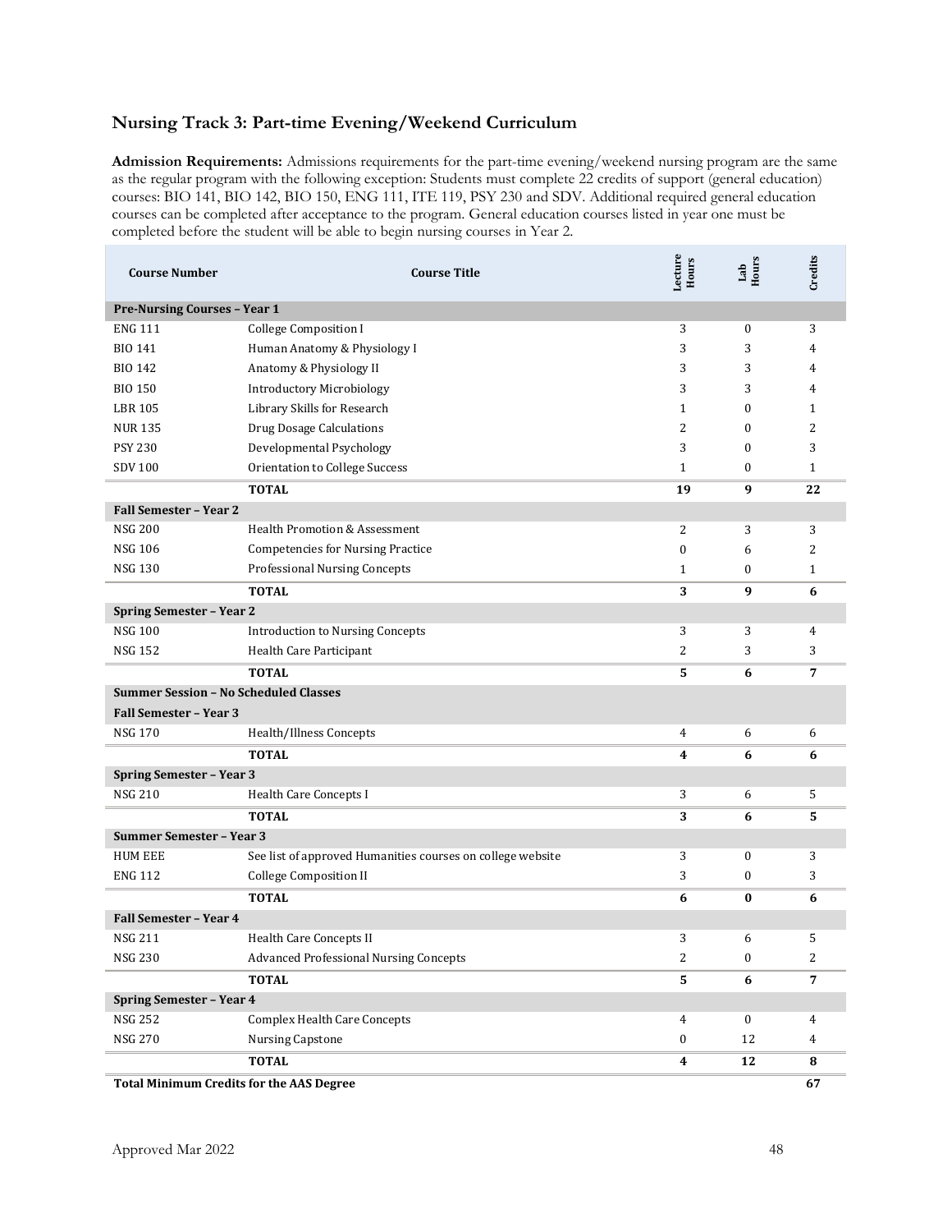## Nursing Track 3: Part-time Evening/Weekend Curriculum

**Admission Requirements:** Admissions requirements for the part-time evening/weekend nursing program are the same as the regular program with the following exception: Students must complete 22 credits of support (general education) courses: BIO 141, BIO 142, BIO 150, ENG 111, ITE 119, PSY 230 and SDV. Additional required general education courses can be completed after acceptance to the program. General education courses listed in year one must be completed before the student will be able to begin nursing courses in Year 2.

| Course Number | Course Title | Lecture Hours | Lab Hours | Credits |
|---|---|---|---|---|
| **Pre-Nursing Courses – Year 1** | | | | |
| ENG 111 | College Composition I | 3 | 0 | 3 |
| BIO 141 | Human Anatomy & Physiology I | 3 | 3 | 4 |
| BIO 142 | Anatomy & Physiology II | 3 | 3 | 4 |
| BIO 150 | Introductory Microbiology | 3 | 3 | 4 |
| LBR 105 | Library Skills for Research | 1 | 0 | 1 |
| NUR 135 | Drug Dosage Calculations | 2 | 0 | 2 |
| PSY 230 | Developmental Psychology | 3 | 0 | 3 |
| SDV 100 | Orientation to College Success | 1 | 0 | 1 |
| | **TOTAL** | **19** | **9** | **22** |
| **Fall Semester – Year 2** | | | | |
| NSG 200 | Health Promotion & Assessment | 2 | 3 | 3 |
| NSG 106 | Competencies for Nursing Practice | 0 | 6 | 2 |
| NSG 130 | Professional Nursing Concepts | 1 | 0 | 1 |
| | **TOTAL** | **3** | **9** | **6** |
| **Spring Semester – Year 2** | | | | |
| NSG 100 | Introduction to Nursing Concepts | 3 | 3 | 4 |
| NSG 152 | Health Care Participant | 2 | 3 | 3 |
| | **TOTAL** | **5** | **6** | **7** |
| **Summer Session – No Scheduled Classes** | | | | |
| **Fall Semester – Year 3** | | | | |
| NSG 170 | Health/Illness Concepts | 4 | 6 | 6 |
| | **TOTAL** | **4** | **6** | **6** |
| **Spring Semester – Year 3** | | | | |
| NSG 210 | Health Care Concepts I | 3 | 6 | 5 |
| | **TOTAL** | **3** | **6** | **5** |
| **Summer Semester – Year 3** | | | | |
| HUM EEE | See list of approved Humanities courses on college website | 3 | 0 | 3 |
| ENG 112 | College Composition II | 3 | 0 | 3 |
| | **TOTAL** | **6** | **0** | **6** |
| **Fall Semester – Year 4** | | | | |
| NSG 211 | Health Care Concepts II | 3 | 6 | 5 |
| NSG 230 | Advanced Professional Nursing Concepts | 2 | 0 | 2 |
| | **TOTAL** | **5** | **6** | **7** |
| **Spring Semester – Year 4** | | | | |
| NSG 252 | Complex Health Care Concepts | 4 | 0 | 4 |
| NSG 270 | Nursing Capstone | 0 | 12 | 4 |
| | **TOTAL** | **4** | **12** | **8** |
| **Total Minimum Credits for the AAS Degree** | | | | **67** |

Approved Mar 2022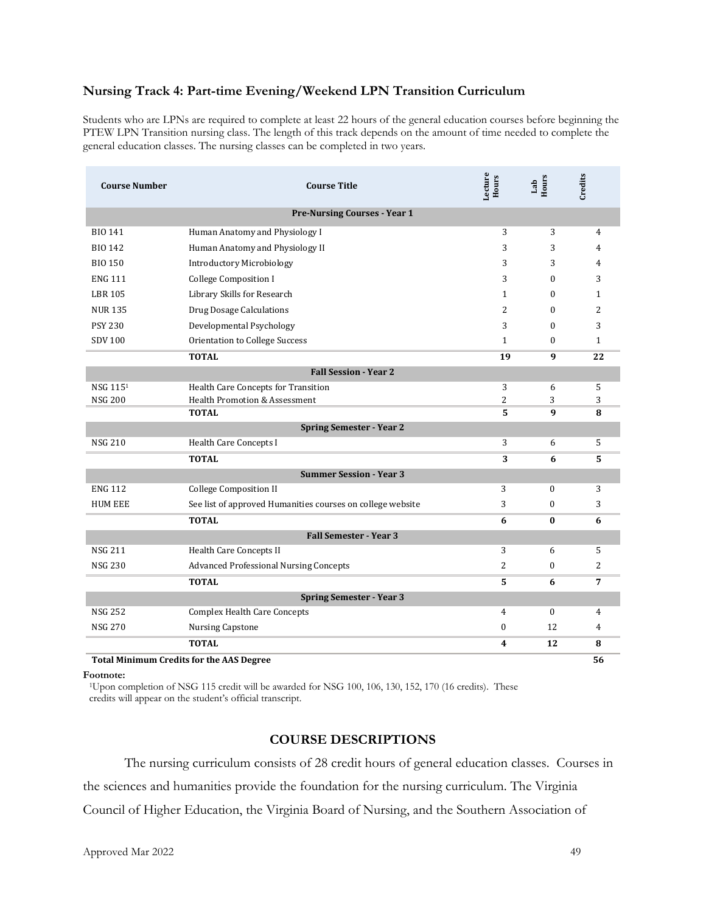## Nursing Track 4: Part-time Evening/Weekend LPN Transition Curriculum

Students who are LPNs are required to complete at least 22 hours of the general education courses before beginning the PTEW LPN Transition nursing class. The length of this track depends on the amount of time needed to complete the general education classes. The nursing classes can be completed in two years.

| Course Number | Course Title | Lecture Hours | Lab Hours | Credits |
|---|---|---|---|---|
| | **Pre-Nursing Courses - Year 1** | | | |
| BIO 141 | Human Anatomy and Physiology I | 3 | 3 | 4 |
| BIO 142 | Human Anatomy and Physiology II | 3 | 3 | 4 |
| BIO 150 | Introductory Microbiology | 3 | 3 | 4 |
| ENG 111 | College Composition I | 3 | 0 | 3 |
| LBR 105 | Library Skills for Research | 1 | 0 | 1 |
| NUR 135 | Drug Dosage Calculations | 2 | 0 | 2 |
| PSY 230 | Developmental Psychology | 3 | 0 | 3 |
| SDV 100 | Orientation to College Success | 1 | 0 | 1 |
| | **TOTAL** | **19** | **9** | **22** |
| | **Fall Session - Year 2** | | | |
| NSG 115[1] | Health Care Concepts for Transition | 3 | 6 | 5 |
| NSG 200 | Health Promotion & Assessment | 2 | 3 | 3 |
| | **TOTAL** | **5** | **9** | **8** |
| | **Spring Semester - Year 2** | | | |
| NSG 210 | Health Care Concepts I | 3 | 6 | 5 |
| | **TOTAL** | **3** | **6** | **5** |
| | **Summer Session - Year 3** | | | |
| ENG 112 | College Composition II | 3 | 0 | 3 |
| HUM EEE | See list of approved Humanities courses on college website | 3 | 0 | 3 |
| | **TOTAL** | **6** | **0** | **6** |
| | **Fall Semester - Year 3** | | | |
| NSG 211 | Health Care Concepts II | 3 | 6 | 5 |
| NSG 230 | Advanced Professional Nursing Concepts | 2 | 0 | 2 |
| | **TOTAL** | **5** | **6** | **7** |
| | **Spring Semester - Year 3** | | | |
| NSG 252 | Complex Health Care Concepts | 4 | 0 | 4 |
| NSG 270 | Nursing Capstone | 0 | 12 | 4 |
| | **TOTAL** | **4** | **12** | **8** |
| **Total Minimum Credits for the AAS Degree** | | | | **56** |

**Footnote:**

[1]Upon completion of NSG 115 credit will be awarded for NSG 100, 106, 130, 152, 170 (16 credits). These credits will appear on the student's official transcript.

### COURSE DESCRIPTIONS

The nursing curriculum consists of 28 credit hours of general education classes. Courses in the sciences and humanities provide the foundation for the nursing curriculum. The Virginia Council of Higher Education, the Virginia Board of Nursing, and the Southern Association of

Approved Mar 2022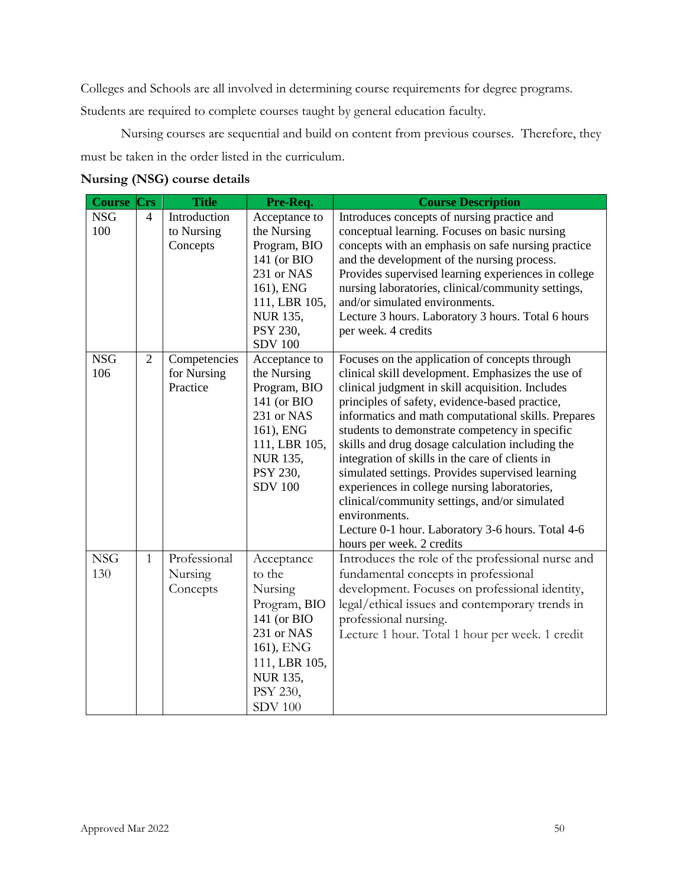Colleges and Schools are all involved in determining course requirements for degree programs. Students are required to complete courses taught by general education faculty.

Nursing courses are sequential and build on content from previous courses. Therefore, they must be taken in the order listed in the curriculum.

**Nursing (NSG) course details**

| Course | Crs | Title | Pre-Req. | Course Description |
|---|---|---|---|---|
| NSG 100 | 4 | Introduction to Nursing Concepts | Acceptance to the Nursing Program, BIO 141 (or BIO 231 or NAS 161), ENG 111, LBR 105, NUR 135, PSY 230, SDV 100 | Introduces concepts of nursing practice and conceptual learning. Focuses on basic nursing concepts with an emphasis on safe nursing practice and the development of the nursing process. Provides supervised learning experiences in college nursing laboratories, clinical/community settings, and/or simulated environments. Lecture 3 hours. Laboratory 3 hours. Total 6 hours per week. 4 credits |
| NSG 106 | 2 | Competencies for Nursing Practice | Acceptance to the Nursing Program, BIO 141 (or BIO 231 or NAS 161), ENG 111, LBR 105, NUR 135, PSY 230, SDV 100 | Focuses on the application of concepts through clinical skill development. Emphasizes the use of clinical judgment in skill acquisition. Includes principles of safety, evidence-based practice, informatics and math computational skills. Prepares students to demonstrate competency in specific skills and drug dosage calculation including the integration of skills in the care of clients in simulated settings. Provides supervised learning experiences in college nursing laboratories, clinical/community settings, and/or simulated environments. Lecture 0-1 hour. Laboratory 3-6 hours. Total 4-6 hours per week. 2 credits |
| NSG 130 | 1 | Professional Nursing Concepts | Acceptance to the Nursing Program, BIO 141 (or BIO 231 or NAS 161), ENG 111, LBR 105, NUR 135, PSY 230, SDV 100 | Introduces the role of the professional nurse and fundamental concepts in professional development. Focuses on professional identity, legal/ethical issues and contemporary trends in professional nursing. Lecture 1 hour. Total 1 hour per week. 1 credit |

Approved Mar 2022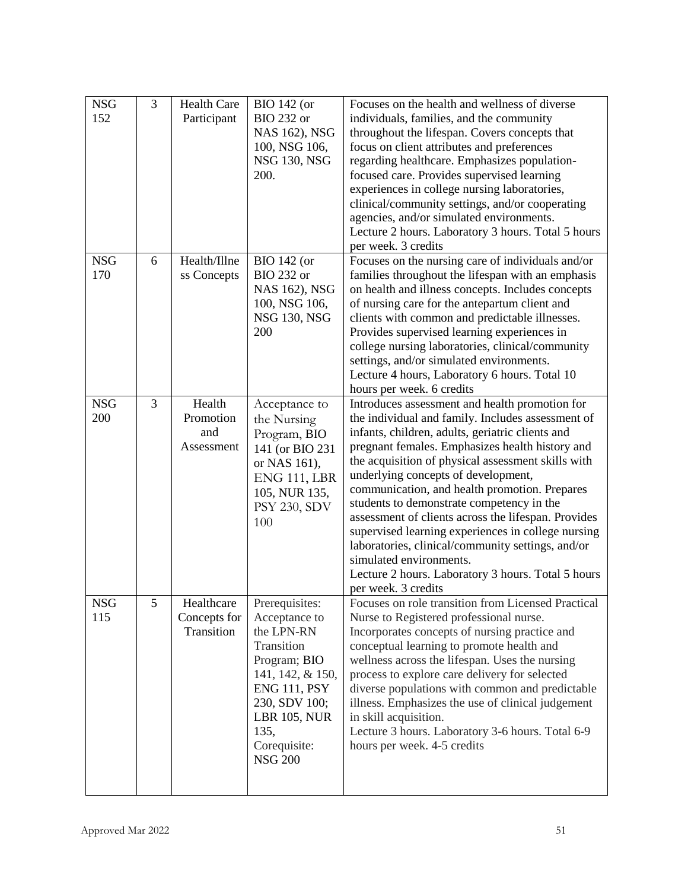| NSG 152 | 3 | Health Care Participant | BIO 142 (or BIO 232 or NAS 162), NSG 100, NSG 106, NSG 130, NSG 200. | Focuses on the health and wellness of diverse individuals, families, and the community throughout the lifespan. Covers concepts that focus on client attributes and preferences regarding healthcare. Emphasizes population-focused care. Provides supervised learning experiences in college nursing laboratories, clinical/community settings, and/or cooperating agencies, and/or simulated environments. Lecture 2 hours. Laboratory 3 hours. Total 5 hours per week. 3 credits |
|---|---|---|---|---|
| NSG 170 | 6 | Health/Illness Concepts | BIO 142 (or BIO 232 or NAS 162), NSG 100, NSG 106, NSG 130, NSG 200 | Focuses on the nursing care of individuals and/or families throughout the lifespan with an emphasis on health and illness concepts. Includes concepts of nursing care for the antepartum client and clients with common and predictable illnesses. Provides supervised learning experiences in college nursing laboratories, clinical/community settings, and/or simulated environments. Lecture 4 hours, Laboratory 6 hours. Total 10 hours per week. 6 credits |
| NSG 200 | 3 | Health Promotion and Assessment | Acceptance to the Nursing Program, BIO 141 (or BIO 231 or NAS 161), ENG 111, LBR 105, NUR 135, PSY 230, SDV 100 | Introduces assessment and health promotion for the individual and family. Includes assessment of infants, children, adults, geriatric clients and pregnant females. Emphasizes health history and the acquisition of physical assessment skills with underlying concepts of development, communication, and health promotion. Prepares students to demonstrate competency in the assessment of clients across the lifespan. Provides supervised learning experiences in college nursing laboratories, clinical/community settings, and/or simulated environments. Lecture 2 hours. Laboratory 3 hours. Total 5 hours per week. 3 credits |
| NSG 115 | 5 | Healthcare Concepts for Transition | Prerequisites: Acceptance to the LPN-RN Transition Program; BIO 141, 142, & 150, ENG 111, PSY 230, SDV 100; LBR 105, NUR 135, Corequisite: NSG 200 | Focuses on role transition from Licensed Practical Nurse to Registered professional nurse. Incorporates concepts of nursing practice and conceptual learning to promote health and wellness across the lifespan. Uses the nursing process to explore care delivery for selected diverse populations with common and predictable illness. Emphasizes the use of clinical judgement in skill acquisition. Lecture 3 hours. Laboratory 3-6 hours. Total 6-9 hours per week. 4-5 credits |

Approved Mar 2022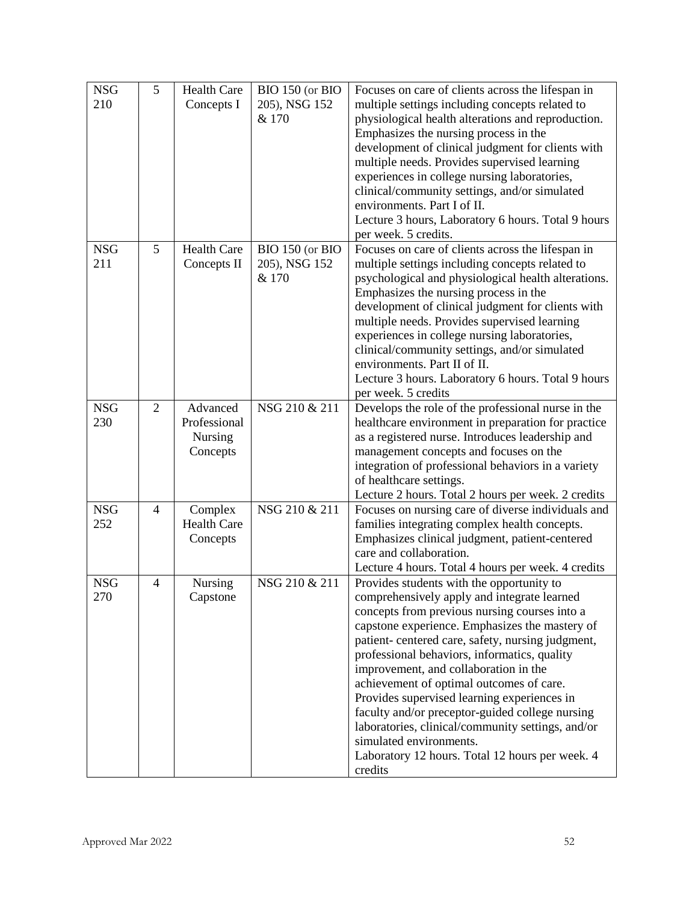| NSG 210 | 5 | Health Care Concepts I | BIO 150 (or BIO 205), NSG 152 & 170 | Focuses on care of clients across the lifespan in multiple settings including concepts related to physiological health alterations and reproduction. Emphasizes the nursing process in the development of clinical judgment for clients with multiple needs. Provides supervised learning experiences in college nursing laboratories, clinical/community settings, and/or simulated environments. Part I of II. Lecture 3 hours, Laboratory 6 hours. Total 9 hours per week. 5 credits. |
|---|---|---|---|---|
| NSG 211 | 5 | Health Care Concepts II | BIO 150 (or BIO 205), NSG 152 & 170 | Focuses on care of clients across the lifespan in multiple settings including concepts related to psychological and physiological health alterations. Emphasizes the nursing process in the development of clinical judgment for clients with multiple needs. Provides supervised learning experiences in college nursing laboratories, clinical/community settings, and/or simulated environments. Part II of II. Lecture 3 hours. Laboratory 6 hours. Total 9 hours per week. 5 credits |
| NSG 230 | 2 | Advanced Professional Nursing Concepts | NSG 210 & 211 | Develops the role of the professional nurse in the healthcare environment in preparation for practice as a registered nurse. Introduces leadership and management concepts and focuses on the integration of professional behaviors in a variety of healthcare settings. Lecture 2 hours. Total 2 hours per week. 2 credits |
| NSG 252 | 4 | Complex Health Care Concepts | NSG 210 & 211 | Focuses on nursing care of diverse individuals and families integrating complex health concepts. Emphasizes clinical judgment, patient-centered care and collaboration. Lecture 4 hours. Total 4 hours per week. 4 credits |
| NSG 270 | 4 | Nursing Capstone | NSG 210 & 211 | Provides students with the opportunity to comprehensively apply and integrate learned concepts from previous nursing courses into a capstone experience. Emphasizes the mastery of patient- centered care, safety, nursing judgment, professional behaviors, informatics, quality improvement, and collaboration in the achievement of optimal outcomes of care. Provides supervised learning experiences in faculty and/or preceptor-guided college nursing laboratories, clinical/community settings, and/or simulated environments. Laboratory 12 hours. Total 12 hours per week. 4 credits |

Approved Mar 2022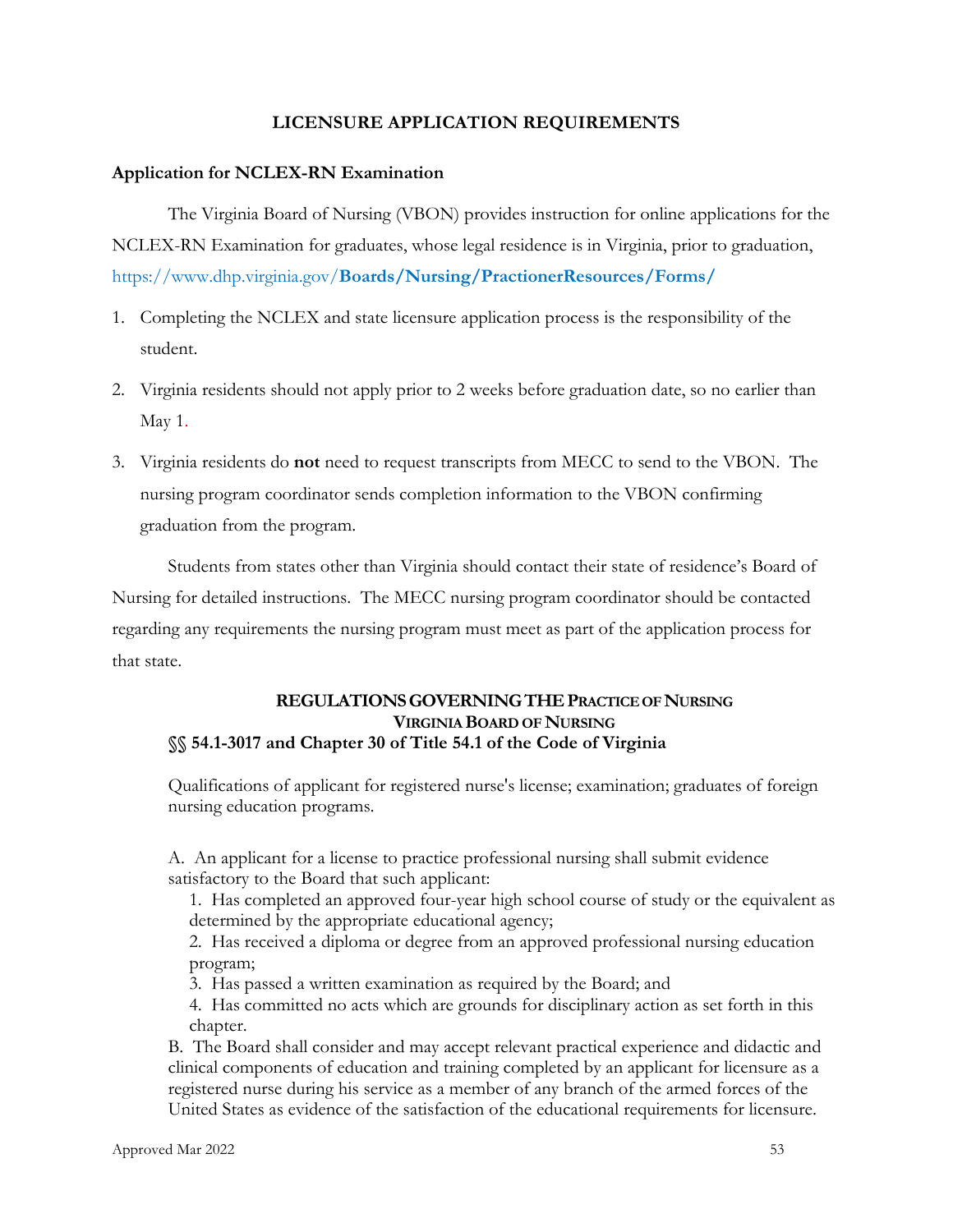## LICENSURE APPLICATION REQUIREMENTS

### Application for NCLEX-RN Examination

The Virginia Board of Nursing (VBON) provides instruction for online applications for the NCLEX-RN Examination for graduates, whose legal residence is in Virginia, prior to graduation, https://www.dhp.virginia.gov/**Boards/Nursing/PractionerResources/Forms/**

1. Completing the NCLEX and state licensure application process is the responsibility of the student.
2. Virginia residents should not apply prior to 2 weeks before graduation date, so no earlier than May 1.
3. Virginia residents do **not** need to request transcripts from MECC to send to the VBON. The nursing program coordinator sends completion information to the VBON confirming graduation from the program.

Students from states other than Virginia should contact their state of residence's Board of Nursing for detailed instructions. The MECC nursing program coordinator should be contacted regarding any requirements the nursing program must meet as part of the application process for that state.

### REGULATIONS GOVERNING THE PRACTICE OF NURSING
### VIRGINIA BOARD OF NURSING
### §§ 54.1-3017 and Chapter 30 of Title 54.1 of the Code of Virginia

Qualifications of applicant for registered nurse's license; examination; graduates of foreign nursing education programs.

A. An applicant for a license to practice professional nursing shall submit evidence satisfactory to the Board that such applicant:

1. Has completed an approved four-year high school course of study or the equivalent as determined by the appropriate educational agency;
2. Has received a diploma or degree from an approved professional nursing education program;
3. Has passed a written examination as required by the Board; and
4. Has committed no acts which are grounds for disciplinary action as set forth in this chapter.

B. The Board shall consider and may accept relevant practical experience and didactic and clinical components of education and training completed by an applicant for licensure as a registered nurse during his service as a member of any branch of the armed forces of the United States as evidence of the satisfaction of the educational requirements for licensure.

Approved Mar 2022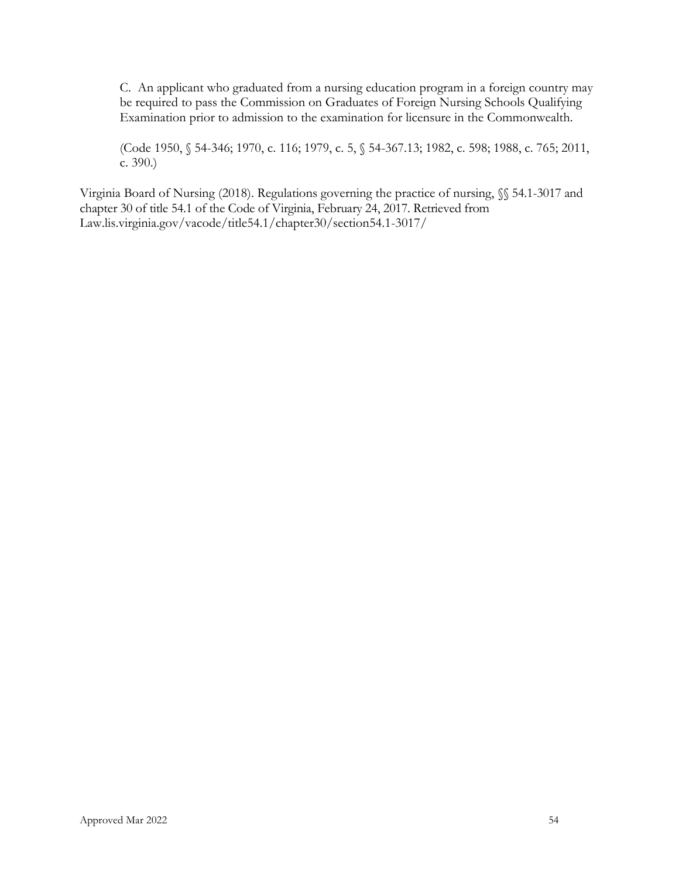C. An applicant who graduated from a nursing education program in a foreign country may be required to pass the Commission on Graduates of Foreign Nursing Schools Qualifying Examination prior to admission to the examination for licensure in the Commonwealth.

(Code 1950, § 54-346; 1970, c. 116; 1979, c. 5, § 54-367.13; 1982, c. 598; 1988, c. 765; 2011, c. 390.)

Virginia Board of Nursing (2018). Regulations governing the practice of nursing, §§ 54.1-3017 and chapter 30 of title 54.1 of the Code of Virginia, February 24, 2017. Retrieved from Law.lis.virginia.gov/vacode/title54.1/chapter30/section54.1-3017/

Approved Mar 2022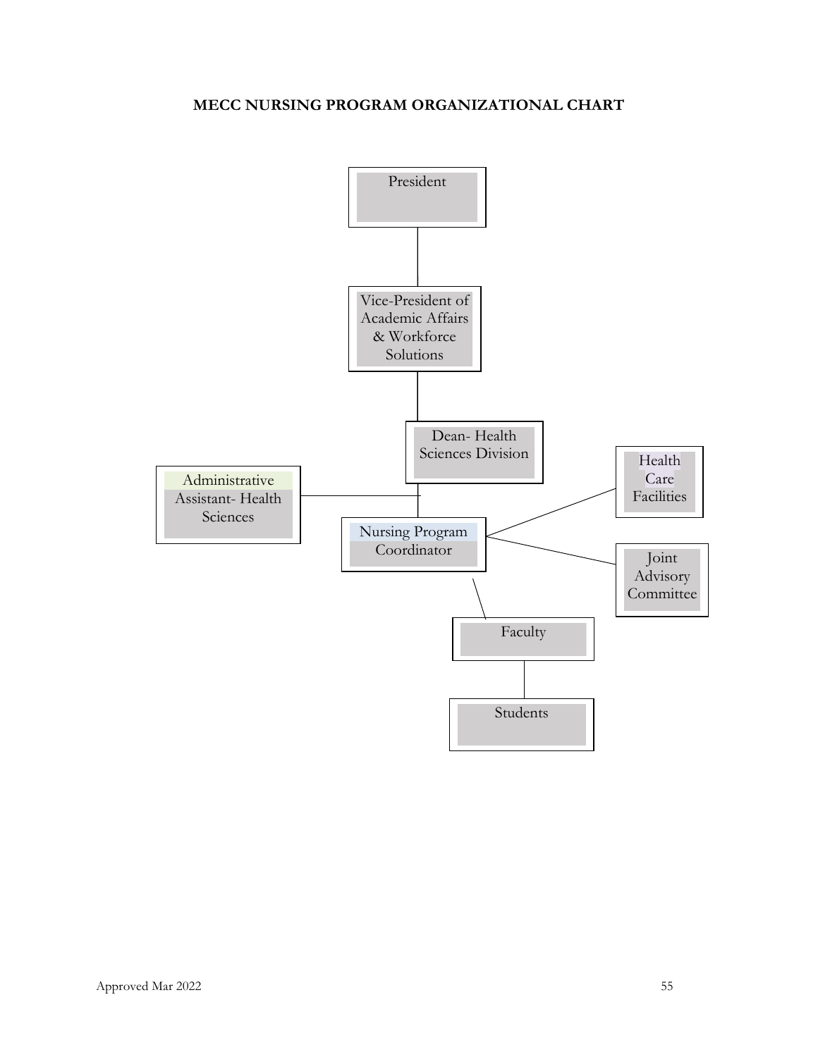**MECC NURSING PROGRAM ORGANIZATIONAL CHART**

President

Vice-President of Academic Affairs & Workforce Solutions

Dean- Health Sciences Division

Administrative Assistant- Health Sciences

Nursing Program Coordinator

Health Care Facilities

Joint Advisory Committee

Faculty

Students

Approved Mar 2022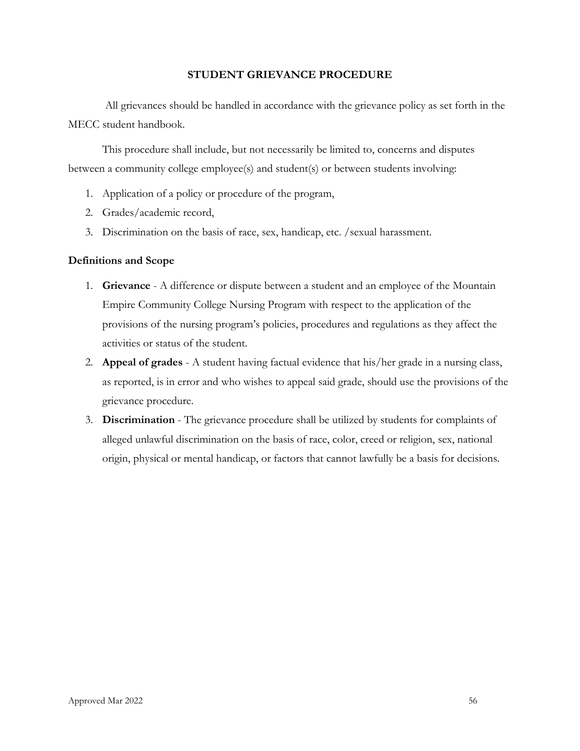## STUDENT GRIEVANCE PROCEDURE

All grievances should be handled in accordance with the grievance policy as set forth in the MECC student handbook.

This procedure shall include, but not necessarily be limited to, concerns and disputes between a community college employee(s) and student(s) or between students involving:

1. Application of a policy or procedure of the program,
2. Grades/academic record,
3. Discrimination on the basis of race, sex, handicap, etc. /sexual harassment.

### Definitions and Scope

1. **Grievance** - A difference or dispute between a student and an employee of the Mountain Empire Community College Nursing Program with respect to the application of the provisions of the nursing program's policies, procedures and regulations as they affect the activities or status of the student.
2. **Appeal of grades** - A student having factual evidence that his/her grade in a nursing class, as reported, is in error and who wishes to appeal said grade, should use the provisions of the grievance procedure.
3. **Discrimination** - The grievance procedure shall be utilized by students for complaints of alleged unlawful discrimination on the basis of race, color, creed or religion, sex, national origin, physical or mental handicap, or factors that cannot lawfully be a basis for decisions.

Approved Mar 2022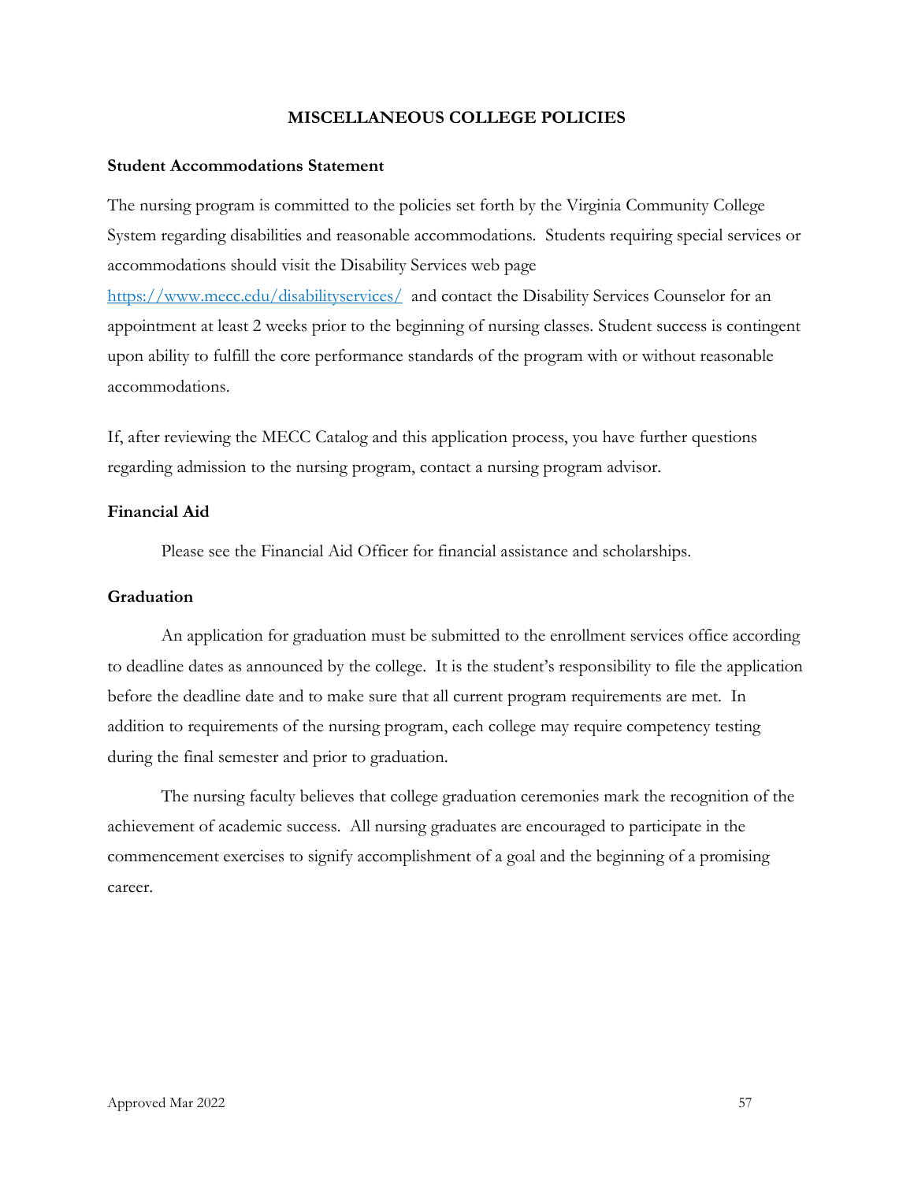# MISCELLANEOUS COLLEGE POLICIES

## Student Accommodations Statement

The nursing program is committed to the policies set forth by the Virginia Community College System regarding disabilities and reasonable accommodations. Students requiring special services or accommodations should visit the Disability Services web page https://www.mecc.edu/disabilityservices/ and contact the Disability Services Counselor for an appointment at least 2 weeks prior to the beginning of nursing classes. Student success is contingent upon ability to fulfill the core performance standards of the program with or without reasonable accommodations.

If, after reviewing the MECC Catalog and this application process, you have further questions regarding admission to the nursing program, contact a nursing program advisor.

## Financial Aid

Please see the Financial Aid Officer for financial assistance and scholarships.

## Graduation

An application for graduation must be submitted to the enrollment services office according to deadline dates as announced by the college. It is the student's responsibility to file the application before the deadline date and to make sure that all current program requirements are met. In addition to requirements of the nursing program, each college may require competency testing during the final semester and prior to graduation.

The nursing faculty believes that college graduation ceremonies mark the recognition of the achievement of academic success. All nursing graduates are encouraged to participate in the commencement exercises to signify accomplishment of a goal and the beginning of a promising career.

Approved Mar 2022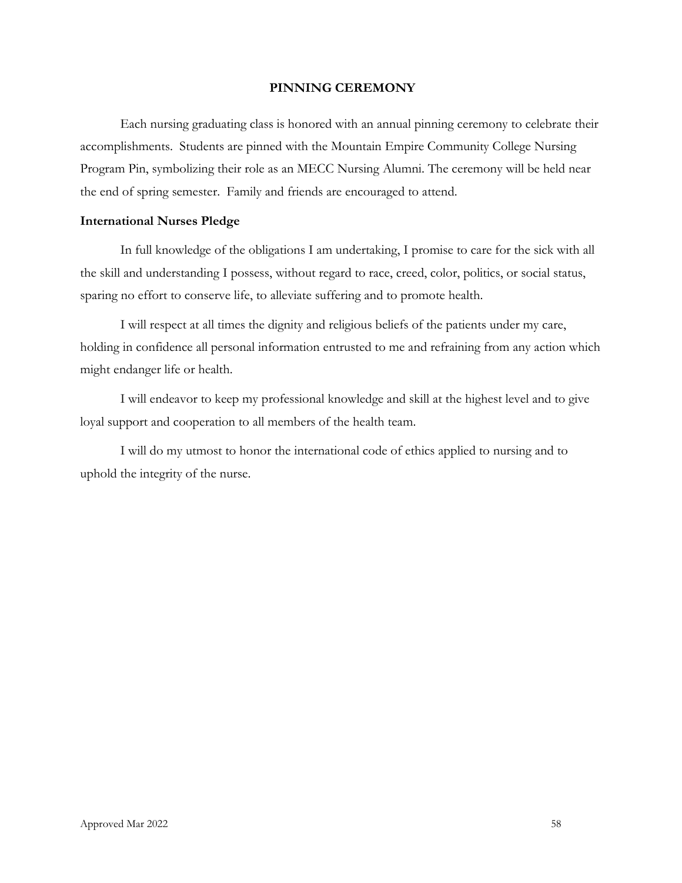## PINNING CEREMONY

Each nursing graduating class is honored with an annual pinning ceremony to celebrate their accomplishments. Students are pinned with the Mountain Empire Community College Nursing Program Pin, symbolizing their role as an MECC Nursing Alumni. The ceremony will be held near the end of spring semester. Family and friends are encouraged to attend.

### International Nurses Pledge

In full knowledge of the obligations I am undertaking, I promise to care for the sick with all the skill and understanding I possess, without regard to race, creed, color, politics, or social status, sparing no effort to conserve life, to alleviate suffering and to promote health.

I will respect at all times the dignity and religious beliefs of the patients under my care, holding in confidence all personal information entrusted to me and refraining from any action which might endanger life or health.

I will endeavor to keep my professional knowledge and skill at the highest level and to give loyal support and cooperation to all members of the health team.

I will do my utmost to honor the international code of ethics applied to nursing and to uphold the integrity of the nurse.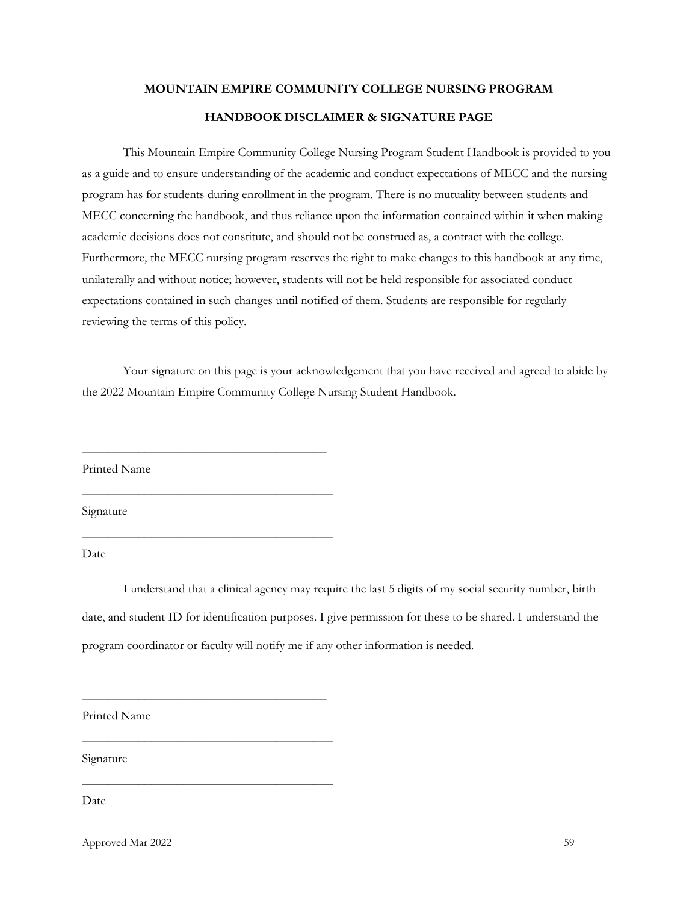**MOUNTAIN EMPIRE COMMUNITY COLLEGE NURSING PROGRAM**

**HANDBOOK DISCLAIMER & SIGNATURE PAGE**

This Mountain Empire Community College Nursing Program Student Handbook is provided to you as a guide and to ensure understanding of the academic and conduct expectations of MECC and the nursing program has for students during enrollment in the program. There is no mutuality between students and MECC concerning the handbook, and thus reliance upon the information contained within it when making academic decisions does not constitute, and should not be construed as, a contract with the college. Furthermore, the MECC nursing program reserves the right to make changes to this handbook at any time, unilaterally and without notice; however, students will not be held responsible for associated conduct expectations contained in such changes until notified of them. Students are responsible for regularly reviewing the terms of this policy.

Your signature on this page is your acknowledgement that you have received and agreed to abide by the 2022 Mountain Empire Community College Nursing Student Handbook.

_______________________________________

Printed Name

_______________________________________

Signature

_______________________________________

Date

I understand that a clinical agency may require the last 5 digits of my social security number, birth date, and student ID for identification purposes. I give permission for these to be shared. I understand the program coordinator or faculty will notify me if any other information is needed.

_______________________________________

Printed Name

_______________________________________

Signature

_______________________________________

Date

Approved Mar 2022